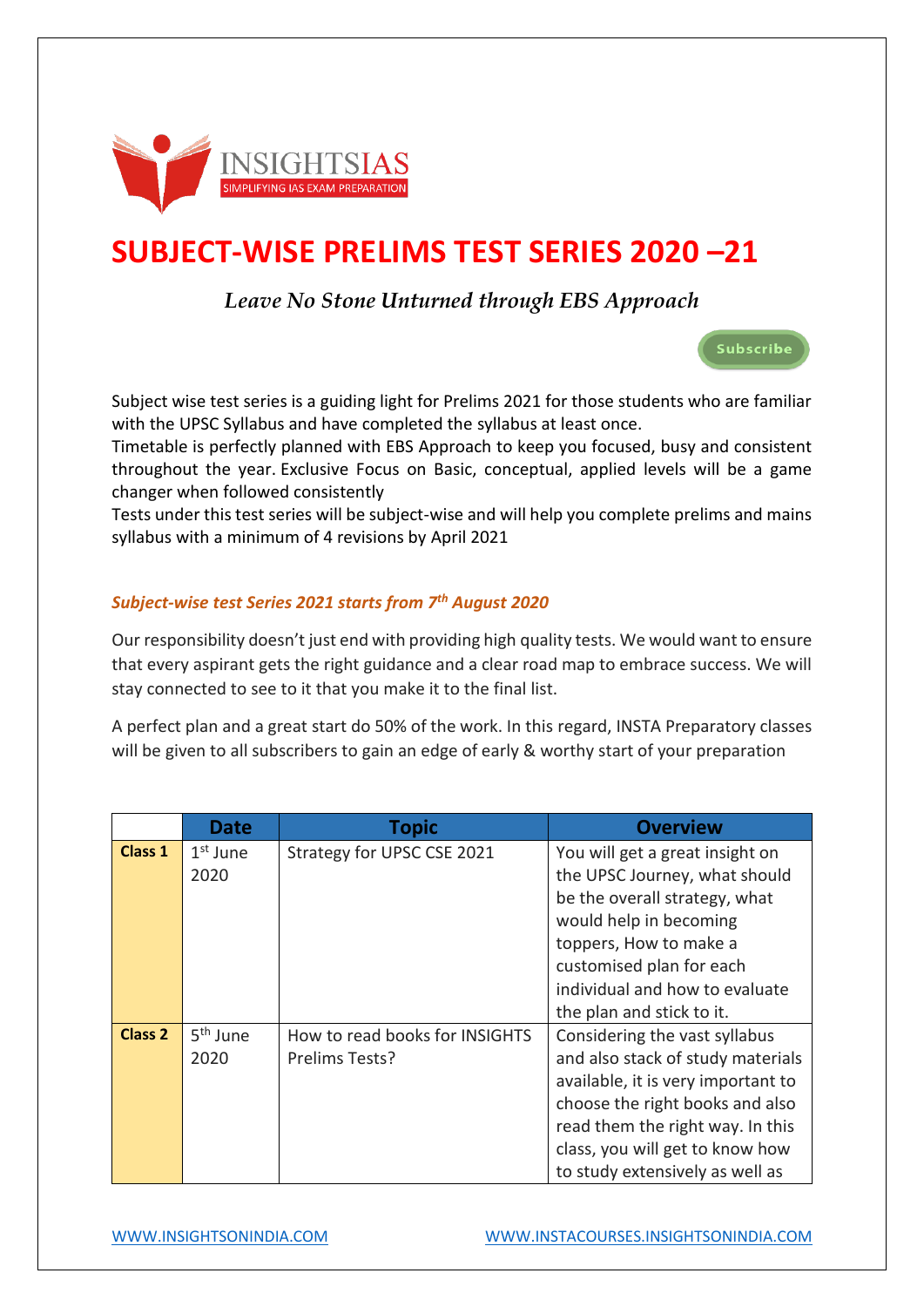INSIGHTSIAS

SIMPLIFYING IAS EXAM PREPARATION

# SUBJECT-WISE PRELIMS TEST SERIES 2020 –21

*Leave No Stone Unturned through EBS Approach*

Subscribe

Subject wise test series is a guiding light for Prelims 2021 for those students who are familiar with the UPSC Syllabus and have completed the syllabus at least once.
Timetable is perfectly planned with EBS Approach to keep you focused, busy and consistent throughout the year. Exclusive Focus on Basic, conceptual, applied levels will be a game changer when followed consistently
Tests under this test series will be subject-wise and will help you complete prelims and mains syllabus with a minimum of 4 revisions by April 2021

***Subject-wise test Series 2021 starts from 7th August 2020***

Our responsibility doesn't just end with providing high quality tests. We would want to ensure that every aspirant gets the right guidance and a clear road map to embrace success. We will stay connected to see to it that you make it to the final list.

A perfect plan and a great start do 50% of the work. In this regard, INSTA Preparatory classes will be given to all subscribers to gain an edge of early & worthy start of your preparation

| | Date | Topic | Overview |
|---|---|---|---|
| **Class 1** | 1st June 2020 | Strategy for UPSC CSE 2021 | You will get a great insight on the UPSC Journey, what should be the overall strategy, what would help in becoming toppers, How to make a customised plan for each individual and how to evaluate the plan and stick to it. |
| **Class 2** | 5th June 2020 | How to read books for INSIGHTS Prelims Tests? | Considering the vast syllabus and also stack of study materials available, it is very important to choose the right books and also read them the right way. In this class, you will get to know how to study extensively as well as |

WWW.INSIGHTSONINDIA.COM WWW.INSTACOURSES.INSIGHTSONINDIA.COM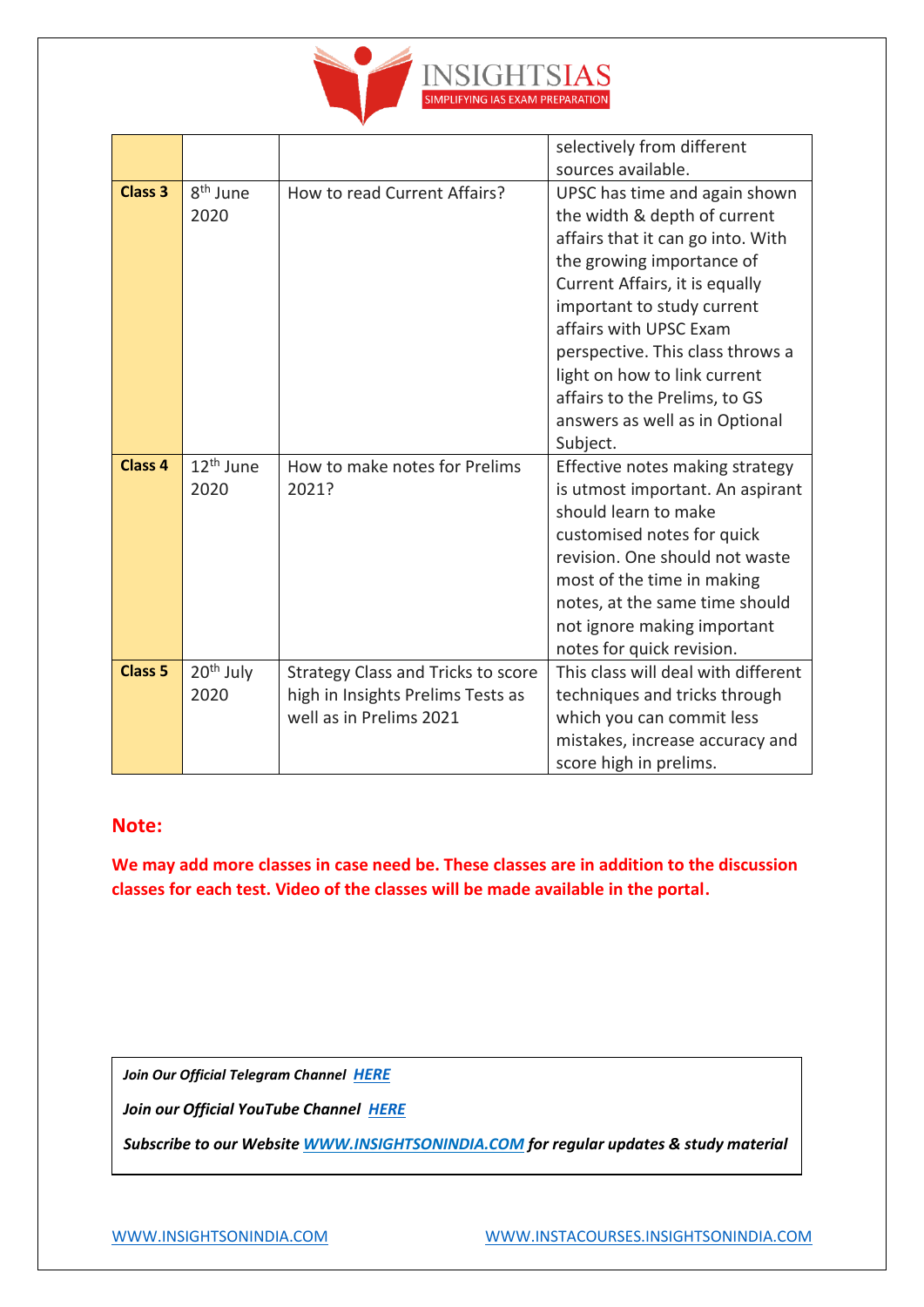| | | | |
|---|---|---|---|
| | | | selectively from different sources available. |
| **Class 3** | 8th June 2020 | How to read Current Affairs? | UPSC has time and again shown the width & depth of current affairs that it can go into. With the growing importance of Current Affairs, it is equally important to study current affairs with UPSC Exam perspective. This class throws a light on how to link current affairs to the Prelims, to GS answers as well as in Optional Subject. |
| **Class 4** | 12th June 2020 | How to make notes for Prelims 2021? | Effective notes making strategy is utmost important. An aspirant should learn to make customised notes for quick revision. One should not waste most of the time in making notes, at the same time should not ignore making important notes for quick revision. |
| **Class 5** | 20th July 2020 | Strategy Class and Tricks to score high in Insights Prelims Tests as well as in Prelims 2021 | This class will deal with different techniques and tricks through which you can commit less mistakes, increase accuracy and score high in prelims. |

**Note:**

**We may add more classes in case need be. These classes are in addition to the discussion classes for each test. Video of the classes will be made available in the portal.**

***Join Our Official Telegram Channel HERE***

***Join our Official YouTube Channel HERE***

***Subscribe to our Website WWW.INSIGHTSONINDIA.COM for regular updates & study material***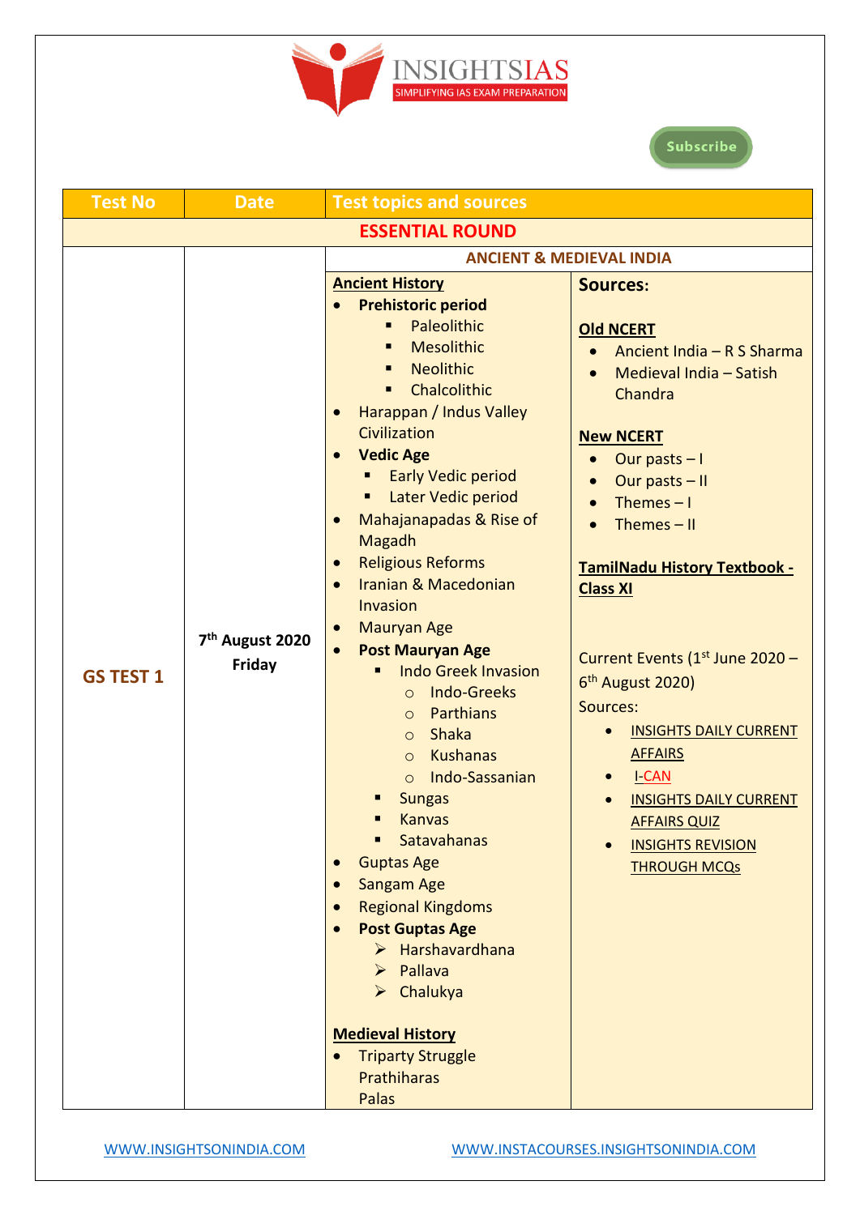| Test No | Date | Test topics and sources | |
|---|---|---|---|
| **ESSENTIAL ROUND** | | | |
| | | **ANCIENT & MEDIEVAL INDIA** | |
| **GS TEST 1** | **7th August 2020 Friday** | **Ancient History**<br>• **Prehistoric period**<br>  ▪ Paleolithic<br>  ▪ Mesolithic<br>  ▪ Neolithic<br>  ▪ Chalcolithic<br>• Harappan / Indus Valley Civilization<br>• **Vedic Age**<br>  ▪ Early Vedic period<br>  ▪ Later Vedic period<br>• Mahajanapadas & Rise of Magadh<br>• Religious Reforms<br>• Iranian & Macedonian Invasion<br>• Mauryan Age<br>• **Post Mauryan Age**<br>  ▪ Indo Greek Invasion<br>    ○ Indo-Greeks<br>    ○ Parthians<br>    ○ Shaka<br>    ○ Kushanas<br>    ○ Indo-Sassanian<br>  ▪ Sungas<br>  ▪ Kanvas<br>  ▪ Satavahanas<br>• Guptas Age<br>• Sangam Age<br>• Regional Kingdoms<br>• **Post Guptas Age**<br>  ➢ Harshavardhana<br>  ➢ Pallava<br>  ➢ Chalukya<br><br>**Medieval History**<br>• Triparty Struggle<br>Prathiharas<br>Palas | **Sources:**<br><br>**Old NCERT**<br>• Ancient India – R S Sharma<br>• Medieval India – Satish Chandra<br><br>**New NCERT**<br>• Our pasts – I<br>• Our pasts – II<br>• Themes – I<br>• Themes – II<br><br>**TamilNadu History Textbook - Class XI**<br><br>Current Events (1st June 2020 – 6th August 2020)<br>Sources:<br>• INSIGHTS DAILY CURRENT AFFAIRS<br>• I-CAN<br>• INSIGHTS DAILY CURRENT AFFAIRS QUIZ<br>• INSIGHTS REVISION THROUGH MCQs |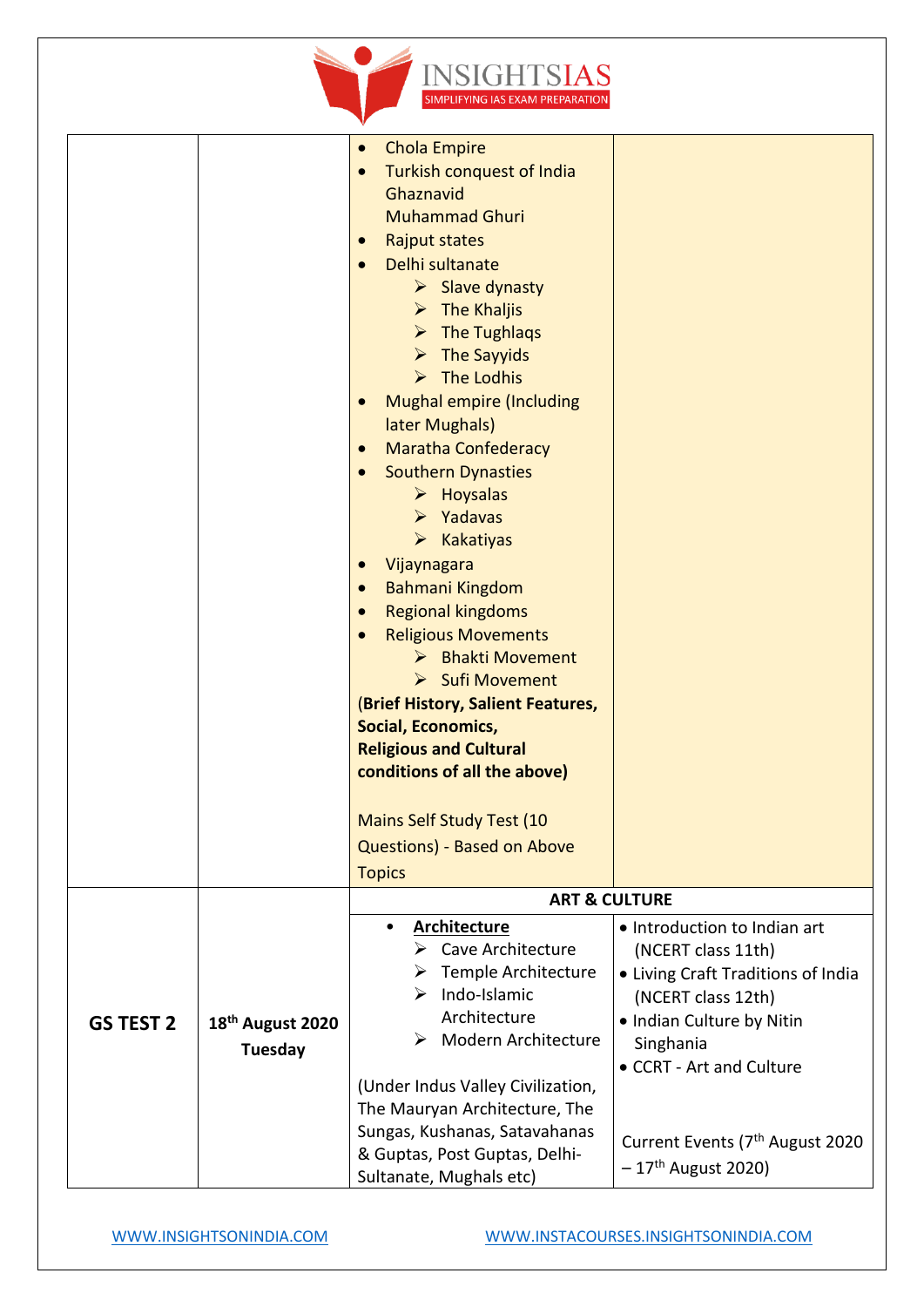| | | | |
|---|---|---|---|
| | | • Chola Empire<br>• Turkish conquest of India<br>Ghaznavid<br>Muhammad Ghuri<br>• Rajput states<br>• Delhi sultanate<br>➢ Slave dynasty<br>➢ The Khaljis<br>➢ The Tughlaqs<br>➢ The Sayyids<br>➢ The Lodhis<br>• Mughal empire (Including later Mughals)<br>• Maratha Confederacy<br>• Southern Dynasties<br>➢ Hoysalas<br>➢ Yadavas<br>➢ Kakatiyas<br>• Vijaynagara<br>• Bahmani Kingdom<br>• Regional kingdoms<br>• Religious Movements<br>➢ Bhakti Movement<br>➢ Sufi Movement<br>(**Brief History, Salient Features, Social, Economics, Religious and Cultural conditions of all the above)**<br><br>Mains Self Study Test (10 Questions) - Based on Above Topics | |
| **GS TEST 2** | **18th August 2020 Tuesday** | **ART & CULTURE** | |
| | | • **Architecture**<br>➢ Cave Architecture<br>➢ Temple Architecture<br>➢ Indo-Islamic Architecture<br>➢ Modern Architecture<br><br>(Under Indus Valley Civilization, The Mauryan Architecture, The Sungas, Kushanas, Satavahanas & Guptas, Post Guptas, Delhi-Sultanate, Mughals etc) | • Introduction to Indian art (NCERT class 11th)<br>• Living Craft Traditions of India (NCERT class 12th)<br>• Indian Culture by Nitin Singhania<br>• CCRT - Art and Culture<br><br>Current Events (7th August 2020 – 17th August 2020) |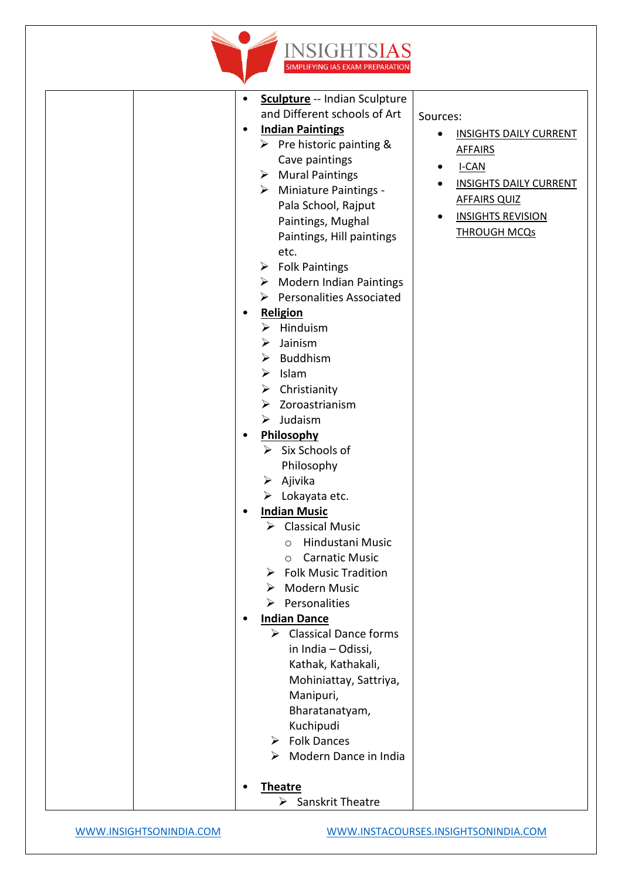| | | | |
|---|---|---|---|
| | | • **Sculpture** -- Indian Sculpture and Different schools of Art<br>• **Indian Paintings**<br>➢ Pre historic painting & Cave paintings<br>➢ Mural Paintings<br>➢ Miniature Paintings - Pala School, Rajput Paintings, Mughal Paintings, Hill paintings etc.<br>➢ Folk Paintings<br>➢ Modern Indian Paintings<br>➢ Personalities Associated<br>• **Religion**<br>➢ Hinduism<br>➢ Jainism<br>➢ Buddhism<br>➢ Islam<br>➢ Christianity<br>➢ Zoroastrianism<br>➢ Judaism<br>• **Philosophy**<br>➢ Six Schools of Philosophy<br>➢ Ajivika<br>➢ Lokayata etc.<br>• **Indian Music**<br>➢ Classical Music<br>○ Hindustani Music<br>○ Carnatic Music<br>➢ Folk Music Tradition<br>➢ Modern Music<br>➢ Personalities<br>• **Indian Dance**<br>➢ Classical Dance forms in India – Odissi, Kathak, Kathakali, Mohiniattay, Sattriya, Manipuri, Bharatanatyam, Kuchipudi<br>➢ Folk Dances<br>➢ Modern Dance in India<br>• **Theatre**<br>➢ Sanskrit Theatre | Sources:<br>• INSIGHTS DAILY CURRENT AFFAIRS<br>• I-CAN<br>• INSIGHTS DAILY CURRENT AFFAIRS QUIZ<br>• INSIGHTS REVISION THROUGH MCQs |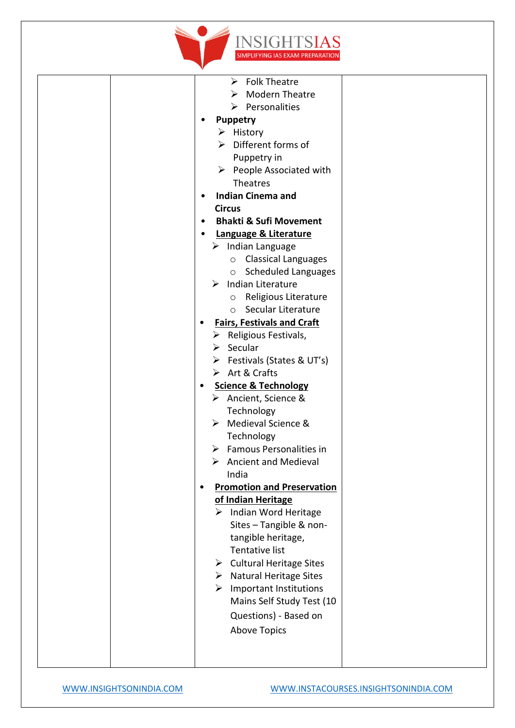| | | | |
|---|---|---|---|
| | | ➢ Folk Theatre<br>➢ Modern Theatre<br>➢ Personalities<br>• **Puppetry**<br>➢ History<br>➢ Different forms of Puppetry in<br>➢ People Associated with Theatres<br>• **Indian Cinema and Circus**<br>• **Bhakti & Sufi Movement**<br>• **Language & Literature**<br>➢ Indian Language<br>○ Classical Languages<br>○ Scheduled Languages<br>➢ Indian Literature<br>○ Religious Literature<br>○ Secular Literature<br>• **Fairs, Festivals and Craft**<br>➢ Religious Festivals,<br>➢ Secular<br>➢ Festivals (States & UT's)<br>➢ Art & Crafts<br>• **Science & Technology**<br>➢ Ancient, Science & Technology<br>➢ Medieval Science & Technology<br>➢ Famous Personalities in<br>➢ Ancient and Medieval India<br>• **Promotion and Preservation of Indian Heritage**<br>➢ Indian Word Heritage Sites – Tangible & non-tangible heritage, Tentative list<br>➢ Cultural Heritage Sites<br>➢ Natural Heritage Sites<br>➢ Important Institutions Mains Self Study Test (10 Questions) - Based on Above Topics | |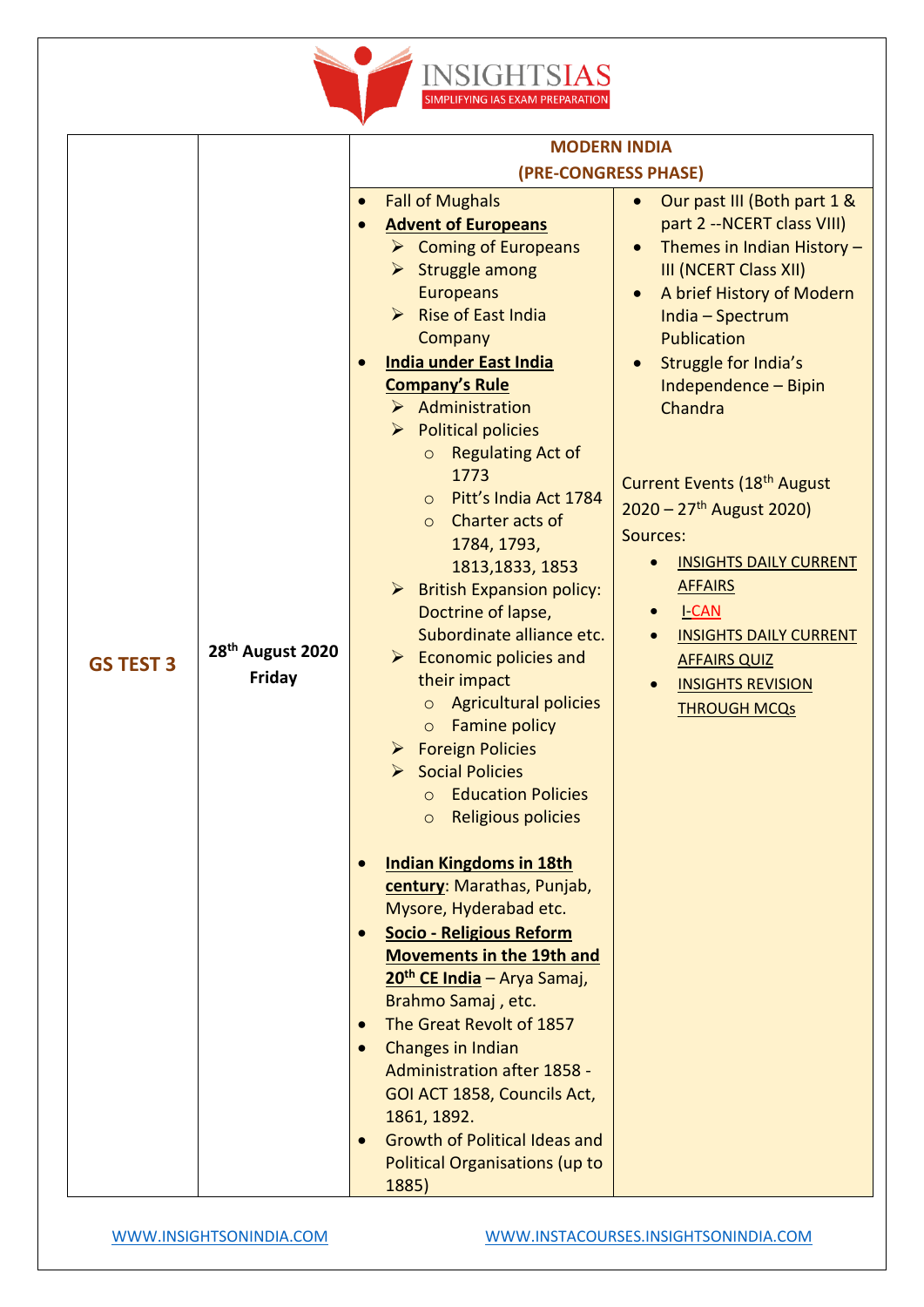| | | MODERN INDIA<br>(PRE-CONGRESS PHASE) | |
|---|---|---|---|
| **GS TEST 3** | **28th August 2020 Friday** | • Fall of Mughals<br>• **Advent of Europeans**<br>➢ Coming of Europeans<br>➢ Struggle among Europeans<br>➢ Rise of East India Company<br>• **India under East India Company's Rule**<br>➢ Administration<br>➢ Political policies<br>○ Regulating Act of 1773<br>○ Pitt's India Act 1784<br>○ Charter acts of 1784, 1793, 1813,1833, 1853<br>➢ British Expansion policy: Doctrine of lapse, Subordinate alliance etc.<br>➢ Economic policies and their impact<br>○ Agricultural policies<br>○ Famine policy<br>➢ Foreign Policies<br>➢ Social Policies<br>○ Education Policies<br>○ Religious policies<br>• **Indian Kingdoms in 18th century**: Marathas, Punjab, Mysore, Hyderabad etc.<br>• **Socio - Religious Reform Movements in the 19th and 20th CE India** – Arya Samaj, Brahmo Samaj , etc.<br>• The Great Revolt of 1857<br>• Changes in Indian Administration after 1858 - GOI ACT 1858, Councils Act, 1861, 1892.<br>• Growth of Political Ideas and Political Organisations (up to 1885) | • Our past III (Both part 1 & part 2 --NCERT class VIII)<br>• Themes in Indian History – III (NCERT Class XII)<br>• A brief History of Modern India – Spectrum Publication<br>• Struggle for India's Independence – Bipin Chandra<br><br>Current Events (18th August 2020 – 27th August 2020)<br>Sources:<br>• INSIGHTS DAILY CURRENT AFFAIRS<br>• I-CAN<br>• INSIGHTS DAILY CURRENT AFFAIRS QUIZ<br>• INSIGHTS REVISION THROUGH MCQs |

WWW.INSIGHTSONINDIA.COM WWW.INSTACOURSES.INSIGHTSONINDIA.COM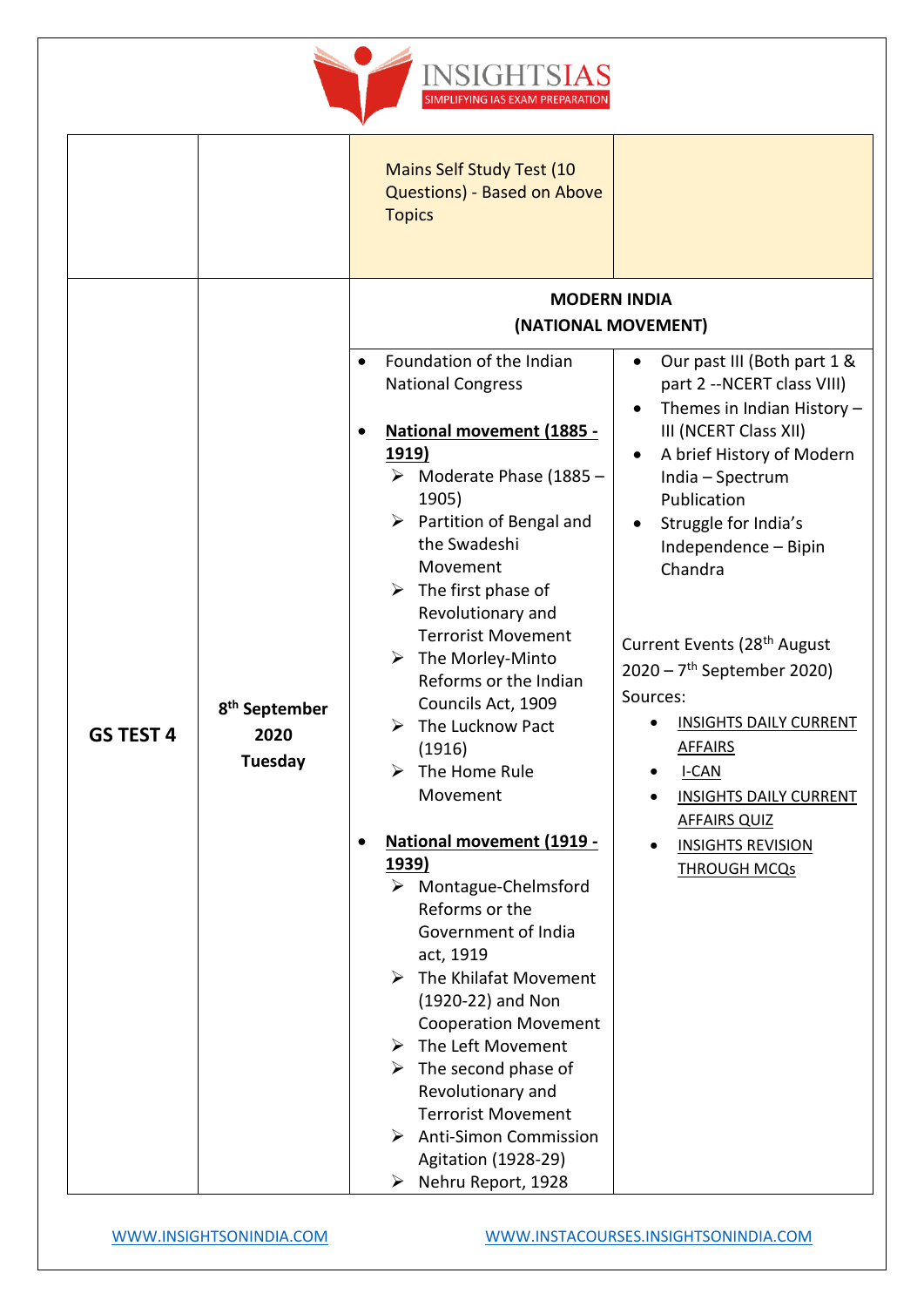| | | | |
|---|---|---|---|
| | | Mains Self Study Test (10 Questions) - Based on Above Topics | |
| GS TEST 4 | 8th September 2020 Tuesday | **MODERN INDIA (NATIONAL MOVEMENT)** | |
| | | • Foundation of the Indian National Congress<br><br>• **National movement (1885 - 1919)**<br>➢ Moderate Phase (1885 – 1905)<br>➢ Partition of Bengal and the Swadeshi Movement<br>➢ The first phase of Revolutionary and Terrorist Movement<br>➢ The Morley-Minto Reforms or the Indian Councils Act, 1909<br>➢ The Lucknow Pact (1916)<br>➢ The Home Rule Movement<br><br>• **National movement (1919 - 1939)**<br>➢ Montague-Chelmsford Reforms or the Government of India act, 1919<br>➢ The Khilafat Movement (1920-22) and Non Cooperation Movement<br>➢ The Left Movement<br>➢ The second phase of Revolutionary and Terrorist Movement<br>➢ Anti-Simon Commission Agitation (1928-29)<br>➢ Nehru Report, 1928 | • Our past III (Both part 1 & part 2 --NCERT class VIII)<br>• Themes in Indian History – III (NCERT Class XII)<br>• A brief History of Modern India – Spectrum Publication<br>• Struggle for India's Independence – Bipin Chandra<br><br>Current Events (28th August 2020 – 7th September 2020)<br>Sources:<br>• INSIGHTS DAILY CURRENT AFFAIRS<br>• I-CAN<br>• INSIGHTS DAILY CURRENT AFFAIRS QUIZ<br>• INSIGHTS REVISION THROUGH MCQs |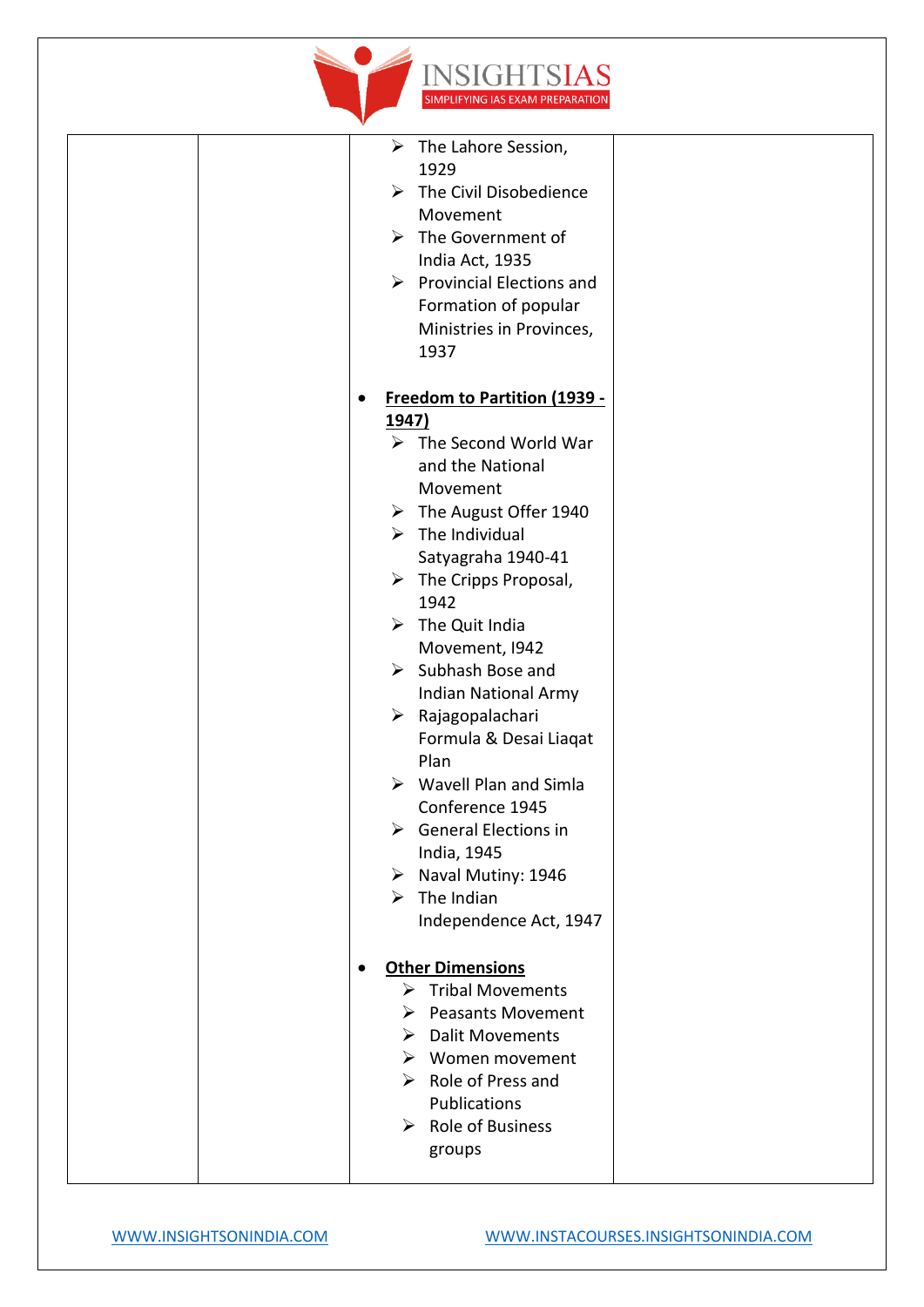| | | | |
|---|---|---|---|
| | | ➢ The Lahore Session, 1929<br>➢ The Civil Disobedience Movement<br>➢ The Government of India Act, 1935<br>➢ Provincial Elections and Formation of popular Ministries in Provinces, 1937<br><br>• **Freedom to Partition (1939 - 1947)**<br>➢ The Second World War and the National Movement<br>➢ The August Offer 1940<br>➢ The Individual Satyagraha 1940-41<br>➢ The Cripps Proposal, 1942<br>➢ The Quit India Movement, I942<br>➢ Subhash Bose and Indian National Army<br>➢ Rajagopalachari Formula & Desai Liaqat Plan<br>➢ Wavell Plan and Simla Conference 1945<br>➢ General Elections in India, 1945<br>➢ Naval Mutiny: 1946<br>➢ The Indian Independence Act, 1947<br><br>• **Other Dimensions**<br>➢ Tribal Movements<br>➢ Peasants Movement<br>➢ Dalit Movements<br>➢ Women movement<br>➢ Role of Press and Publications<br>➢ Role of Business groups | |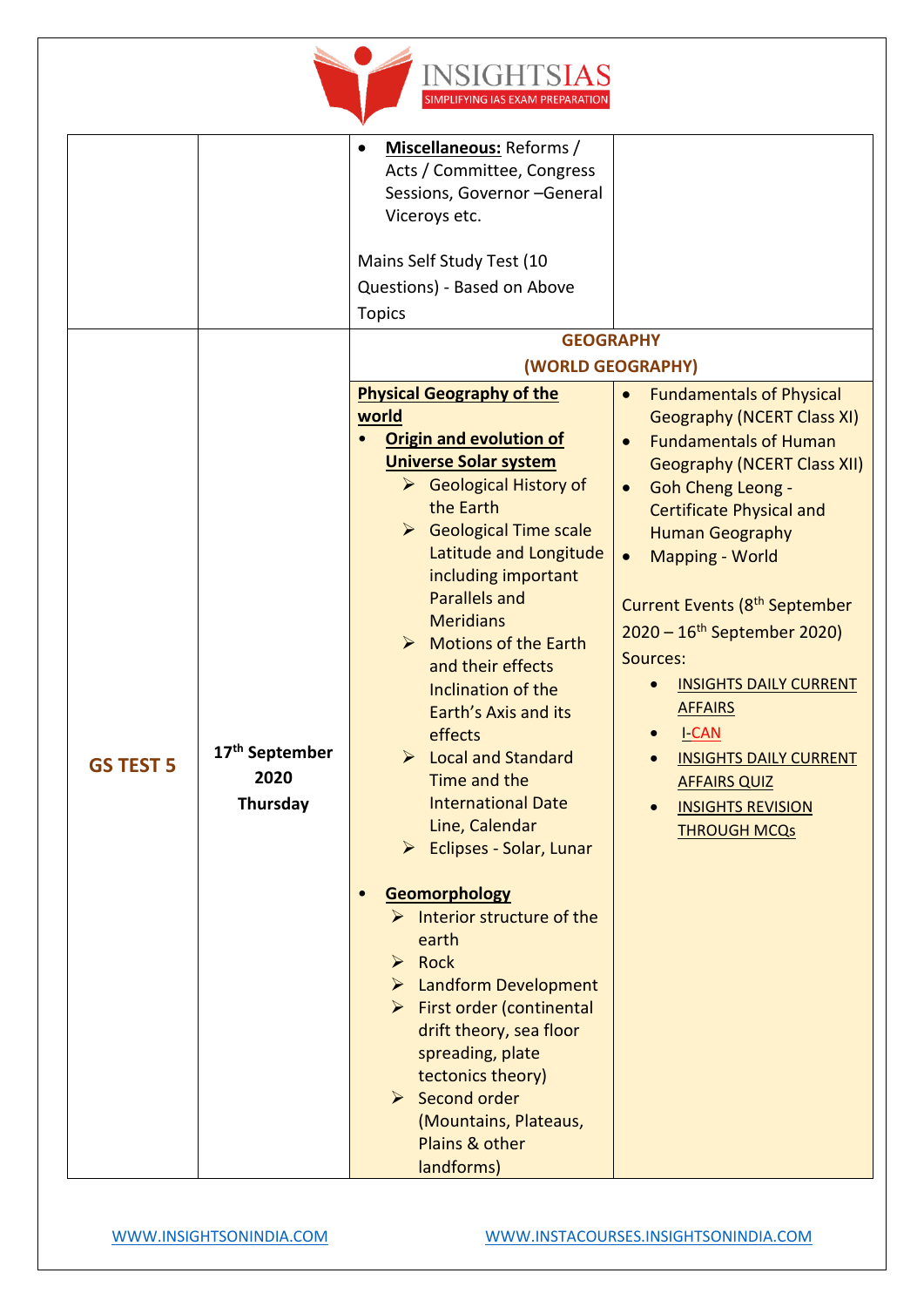| | | | |
|---|---|---|---|
| | | • **Miscellaneous:** Reforms / Acts / Committee, Congress Sessions, Governor –General Viceroys etc.<br><br>Mains Self Study Test (10 Questions) - Based on Above Topics | |
| **GS TEST 5** | **17th September 2020 Thursday** | **GEOGRAPHY (WORLD GEOGRAPHY)** | |
| | | **Physical Geography of the world**<br>• **Origin and evolution of Universe Solar system**<br>➢ Geological History of the Earth<br>➢ Geological Time scale Latitude and Longitude including important Parallels and Meridians<br>➢ Motions of the Earth and their effects Inclination of the Earth's Axis and its effects<br>➢ Local and Standard Time and the International Date Line, Calendar<br>➢ Eclipses - Solar, Lunar<br><br>• **Geomorphology**<br>➢ Interior structure of the earth<br>➢ Rock<br>➢ Landform Development<br>➢ First order (continental drift theory, sea floor spreading, plate tectonics theory)<br>➢ Second order (Mountains, Plateaus, Plains & other landforms) | • Fundamentals of Physical Geography (NCERT Class XI)<br>• Fundamentals of Human Geography (NCERT Class XII)<br>• Goh Cheng Leong - Certificate Physical and Human Geography<br>• Mapping - World<br><br>Current Events (8th September 2020 – 16th September 2020)<br>Sources:<br>• INSIGHTS DAILY CURRENT AFFAIRS<br>• I-CAN<br>• INSIGHTS DAILY CURRENT AFFAIRS QUIZ<br>• INSIGHTS REVISION THROUGH MCQs |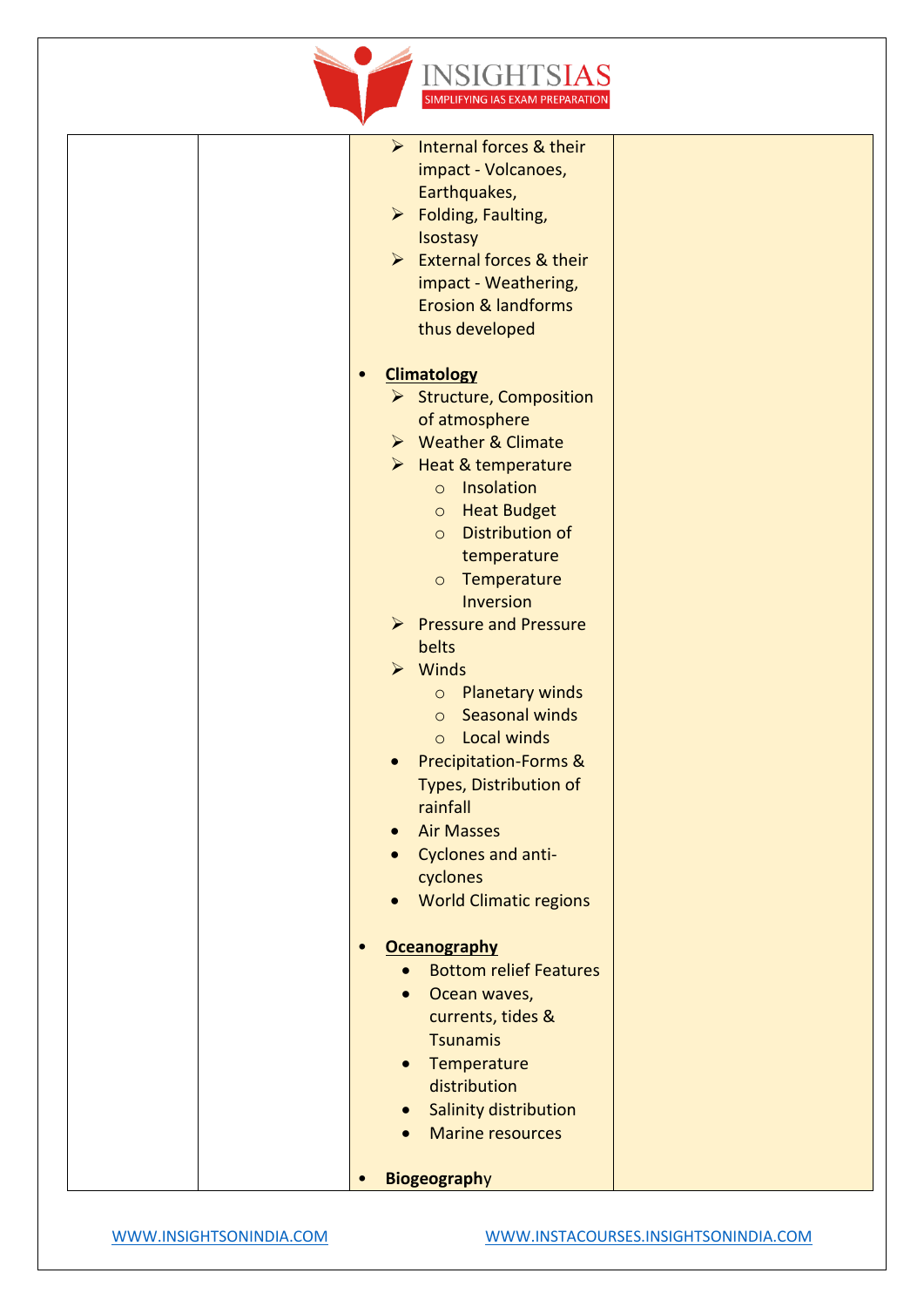| | | | |
|---|---|---|---|
| | | ➢ Internal forces & their impact - Volcanoes, Earthquakes,<br>➢ Folding, Faulting, Isostasy<br>➢ External forces & their impact - Weathering, Erosion & landforms thus developed<br><br>• **Climatology**<br>➢ Structure, Composition of atmosphere<br>➢ Weather & Climate<br>➢ Heat & temperature<br>○ Insolation<br>○ Heat Budget<br>○ Distribution of temperature<br>○ Temperature Inversion<br>➢ Pressure and Pressure belts<br>➢ Winds<br>○ Planetary winds<br>○ Seasonal winds<br>○ Local winds<br>• Precipitation-Forms & Types, Distribution of rainfall<br>• Air Masses<br>• Cyclones and anti-cyclones<br>• World Climatic regions<br><br>• **Oceanography**<br>• Bottom relief Features<br>• Ocean waves, currents, tides & Tsunamis<br>• Temperature distribution<br>• Salinity distribution<br>• Marine resources<br><br>• **Biogeography** | |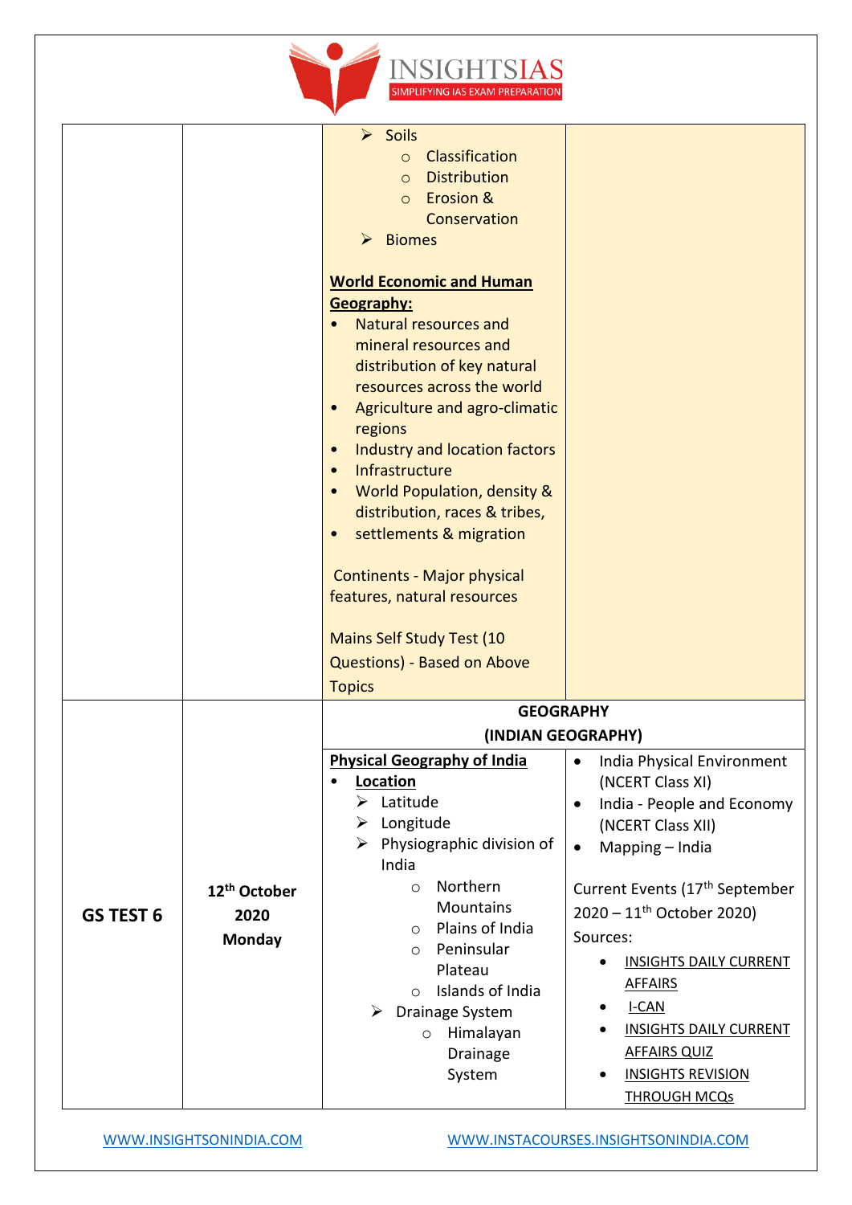| | | | |
|---|---|---|---|
| | | ➢ Soils<br>○ Classification<br>○ Distribution<br>○ Erosion & Conservation<br>➢ Biomes<br><br>**World Economic and Human Geography:**<br>• Natural resources and mineral resources and distribution of key natural resources across the world<br>• Agriculture and agro-climatic regions<br>• Industry and location factors<br>• Infrastructure<br>• World Population, density & distribution, races & tribes,<br>• settlements & migration<br><br>Continents - Major physical features, natural resources<br><br>Mains Self Study Test (10 Questions) - Based on Above Topics | |
| **GS TEST 6** | **12th October 2020 Monday** | **GEOGRAPHY (INDIAN GEOGRAPHY)**<br><br>**Physical Geography of India**<br>• **Location**<br>➢ Latitude<br>➢ Longitude<br>➢ Physiographic division of India<br>○ Northern Mountains<br>○ Plains of India<br>○ Peninsular Plateau<br>○ Islands of India<br>➢ Drainage System<br>○ Himalayan Drainage System | • India Physical Environment (NCERT Class XI)<br>• India - People and Economy (NCERT Class XII)<br>• Mapping – India<br><br>Current Events (17th September 2020 – 11th October 2020)<br>Sources:<br>• INSIGHTS DAILY CURRENT AFFAIRS<br>• I-CAN<br>• INSIGHTS DAILY CURRENT AFFAIRS QUIZ<br>• INSIGHTS REVISION THROUGH MCQs |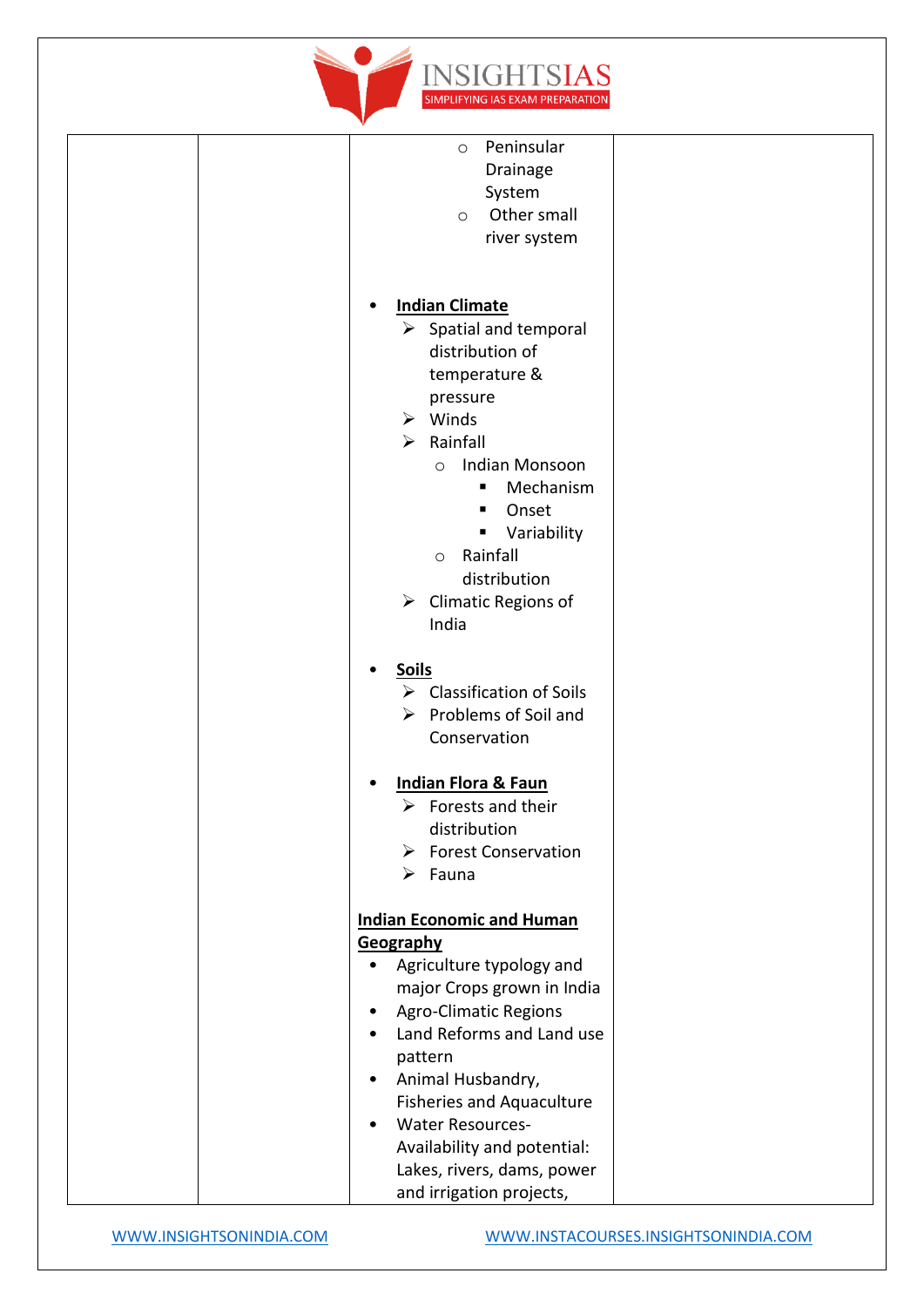| | | | |
|---|---|---|---|
| | | <ul><li>Peninsular Drainage System</li><li>Other small river system</li></ul><br><ul><li>**Indian Climate**<ul><li>Spatial and temporal distribution of temperature & pressure</li><li>Winds</li><li>Rainfall<ul><li>Indian Monsoon<ul><li>Mechanism</li><li>Onset</li><li>Variability</li></ul></li><li>Rainfall distribution</li></ul></li><li>Climatic Regions of India</li></ul></li><li>**Soils**<ul><li>Classification of Soils</li><li>Problems of Soil and Conservation</li></ul></li><li>**Indian Flora & Faun**<ul><li>Forests and their distribution</li><li>Forest Conservation</li><li>Fauna</li></ul></li></ul><br>**Indian Economic and Human Geography**<ul><li>Agriculture typology and major Crops grown in India</li><li>Agro-Climatic Regions</li><li>Land Reforms and Land use pattern</li><li>Animal Husbandry, Fisheries and Aquaculture</li><li>Water Resources-Availability and potential: Lakes, rivers, dams, power and irrigation projects,</li></ul> | |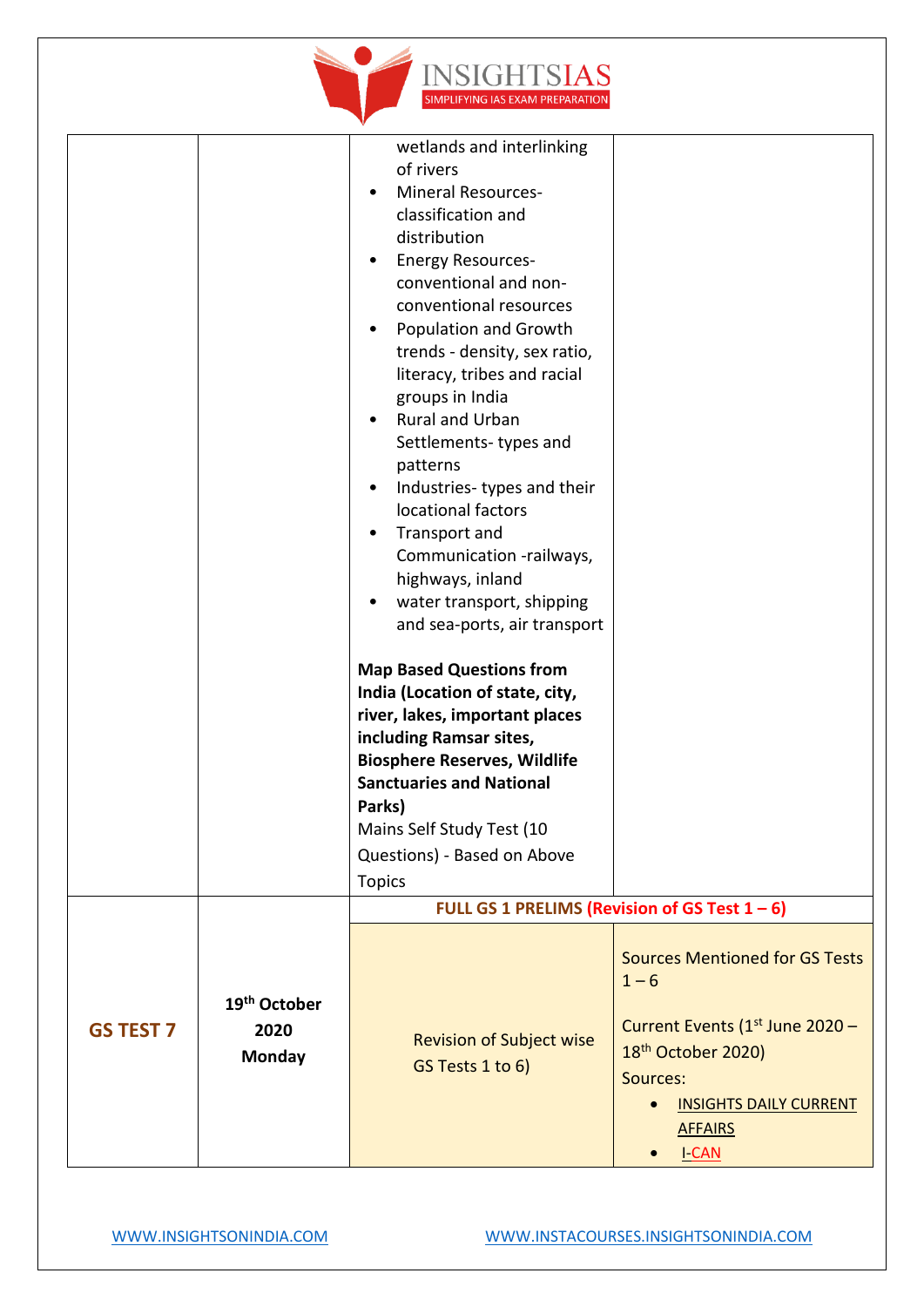| | | | |
|---|---|---|---|
| | | wetlands and interlinking of rivers<br>• Mineral Resources- classification and distribution<br>• Energy Resources- conventional and non-conventional resources<br>• Population and Growth trends - density, sex ratio, literacy, tribes and racial groups in India<br>• Rural and Urban Settlements- types and patterns<br>• Industries- types and their locational factors<br>• Transport and Communication -railways, highways, inland<br>• water transport, shipping and sea-ports, air transport<br><br>**Map Based Questions from India (Location of state, city, river, lakes, important places including Ramsar sites, Biosphere Reserves, Wildlife Sanctuaries and National Parks)**<br>Mains Self Study Test (10 Questions) - Based on Above Topics | |
| **GS TEST 7** | **19th October 2020 Monday** | **FULL GS 1 PRELIMS (Revision of GS Test 1 – 6)**<br><br>Revision of Subject wise GS Tests 1 to 6) | Sources Mentioned for GS Tests 1 – 6<br><br>Current Events (1st June 2020 – 18th October 2020)<br>Sources:<br>• INSIGHTS DAILY CURRENT AFFAIRS<br>• I-CAN |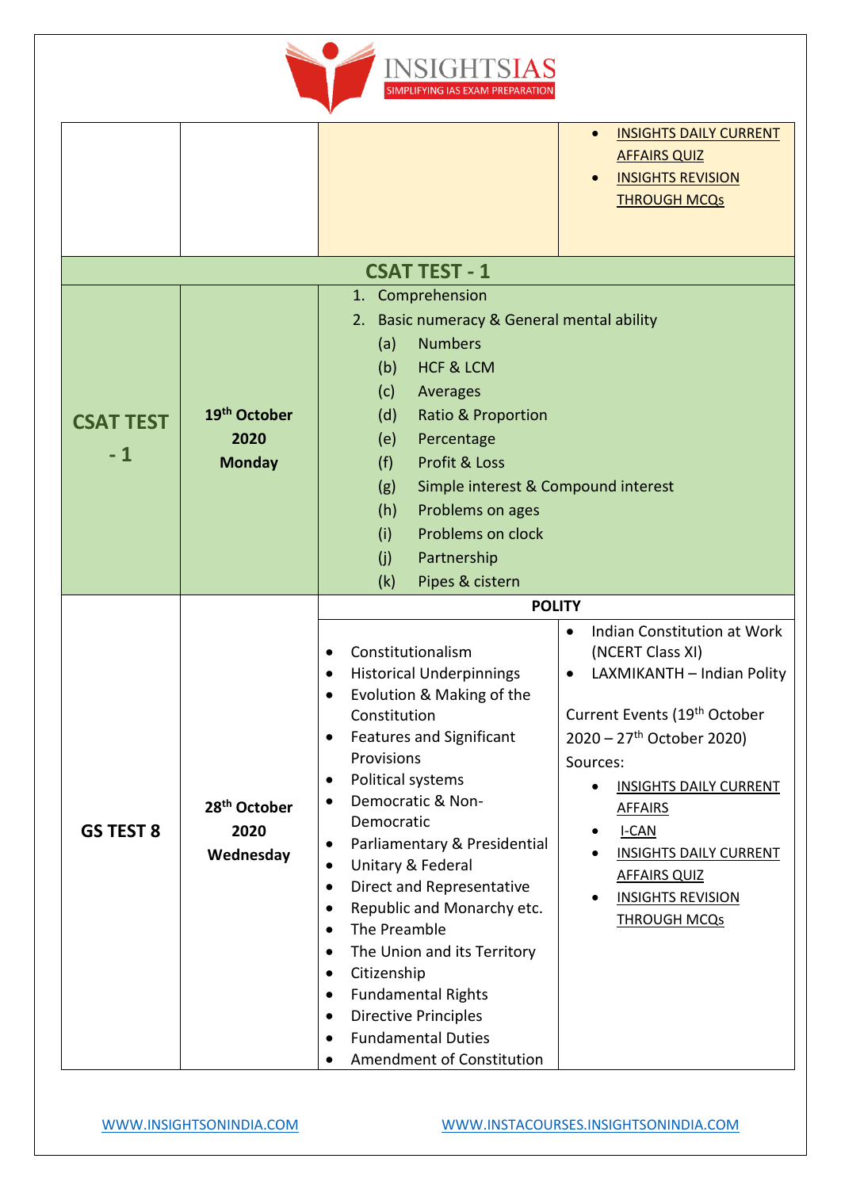| | | | |
|---|---|---|---|
| | | | • INSIGHTS DAILY CURRENT AFFAIRS QUIZ<br>• INSIGHTS REVISION THROUGH MCQs |
| **CSAT TEST - 1** | | | |
| **CSAT TEST - 1** | **19th October 2020 Monday** | 1. Comprehension<br>2. Basic numeracy & General mental ability<br>(a) Numbers<br>(b) HCF & LCM<br>(c) Averages<br>(d) Ratio & Proportion<br>(e) Percentage<br>(f) Profit & Loss<br>(g) Simple interest & Compound interest<br>(h) Problems on ages<br>(i) Problems on clock<br>(j) Partnership<br>(k) Pipes & cistern | |
| | | **POLITY** | |
| **GS TEST 8** | **28th October 2020 Wednesday** | • Constitutionalism<br>• Historical Underpinnings<br>• Evolution & Making of the Constitution<br>• Features and Significant Provisions<br>• Political systems<br>• Democratic & Non-Democratic<br>• Parliamentary & Presidential<br>• Unitary & Federal<br>• Direct and Representative<br>• Republic and Monarchy etc.<br>• The Preamble<br>• The Union and its Territory<br>• Citizenship<br>• Fundamental Rights<br>• Directive Principles<br>• Fundamental Duties<br>• Amendment of Constitution | • Indian Constitution at Work (NCERT Class XI)<br>• LAXMIKANTH – Indian Polity<br><br>Current Events (19th October 2020 – 27th October 2020)<br>Sources:<br>• INSIGHTS DAILY CURRENT AFFAIRS<br>• I-CAN<br>• INSIGHTS DAILY CURRENT AFFAIRS QUIZ<br>• INSIGHTS REVISION THROUGH MCQs |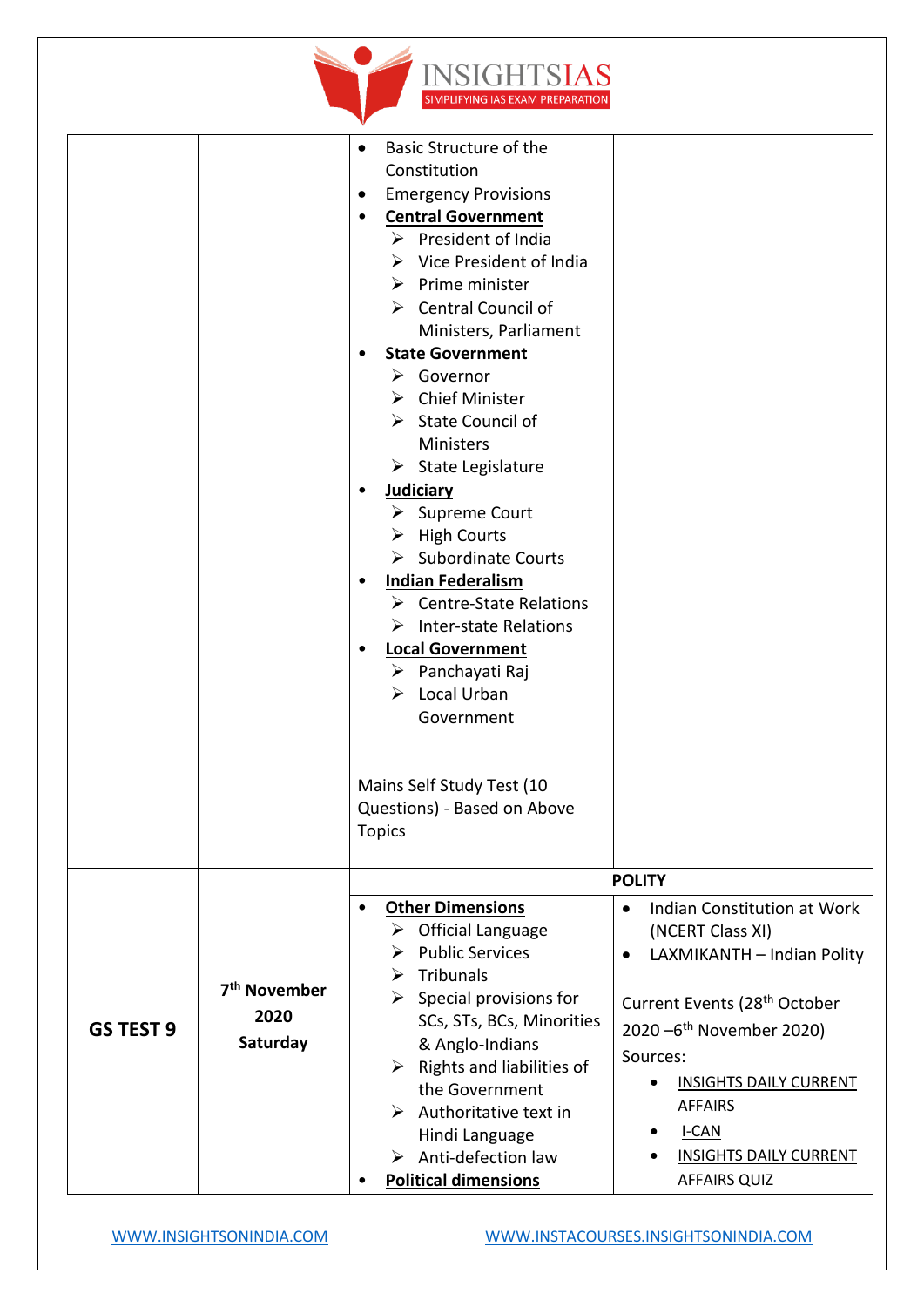| | | | |
|---|---|---|---|
| | | • Basic Structure of the Constitution<br>• Emergency Provisions<br>• **Central Government**<br>➢ President of India<br>➢ Vice President of India<br>➢ Prime minister<br>➢ Central Council of Ministers, Parliament<br>• **State Government**<br>➢ Governor<br>➢ Chief Minister<br>➢ State Council of Ministers<br>➢ State Legislature<br>• **Judiciary**<br>➢ Supreme Court<br>➢ High Courts<br>➢ Subordinate Courts<br>• **Indian Federalism**<br>➢ Centre-State Relations<br>➢ Inter-state Relations<br>• **Local Government**<br>➢ Panchayati Raj<br>➢ Local Urban Government<br><br>Mains Self Study Test (10 Questions) - Based on Above Topics | |
| **GS TEST 9** | **7th November 2020 Saturday** | **POLITY** | |
| | | • **Other Dimensions**<br>➢ Official Language<br>➢ Public Services<br>➢ Tribunals<br>➢ Special provisions for SCs, STs, BCs, Minorities & Anglo-Indians<br>➢ Rights and liabilities of the Government<br>➢ Authoritative text in Hindi Language<br>➢ Anti-defection law<br>• **Political dimensions** | • Indian Constitution at Work (NCERT Class XI)<br>• LAXMIKANTH – Indian Polity<br><br>Current Events (28th October 2020 –6th November 2020)<br>Sources:<br>• INSIGHTS DAILY CURRENT AFFAIRS<br>• I-CAN<br>• INSIGHTS DAILY CURRENT AFFAIRS QUIZ |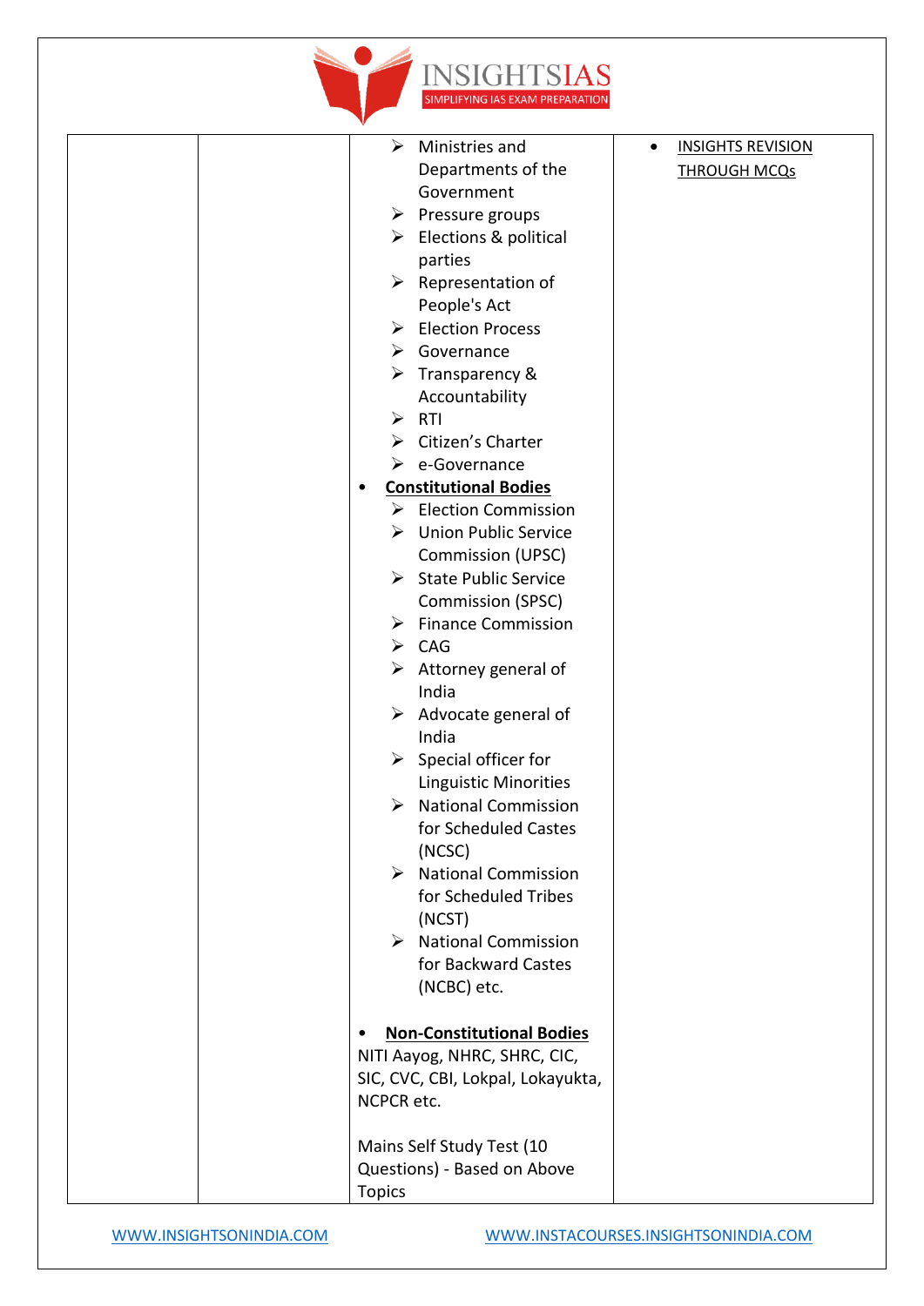| | | | |
|---|---|---|---|
| | | ➢ Ministries and Departments of the Government<br>➢ Pressure groups<br>➢ Elections & political parties<br>➢ Representation of People's Act<br>➢ Election Process<br>➢ Governance<br>➢ Transparency & Accountability<br>➢ RTI<br>➢ Citizen's Charter<br>➢ e-Governance<br>• **Constitutional Bodies**<br>➢ Election Commission<br>➢ Union Public Service Commission (UPSC)<br>➢ State Public Service Commission (SPSC)<br>➢ Finance Commission<br>➢ CAG<br>➢ Attorney general of India<br>➢ Advocate general of India<br>➢ Special officer for Linguistic Minorities<br>➢ National Commission for Scheduled Castes (NCSC)<br>➢ National Commission for Scheduled Tribes (NCST)<br>➢ National Commission for Backward Castes (NCBC) etc.<br><br>• **Non-Constitutional Bodies**<br>NITI Aayog, NHRC, SHRC, CIC, SIC, CVC, CBI, Lokpal, Lokayukta, NCPCR etc.<br><br>Mains Self Study Test (10 Questions) - Based on Above Topics | • INSIGHTS REVISION THROUGH MCQs |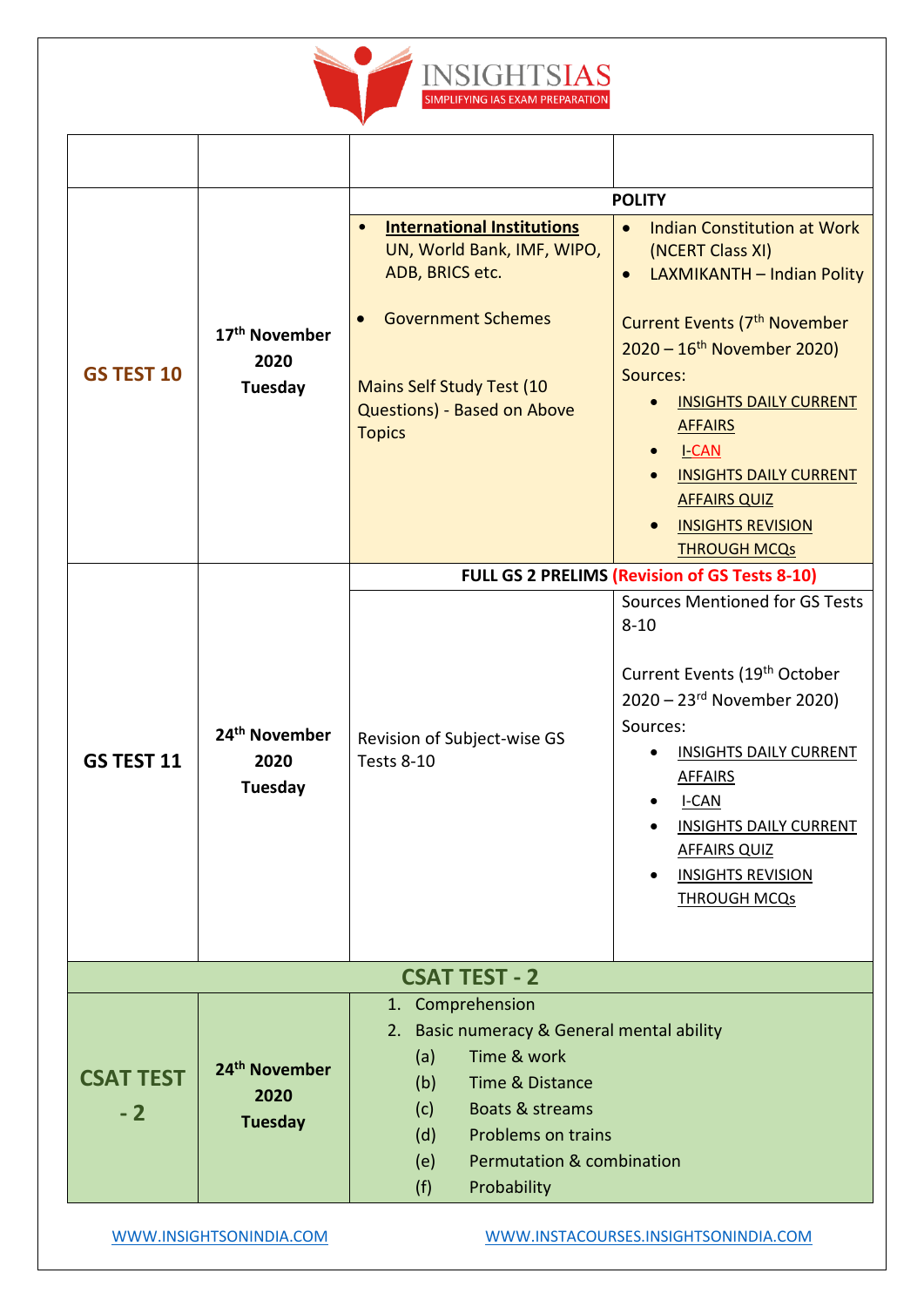| | | | |
|---|---|---|---|
| | | | |
| | | **POLITY** | |
| **GS TEST 10** | **17th November 2020 Tuesday** | • **International Institutions** UN, World Bank, IMF, WIPO, ADB, BRICS etc.<br><br>• Government Schemes<br><br>Mains Self Study Test (10 Questions) - Based on Above Topics | • Indian Constitution at Work (NCERT Class XI)<br>• LAXMIKANTH – Indian Polity<br><br>Current Events (7th November 2020 – 16th November 2020)<br>Sources:<br>• INSIGHTS DAILY CURRENT AFFAIRS<br>• I-CAN<br>• INSIGHTS DAILY CURRENT AFFAIRS QUIZ<br>• INSIGHTS REVISION THROUGH MCQs |
| | | **FULL GS 2 PRELIMS (Revision of GS Tests 8-10)** | |
| **GS TEST 11** | **24th November 2020 Tuesday** | Revision of Subject-wise GS Tests 8-10 | Sources Mentioned for GS Tests 8-10<br><br>Current Events (19th October 2020 – 23rd November 2020)<br>Sources:<br>• INSIGHTS DAILY CURRENT AFFAIRS<br>• I-CAN<br>• INSIGHTS DAILY CURRENT AFFAIRS QUIZ<br>• INSIGHTS REVISION THROUGH MCQs |
| **CSAT TEST - 2** | | | |
| **CSAT TEST - 2** | **24th November 2020 Tuesday** | 1. Comprehension<br>2. Basic numeracy & General mental ability<br>(a) Time & work<br>(b) Time & Distance<br>(c) Boats & streams<br>(d) Problems on trains<br>(e) Permutation & combination<br>(f) Probability | |

WWW.INSIGHTSONINDIA.COM WWW.INSTACOURSES.INSIGHTSONINDIA.COM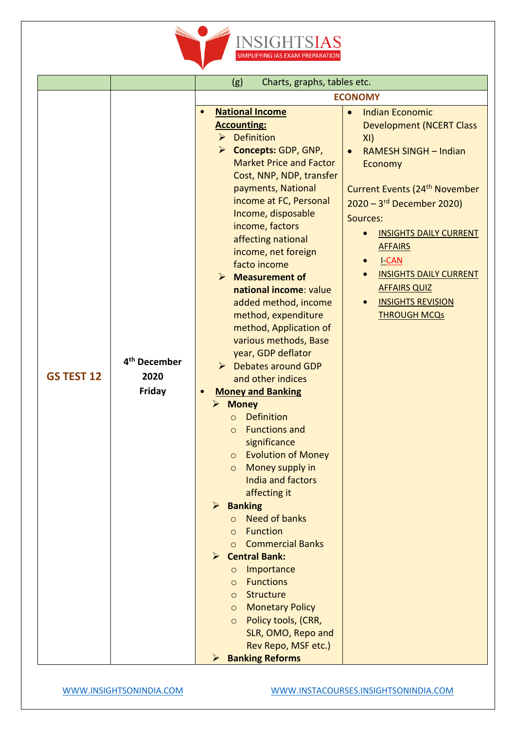| | | | |
|---|---|---|---|
| | | (g) Charts, graphs, tables etc. | |
| | | **ECONOMY** | |
| **GS TEST 12** | **4th December 2020 Friday** | • **National Income Accounting:**<br>➢ Definition<br>➢ **Concepts:** GDP, GNP, Market Price and Factor Cost, NNP, NDP, transfer payments, National income at FC, Personal Income, disposable income, factors affecting national income, net foreign facto income<br>➢ **Measurement of national income**: value added method, income method, expenditure method, Application of various methods, Base year, GDP deflator<br>➢ Debates around GDP and other indices<br>• **Money and Banking**<br>➢ **Money**<br>○ Definition<br>○ Functions and significance<br>○ Evolution of Money<br>○ Money supply in India and factors affecting it<br>➢ **Banking**<br>○ Need of banks<br>○ Function<br>○ Commercial Banks<br>➢ **Central Bank:**<br>○ Importance<br>○ Functions<br>○ Structure<br>○ Monetary Policy<br>○ Policy tools, (CRR, SLR, OMO, Repo and Rev Repo, MSF etc.)<br>➢ **Banking Reforms** | • Indian Economic Development (NCERT Class XI)<br>• RAMESH SINGH – Indian Economy<br><br>Current Events (24th November 2020 – 3rd December 2020)<br>Sources:<br>• INSIGHTS DAILY CURRENT AFFAIRS<br>• I-CAN<br>• INSIGHTS DAILY CURRENT AFFAIRS QUIZ<br>• INSIGHTS REVISION THROUGH MCQs |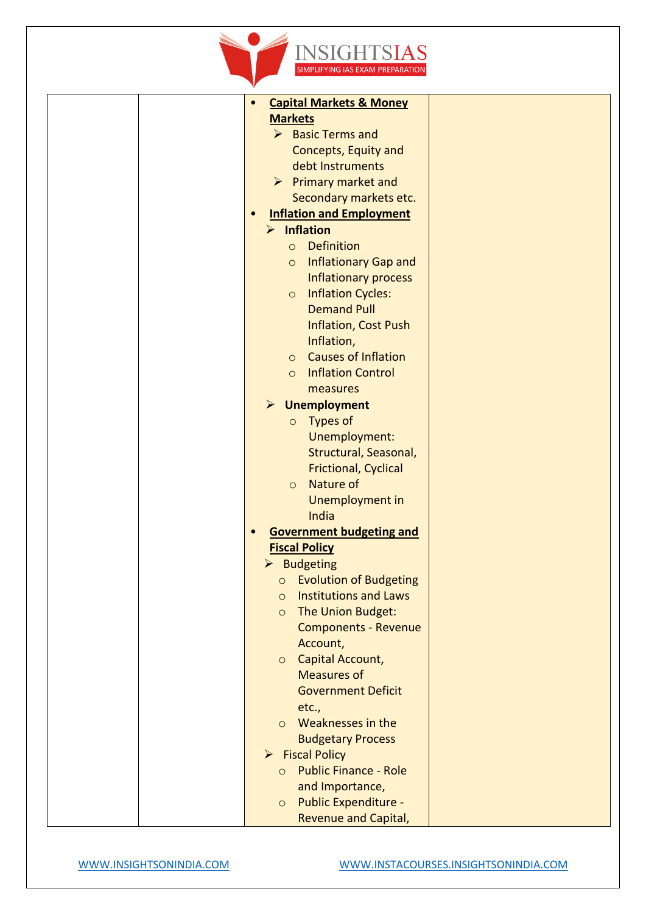| | | | |
|---|---|---|---|
| | | • **Capital Markets & Money Markets**<br>➢ Basic Terms and Concepts, Equity and debt Instruments<br>➢ Primary market and Secondary markets etc.<br>• **Inflation and Employment**<br>➢ **Inflation**<br>○ Definition<br>○ Inflationary Gap and Inflationary process<br>○ Inflation Cycles: Demand Pull Inflation, Cost Push Inflation,<br>○ Causes of Inflation<br>○ Inflation Control measures<br>➢ **Unemployment**<br>○ Types of Unemployment: Structural, Seasonal, Frictional, Cyclical<br>○ Nature of Unemployment in India<br>• **Government budgeting and Fiscal Policy**<br>➢ Budgeting<br>○ Evolution of Budgeting<br>○ Institutions and Laws<br>○ The Union Budget: Components - Revenue Account,<br>○ Capital Account, Measures of Government Deficit etc.,<br>○ Weaknesses in the Budgetary Process<br>➢ Fiscal Policy<br>○ Public Finance - Role and Importance,<br>○ Public Expenditure - Revenue and Capital, | |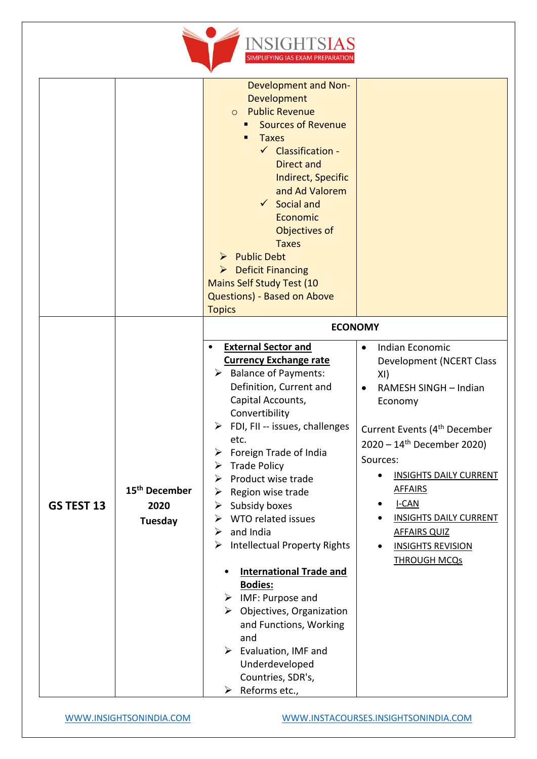| | | | |
|---|---|---|---|
| | | Development and Non-Development<br>o Public Revenue<br>▪ Sources of Revenue<br>▪ Taxes<br>✓ Classification - Direct and Indirect, Specific and Ad Valorem<br>✓ Social and Economic Objectives of Taxes<br>➢ Public Debt<br>➢ Deficit Financing<br>Mains Self Study Test (10 Questions) - Based on Above Topics | |
| **GS TEST 13** | **15th December 2020 Tuesday** | **ECONOMY** | |
| | | • **External Sector and Currency Exchange rate**<br>➢ Balance of Payments: Definition, Current and Capital Accounts, Convertibility<br>➢ FDI, FII -- issues, challenges etc.<br>➢ Foreign Trade of India<br>➢ Trade Policy<br>➢ Product wise trade<br>➢ Region wise trade<br>➢ Subsidy boxes<br>➢ WTO related issues<br>➢ and India<br>➢ Intellectual Property Rights<br><br>• **International Trade and Bodies:**<br>➢ IMF: Purpose and<br>➢ Objectives, Organization and Functions, Working and<br>➢ Evaluation, IMF and Underdeveloped Countries, SDR's,<br>➢ Reforms etc., | • Indian Economic Development (NCERT Class XI)<br>• RAMESH SINGH – Indian Economy<br><br>Current Events (4th December 2020 – 14th December 2020)<br>Sources:<br>• INSIGHTS DAILY CURRENT AFFAIRS<br>• I-CAN<br>• INSIGHTS DAILY CURRENT AFFAIRS QUIZ<br>• INSIGHTS REVISION THROUGH MCQs |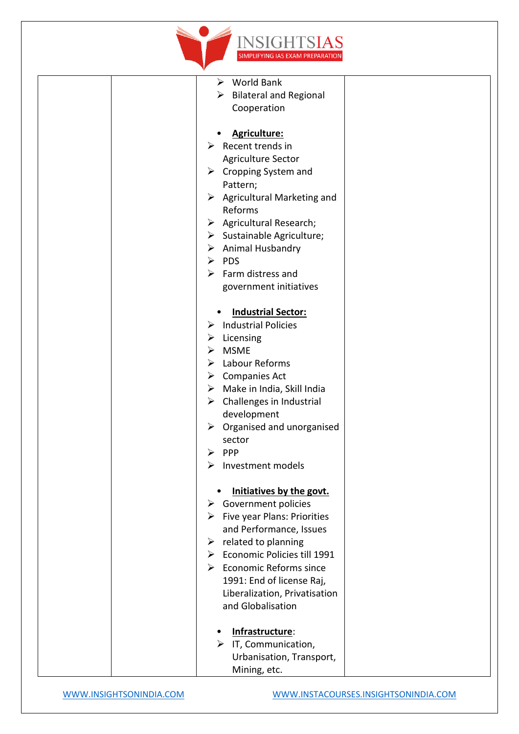| | | | |
|---|---|---|---|
| | | ➢ World Bank<br>➢ Bilateral and Regional Cooperation<br><br>• **Agriculture:**<br>➢ Recent trends in Agriculture Sector<br>➢ Cropping System and Pattern;<br>➢ Agricultural Marketing and Reforms<br>➢ Agricultural Research;<br>➢ Sustainable Agriculture;<br>➢ Animal Husbandry<br>➢ PDS<br>➢ Farm distress and government initiatives<br><br>• **Industrial Sector:**<br>➢ Industrial Policies<br>➢ Licensing<br>➢ MSME<br>➢ Labour Reforms<br>➢ Companies Act<br>➢ Make in India, Skill India<br>➢ Challenges in Industrial development<br>➢ Organised and unorganised sector<br>➢ PPP<br>➢ Investment models<br><br>• **Initiatives by the govt.**<br>➢ Government policies<br>➢ Five year Plans: Priorities and Performance, Issues<br>➢ related to planning<br>➢ Economic Policies till 1991<br>➢ Economic Reforms since 1991: End of license Raj, Liberalization, Privatisation and Globalisation<br><br>• **Infrastructure**:<br>➢ IT, Communication, Urbanisation, Transport, Mining, etc. | |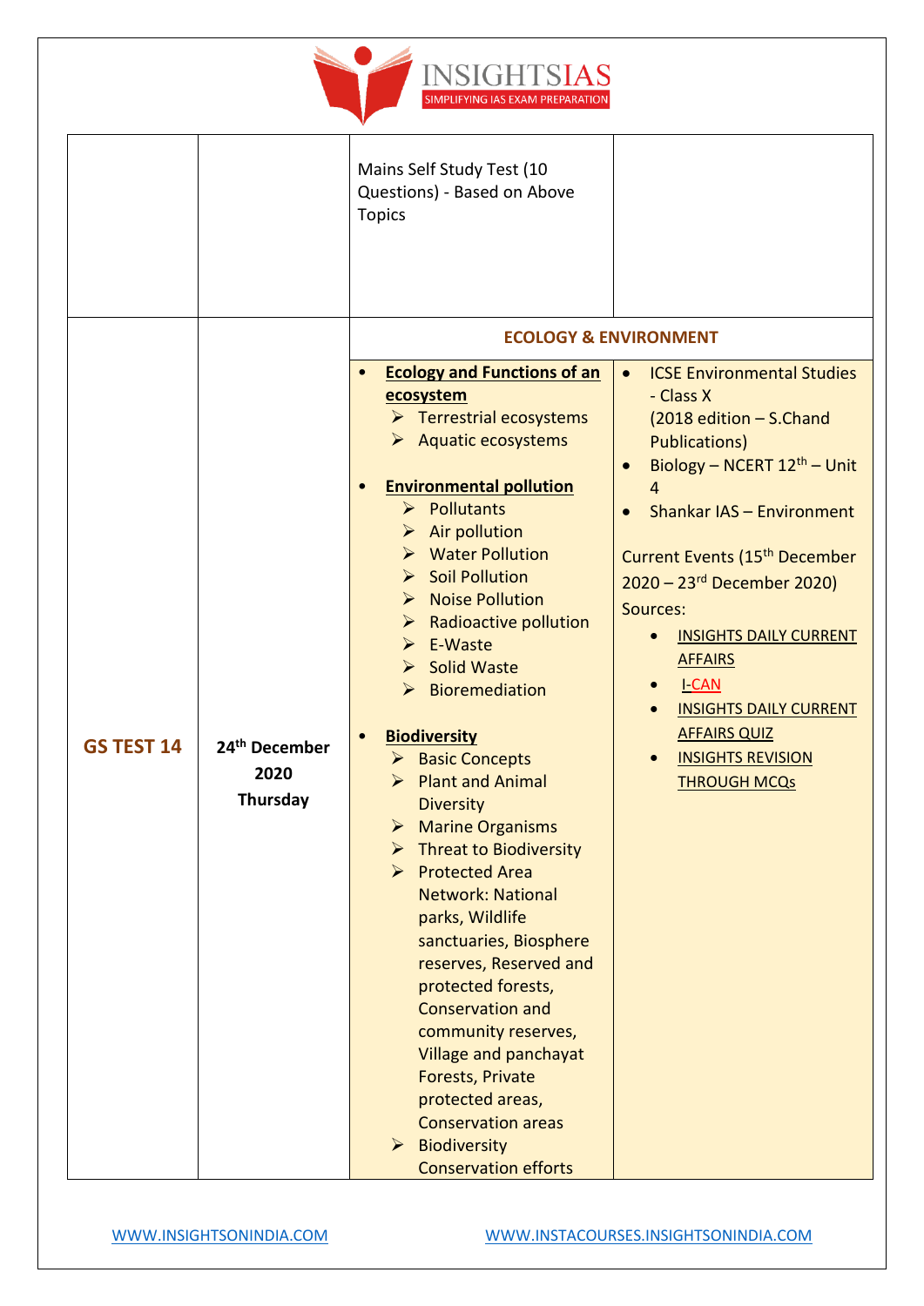| | | | |
|---|---|---|---|
| | | Mains Self Study Test (10 Questions) - Based on Above Topics | |
| | | **ECOLOGY & ENVIRONMENT** | |
| **GS TEST 14** | **24th December 2020 Thursday** | • **Ecology and Functions of an ecosystem**<br>➢ Terrestrial ecosystems<br>➢ Aquatic ecosystems<br><br>• **Environmental pollution**<br>➢ Pollutants<br>➢ Air pollution<br>➢ Water Pollution<br>➢ Soil Pollution<br>➢ Noise Pollution<br>➢ Radioactive pollution<br>➢ E-Waste<br>➢ Solid Waste<br>➢ Bioremediation<br><br>• **Biodiversity**<br>➢ Basic Concepts<br>➢ Plant and Animal Diversity<br>➢ Marine Organisms<br>➢ Threat to Biodiversity<br>➢ Protected Area Network: National parks, Wildlife sanctuaries, Biosphere reserves, Reserved and protected forests, Conservation and community reserves, Village and panchayat Forests, Private protected areas, Conservation areas<br>➢ Biodiversity Conservation efforts | • ICSE Environmental Studies - Class X (2018 edition – S.Chand Publications)<br>• Biology – NCERT 12th – Unit 4<br>• Shankar IAS – Environment<br><br>Current Events (15th December 2020 – 23rd December 2020)<br>Sources:<br>• INSIGHTS DAILY CURRENT AFFAIRS<br>• I-CAN<br>• INSIGHTS DAILY CURRENT AFFAIRS QUIZ<br>• INSIGHTS REVISION THROUGH MCQs |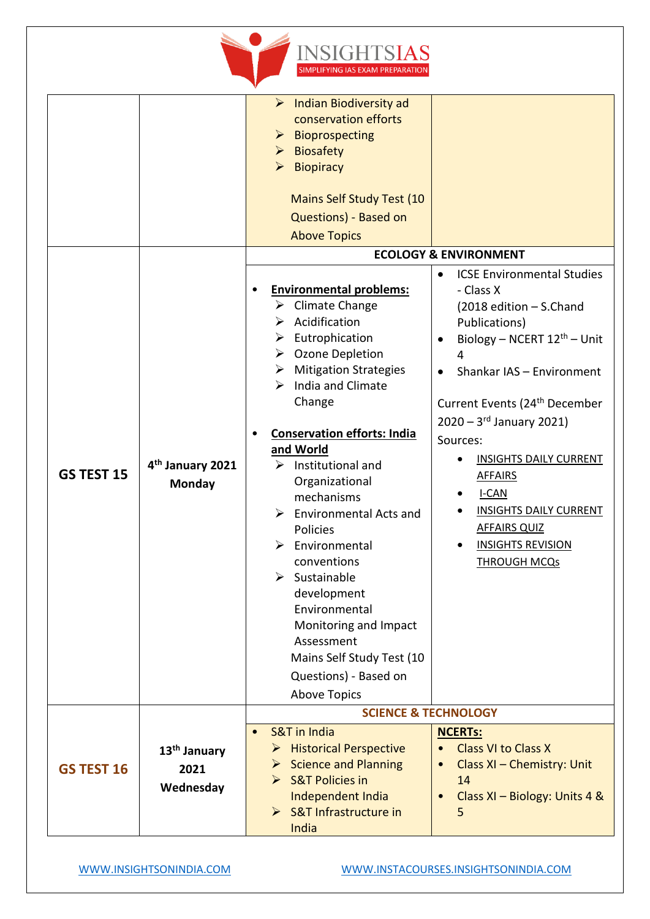| | | | |
|---|---|---|---|
| | | ➢ Indian Biodiversity ad conservation efforts<br>➢ Bioprospecting<br>➢ Biosafety<br>➢ Biopiracy<br><br>Mains Self Study Test (10 Questions) - Based on Above Topics | |
| | | **ECOLOGY & ENVIRONMENT** | |
| **GS TEST 15** | **4th January 2021 Monday** | • **Environmental problems:**<br>➢ Climate Change<br>➢ Acidification<br>➢ Eutrophication<br>➢ Ozone Depletion<br>➢ Mitigation Strategies<br>➢ India and Climate Change<br><br>• **Conservation efforts: India and World**<br>➢ Institutional and Organizational mechanisms<br>➢ Environmental Acts and Policies<br>➢ Environmental conventions<br>➢ Sustainable development Environmental Monitoring and Impact Assessment<br>Mains Self Study Test (10 Questions) - Based on Above Topics | • ICSE Environmental Studies - Class X (2018 edition – S.Chand Publications)<br>• Biology – NCERT 12th – Unit 4<br>• Shankar IAS – Environment<br><br>Current Events (24th December 2020 – 3rd January 2021)<br>Sources:<br>• INSIGHTS DAILY CURRENT AFFAIRS<br>• I-CAN<br>• INSIGHTS DAILY CURRENT AFFAIRS QUIZ<br>• INSIGHTS REVISION THROUGH MCQs |
| | | **SCIENCE & TECHNOLOGY** | |
| **GS TEST 16** | **13th January 2021 Wednesday** | • S&T in India<br>➢ Historical Perspective<br>➢ Science and Planning<br>➢ S&T Policies in Independent India<br>➢ S&T Infrastructure in India | **NCERTs:**<br>• Class VI to Class X<br>• Class XI – Chemistry: Unit 14<br>• Class XI – Biology: Units 4 & 5 |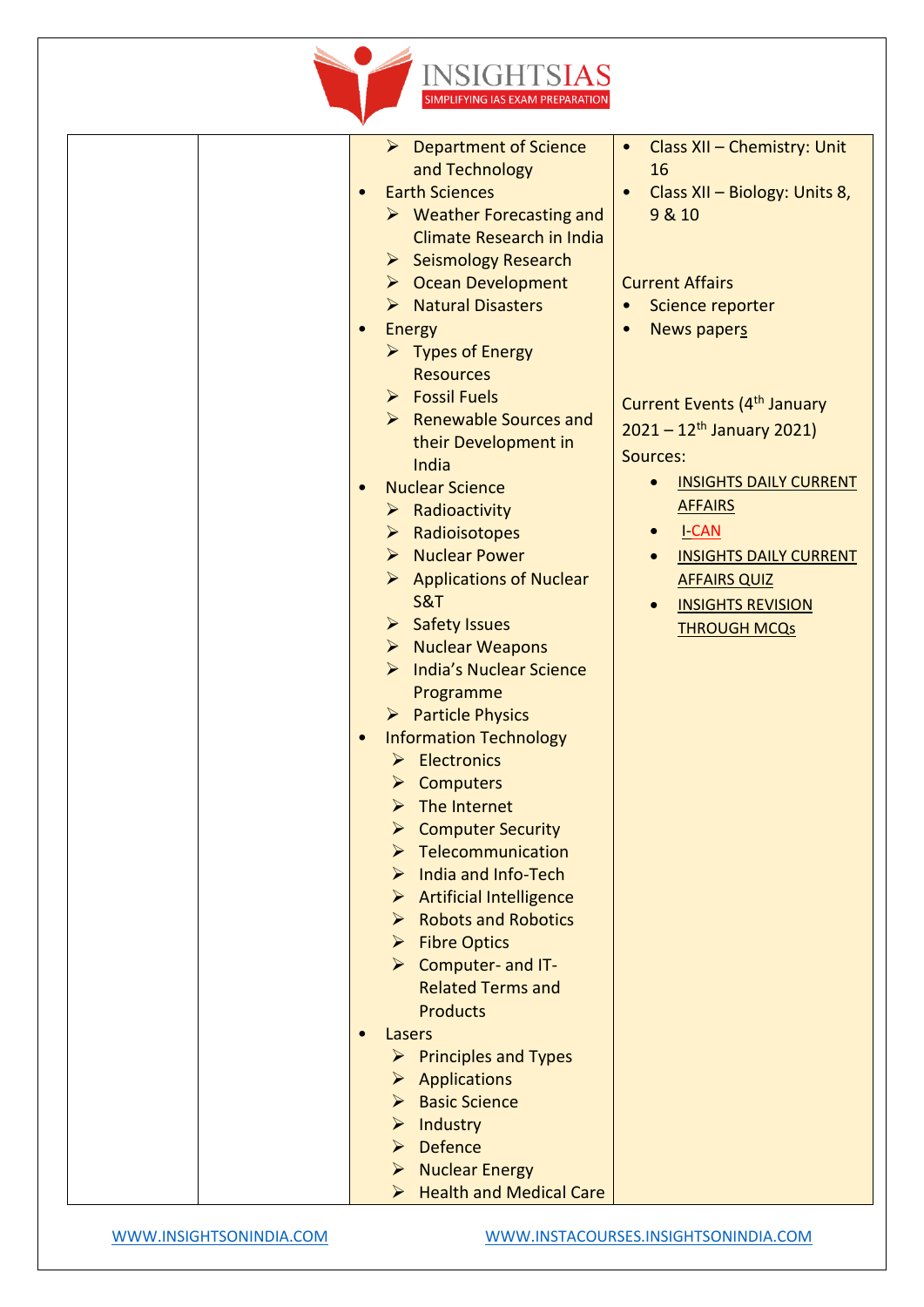| | | | |
|---|---|---|---|
| | | ➢ Department of Science and Technology<br>• Earth Sciences<br>➢ Weather Forecasting and Climate Research in India<br>➢ Seismology Research<br>➢ Ocean Development<br>➢ Natural Disasters<br>• Energy<br>➢ Types of Energy Resources<br>➢ Fossil Fuels<br>➢ Renewable Sources and their Development in India<br>• Nuclear Science<br>➢ Radioactivity<br>➢ Radioisotopes<br>➢ Nuclear Power<br>➢ Applications of Nuclear S&T<br>➢ Safety Issues<br>➢ Nuclear Weapons<br>➢ India's Nuclear Science Programme<br>➢ Particle Physics<br>• Information Technology<br>➢ Electronics<br>➢ Computers<br>➢ The Internet<br>➢ Computer Security<br>➢ Telecommunication<br>➢ India and Info-Tech<br>➢ Artificial Intelligence<br>➢ Robots and Robotics<br>➢ Fibre Optics<br>➢ Computer- and IT-Related Terms and Products<br>• Lasers<br>➢ Principles and Types<br>➢ Applications<br>➢ Basic Science<br>➢ Industry<br>➢ Defence<br>➢ Nuclear Energy<br>➢ Health and Medical Care | • Class XII – Chemistry: Unit 16<br>• Class XII – Biology: Units 8, 9 & 10<br><br>Current Affairs<br>• Science reporter<br>• News papers<br><br>Current Events (4th January 2021 – 12th January 2021)<br>Sources:<br>• INSIGHTS DAILY CURRENT AFFAIRS<br>• I-CAN<br>• INSIGHTS DAILY CURRENT AFFAIRS QUIZ<br>• INSIGHTS REVISION THROUGH MCQs |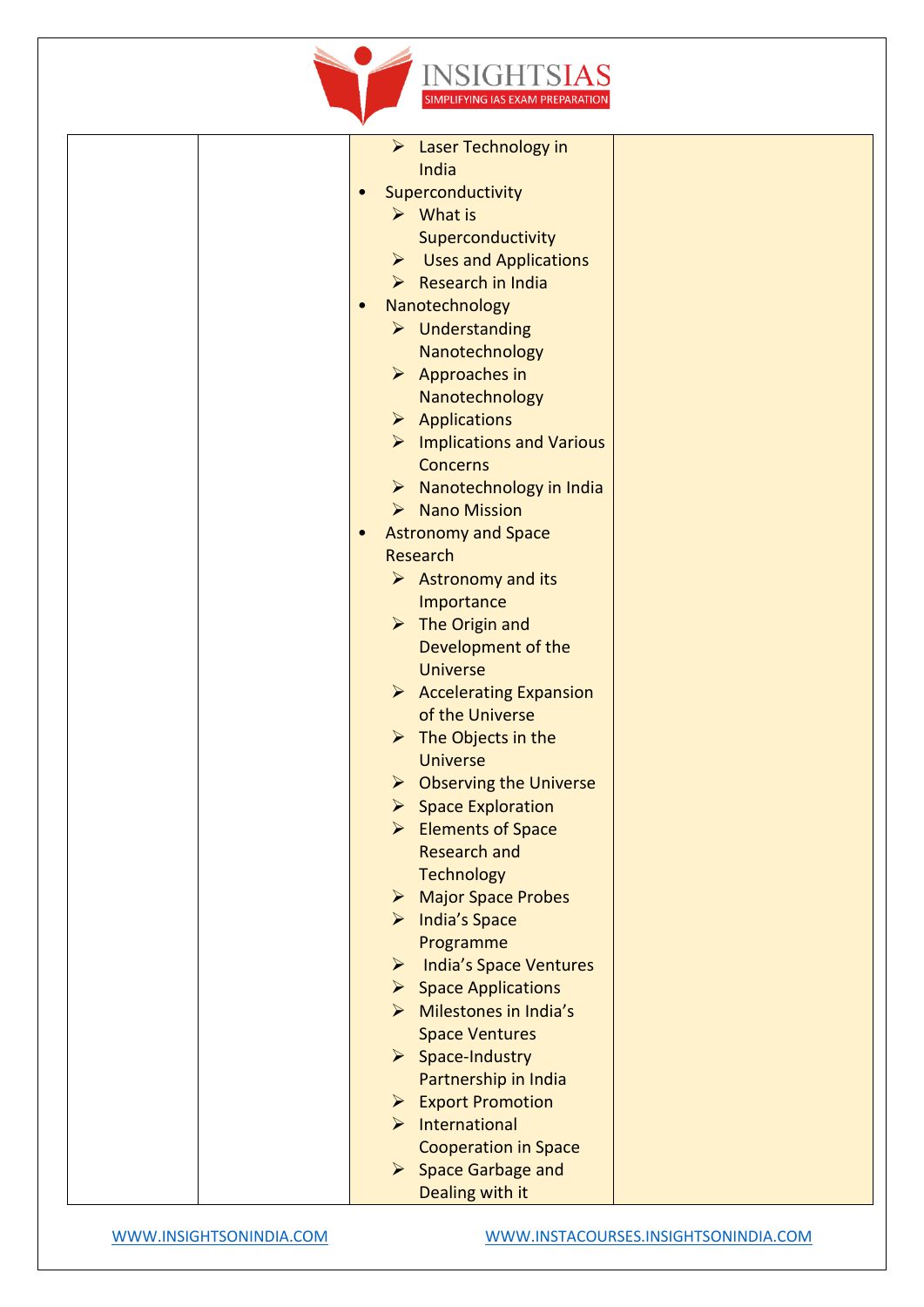| | | | |
|---|---|---|---|
| | | ➢ Laser Technology in India<br>• Superconductivity<br>➢ What is Superconductivity<br>➢ Uses and Applications<br>➢ Research in India<br>• Nanotechnology<br>➢ Understanding Nanotechnology<br>➢ Approaches in Nanotechnology<br>➢ Applications<br>➢ Implications and Various Concerns<br>➢ Nanotechnology in India<br>➢ Nano Mission<br>• Astronomy and Space Research<br>➢ Astronomy and its Importance<br>➢ The Origin and Development of the Universe<br>➢ Accelerating Expansion of the Universe<br>➢ The Objects in the Universe<br>➢ Observing the Universe<br>➢ Space Exploration<br>➢ Elements of Space Research and Technology<br>➢ Major Space Probes<br>➢ India's Space Programme<br>➢ India's Space Ventures<br>➢ Space Applications<br>➢ Milestones in India's Space Ventures<br>➢ Space-Industry Partnership in India<br>➢ Export Promotion<br>➢ International Cooperation in Space<br>➢ Space Garbage and Dealing with it | |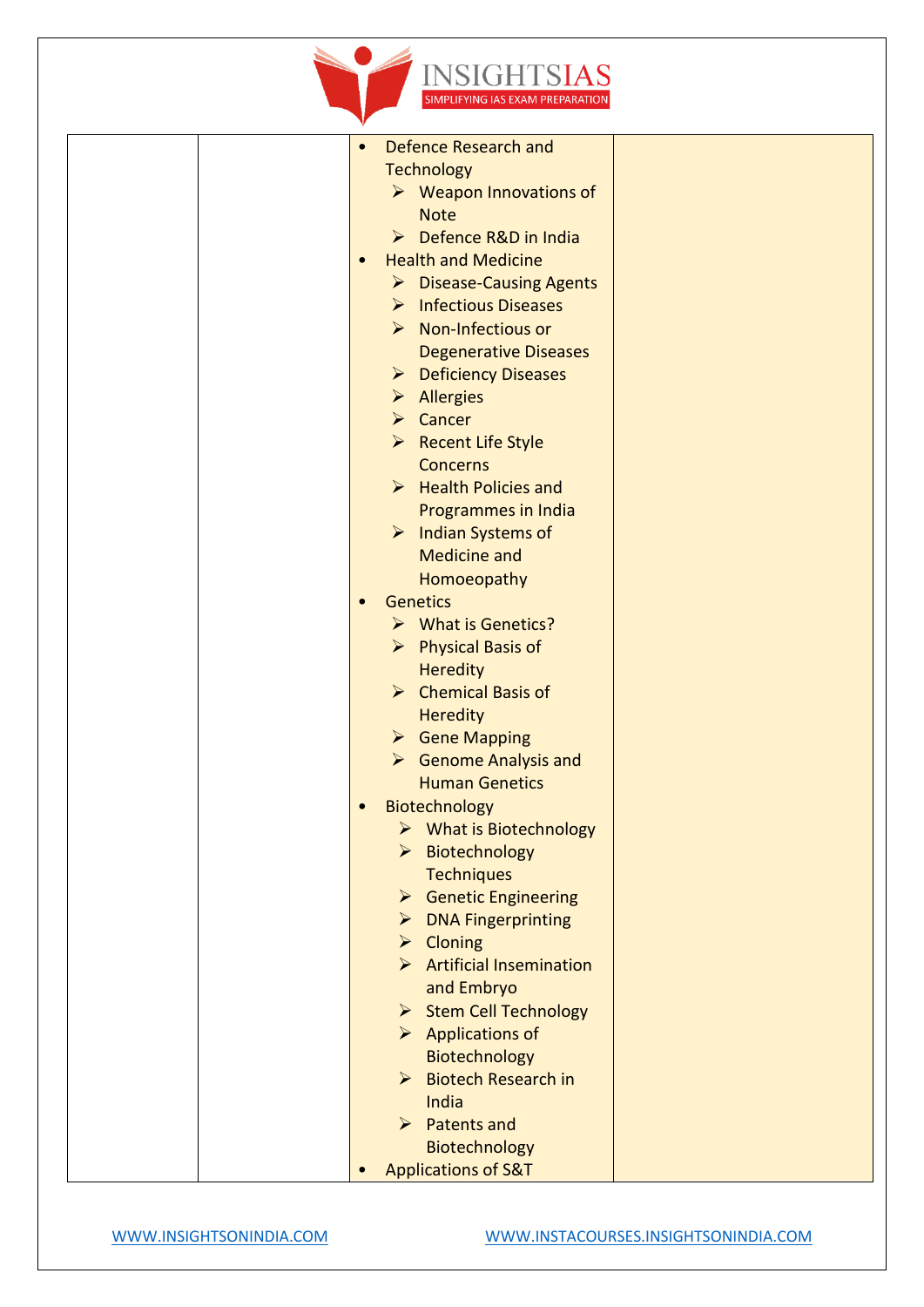| | | | |
|---|---|---|---|
| | | • Defence Research and Technology<br>➢ Weapon Innovations of Note<br>➢ Defence R&D in India<br>• Health and Medicine<br>➢ Disease-Causing Agents<br>➢ Infectious Diseases<br>➢ Non-Infectious or Degenerative Diseases<br>➢ Deficiency Diseases<br>➢ Allergies<br>➢ Cancer<br>➢ Recent Life Style Concerns<br>➢ Health Policies and Programmes in India<br>➢ Indian Systems of Medicine and Homoeopathy<br>• Genetics<br>➢ What is Genetics?<br>➢ Physical Basis of Heredity<br>➢ Chemical Basis of Heredity<br>➢ Gene Mapping<br>➢ Genome Analysis and Human Genetics<br>• Biotechnology<br>➢ What is Biotechnology<br>➢ Biotechnology Techniques<br>➢ Genetic Engineering<br>➢ DNA Fingerprinting<br>➢ Cloning<br>➢ Artificial Insemination and Embryo<br>➢ Stem Cell Technology<br>➢ Applications of Biotechnology<br>➢ Biotech Research in India<br>➢ Patents and Biotechnology<br>• Applications of S&T | |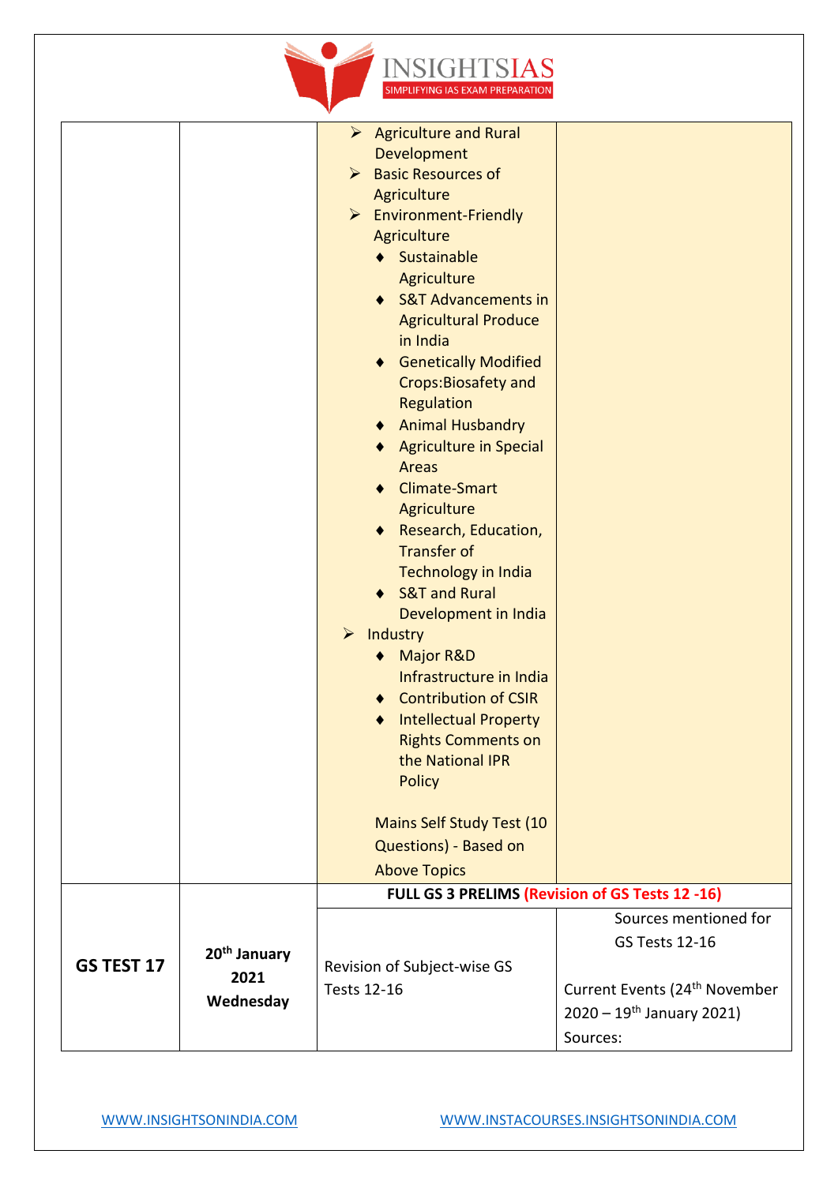| | | | |
|---|---|---|---|
| | | ➢ Agriculture and Rural Development<br>➢ Basic Resources of Agriculture<br>➢ Environment-Friendly Agriculture<br>♦ Sustainable Agriculture<br>♦ S&T Advancements in Agricultural Produce in India<br>♦ Genetically Modified Crops:Biosafety and Regulation<br>♦ Animal Husbandry<br>♦ Agriculture in Special Areas<br>♦ Climate-Smart Agriculture<br>♦ Research, Education, Transfer of Technology in India<br>♦ S&T and Rural Development in India<br>➢ Industry<br>♦ Major R&D Infrastructure in India<br>♦ Contribution of CSIR<br>♦ Intellectual Property Rights Comments on the National IPR Policy<br><br>Mains Self Study Test (10 Questions) - Based on Above Topics | |
| | | **FULL GS 3 PRELIMS (Revision of GS Tests 12 -16)** | |
| **GS TEST 17** | **20th January 2021 Wednesday** | Revision of Subject-wise GS Tests 12-16 | Sources mentioned for GS Tests 12-16<br><br>Current Events (24th November 2020 – 19th January 2021)<br>Sources: |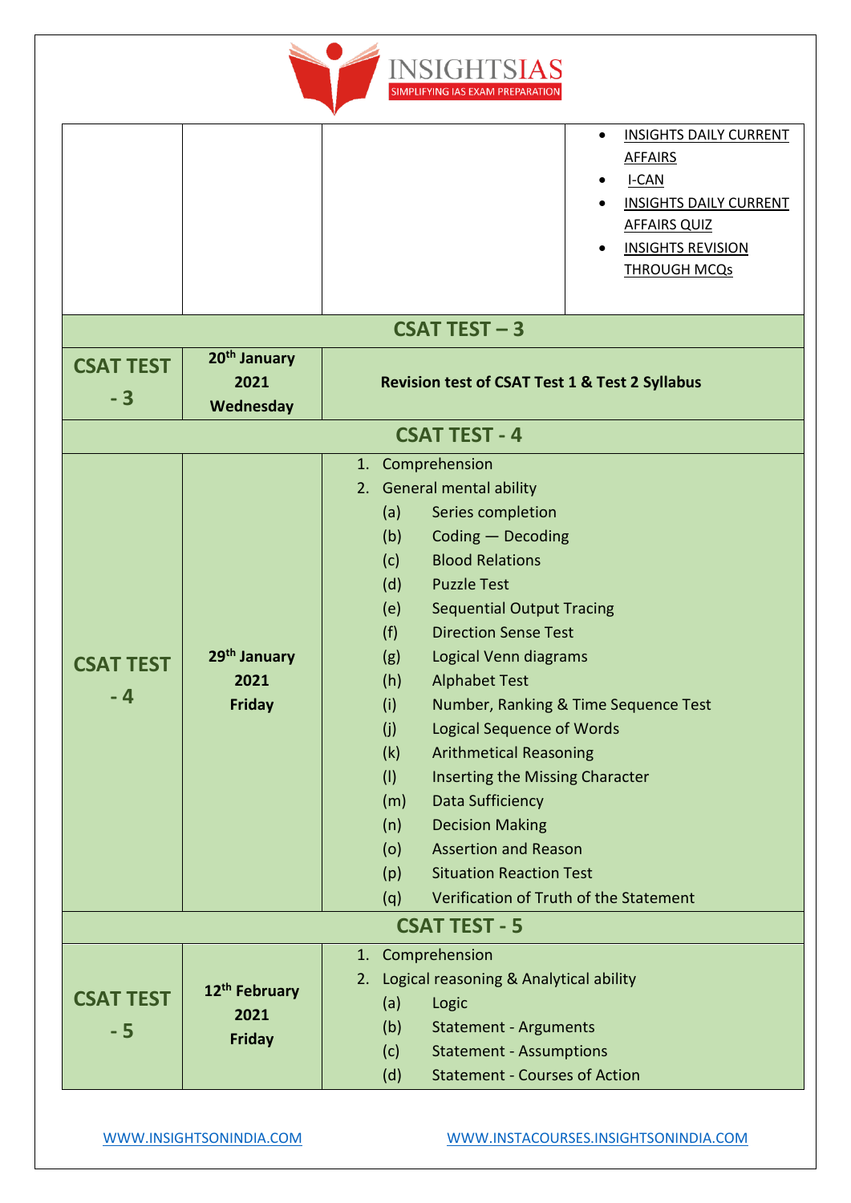| | | | |
|---|---|---|---|
| | | | • INSIGHTS DAILY CURRENT AFFAIRS<br>• I-CAN<br>• INSIGHTS DAILY CURRENT AFFAIRS QUIZ<br>• INSIGHTS REVISION THROUGH MCQs |
| **CSAT TEST – 3** | | | |
| **CSAT TEST - 3** | **20th January 2021 Wednesday** | **Revision test of CSAT Test 1 & Test 2 Syllabus** | |
| **CSAT TEST - 4** | | | |
| **CSAT TEST - 4** | **29th January 2021 Friday** | 1. Comprehension<br>2. General mental ability<br>(a) Series completion<br>(b) Coding — Decoding<br>(c) Blood Relations<br>(d) Puzzle Test<br>(e) Sequential Output Tracing<br>(f) Direction Sense Test<br>(g) Logical Venn diagrams<br>(h) Alphabet Test<br>(i) Number, Ranking & Time Sequence Test<br>(j) Logical Sequence of Words<br>(k) Arithmetical Reasoning<br>(l) Inserting the Missing Character<br>(m) Data Sufficiency<br>(n) Decision Making<br>(o) Assertion and Reason<br>(p) Situation Reaction Test<br>(q) Verification of Truth of the Statement | |
| **CSAT TEST - 5** | | | |
| **CSAT TEST - 5** | **12th February 2021 Friday** | 1. Comprehension<br>2. Logical reasoning & Analytical ability<br>(a) Logic<br>(b) Statement - Arguments<br>(c) Statement - Assumptions<br>(d) Statement - Courses of Action | |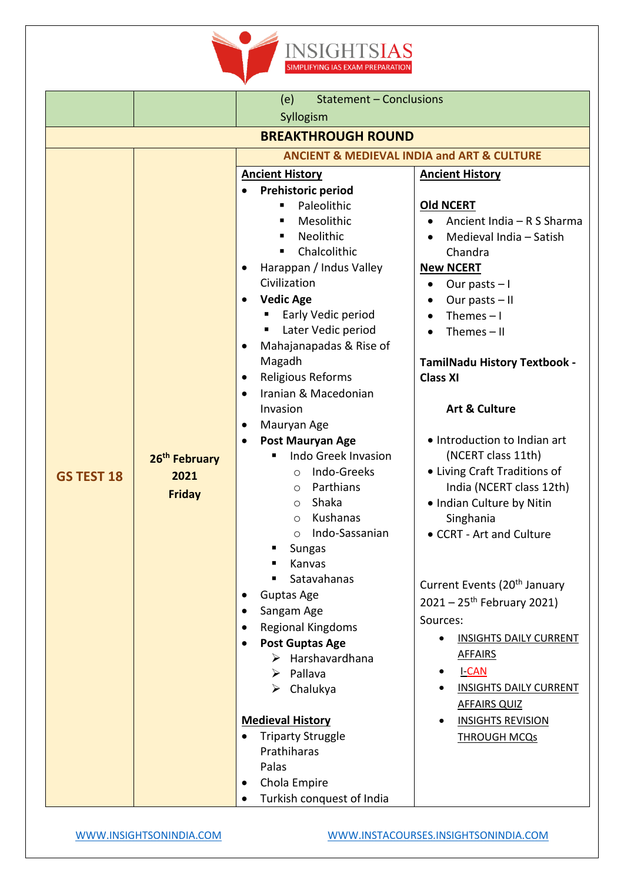| | | | |
|---|---|---|---|
| | | (e) Statement – Conclusions<br>Syllogism | |
| **BREAKTHROUGH ROUND** | | | |
| | | **ANCIENT & MEDIEVAL INDIA and ART & CULTURE** | |
| **GS TEST 18** | **26th February 2021 Friday** | **Ancient History**<br>• **Prehistoric period**<br>  ▪ Paleolithic<br>  ▪ Mesolithic<br>  ▪ Neolithic<br>  ▪ Chalcolithic<br>• Harappan / Indus Valley Civilization<br>• **Vedic Age**<br>  ▪ Early Vedic period<br>  ▪ Later Vedic period<br>• Mahajanapadas & Rise of Magadh<br>• Religious Reforms<br>• Iranian & Macedonian Invasion<br>• Mauryan Age<br>• **Post Mauryan Age**<br>  ▪ Indo Greek Invasion<br>    ○ Indo-Greeks<br>    ○ Parthians<br>    ○ Shaka<br>    ○ Kushanas<br>    ○ Indo-Sassanian<br>  ▪ Sungas<br>  ▪ Kanvas<br>  ▪ Satavahanas<br>• Guptas Age<br>• Sangam Age<br>• Regional Kingdoms<br>• **Post Guptas Age**<br>  ➢ Harshavardhana<br>  ➢ Pallava<br>  ➢ Chalukya<br><br>**Medieval History**<br>• Triparty Struggle<br>  Prathiharas<br>  Palas<br>• Chola Empire<br>• Turkish conquest of India | **Ancient History**<br><br>**Old NCERT**<br>• Ancient India – R S Sharma<br>• Medieval India – Satish Chandra<br>**New NCERT**<br>• Our pasts – I<br>• Our pasts – II<br>• Themes – I<br>• Themes – II<br><br>**TamilNadu History Textbook - Class XI**<br><br>**Art & Culture**<br><br>• Introduction to Indian art (NCERT class 11th)<br>• Living Craft Traditions of India (NCERT class 12th)<br>• Indian Culture by Nitin Singhania<br>• CCRT - Art and Culture<br><br>Current Events (20th January 2021 – 25th February 2021)<br>Sources:<br>• INSIGHTS DAILY CURRENT AFFAIRS<br>• I-CAN<br>• INSIGHTS DAILY CURRENT AFFAIRS QUIZ<br>• INSIGHTS REVISION THROUGH MCQs |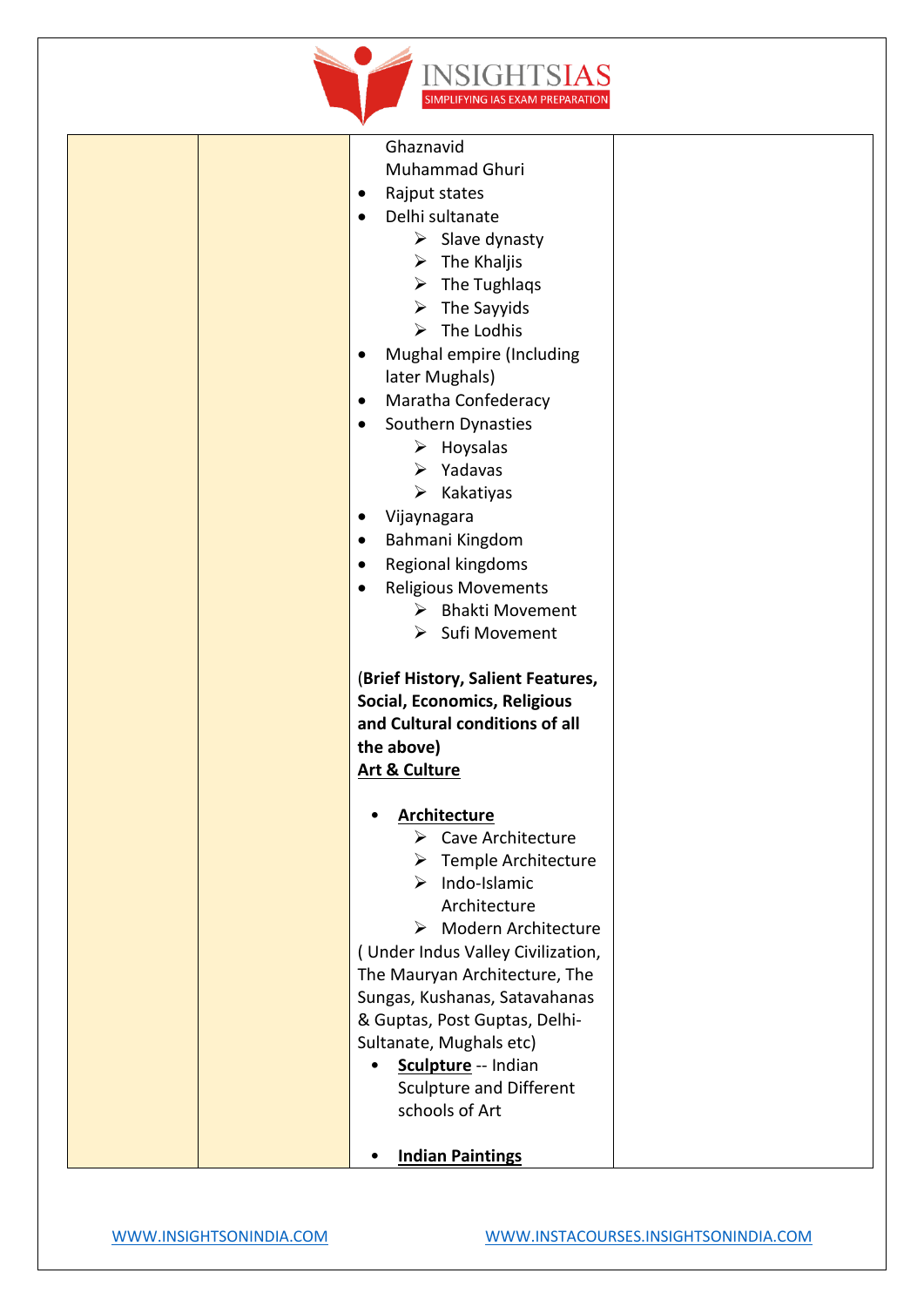| | | | |
|---|---|---|---|
| | | Ghaznavid<br>Muhammad Ghuri<br>• Rajput states<br>• Delhi sultanate<br>➢ Slave dynasty<br>➢ The Khaljis<br>➢ The Tughlaqs<br>➢ The Sayyids<br>➢ The Lodhis<br>• Mughal empire (Including later Mughals)<br>• Maratha Confederacy<br>• Southern Dynasties<br>➢ Hoysalas<br>➢ Yadavas<br>➢ Kakatiyas<br>• Vijaynagara<br>• Bahmani Kingdom<br>• Regional kingdoms<br>• Religious Movements<br>➢ Bhakti Movement<br>➢ Sufi Movement<br><br>(**Brief History, Salient Features, Social, Economics, Religious and Cultural conditions of all the above)**<br>**<u>Art & Culture</u>**<br><br>• **<u>Architecture</u>**<br>➢ Cave Architecture<br>➢ Temple Architecture<br>➢ Indo-Islamic Architecture<br>➢ Modern Architecture<br>( Under Indus Valley Civilization, The Mauryan Architecture, The Sungas, Kushanas, Satavahanas & Guptas, Post Guptas, Delhi-Sultanate, Mughals etc)<br>• **<u>Sculpture</u>** -- Indian Sculpture and Different schools of Art<br><br>• **<u>Indian Paintings</u>** | |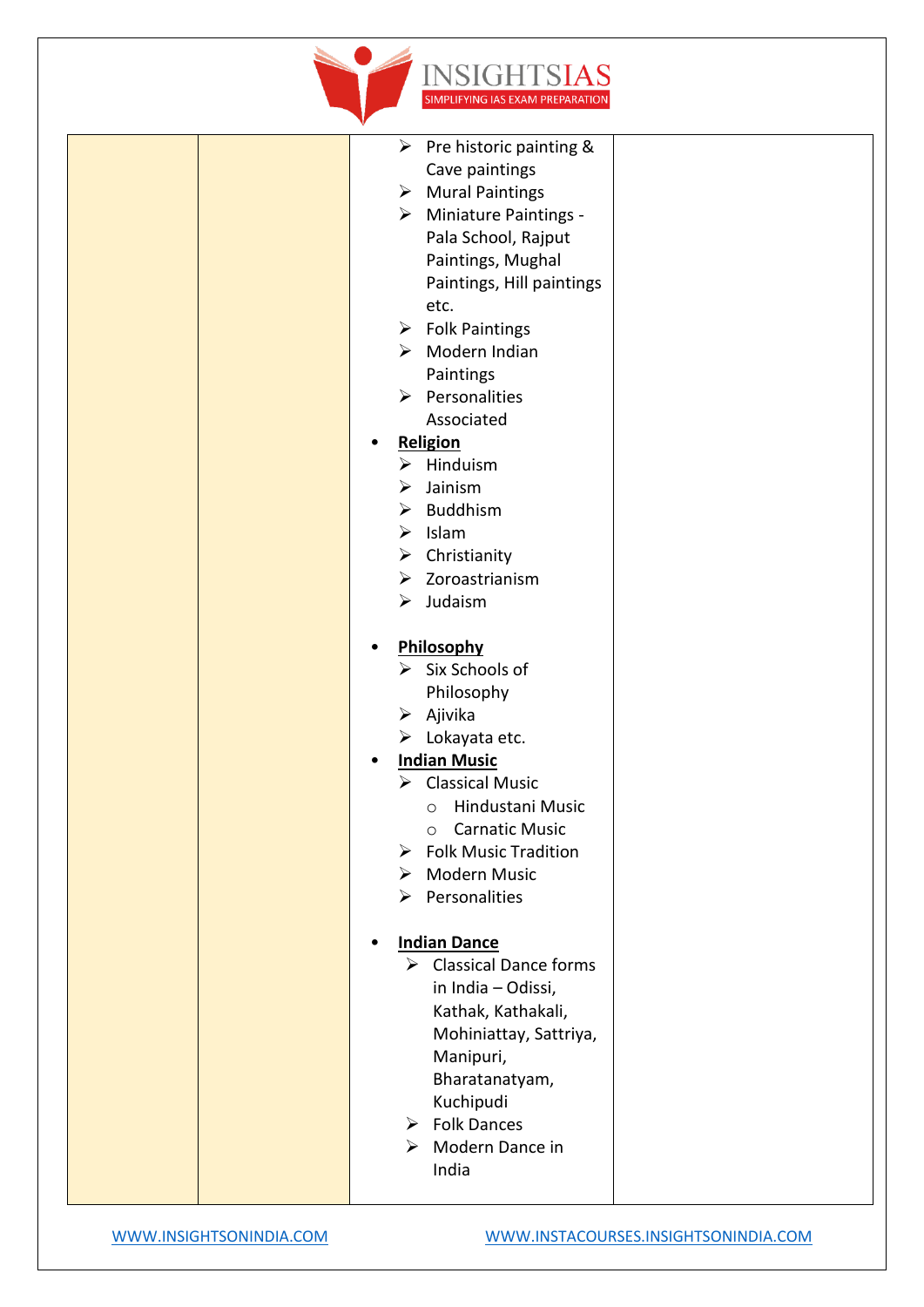| | | | |
|---|---|---|---|
| | | ➢ Pre historic painting & Cave paintings<br>➢ Mural Paintings<br>➢ Miniature Paintings - Pala School, Rajput Paintings, Mughal Paintings, Hill paintings etc.<br>➢ Folk Paintings<br>➢ Modern Indian Paintings<br>➢ Personalities Associated<br>• **Religion**<br>➢ Hinduism<br>➢ Jainism<br>➢ Buddhism<br>➢ Islam<br>➢ Christianity<br>➢ Zoroastrianism<br>➢ Judaism<br><br>• **Philosophy**<br>➢ Six Schools of Philosophy<br>➢ Ajivika<br>➢ Lokayata etc.<br>• **Indian Music**<br>➢ Classical Music<br>○ Hindustani Music<br>○ Carnatic Music<br>➢ Folk Music Tradition<br>➢ Modern Music<br>➢ Personalities<br><br>• **Indian Dance**<br>➢ Classical Dance forms in India – Odissi, Kathak, Kathakali, Mohiniattay, Sattriya, Manipuri, Bharatanatyam, Kuchipudi<br>➢ Folk Dances<br>➢ Modern Dance in India | |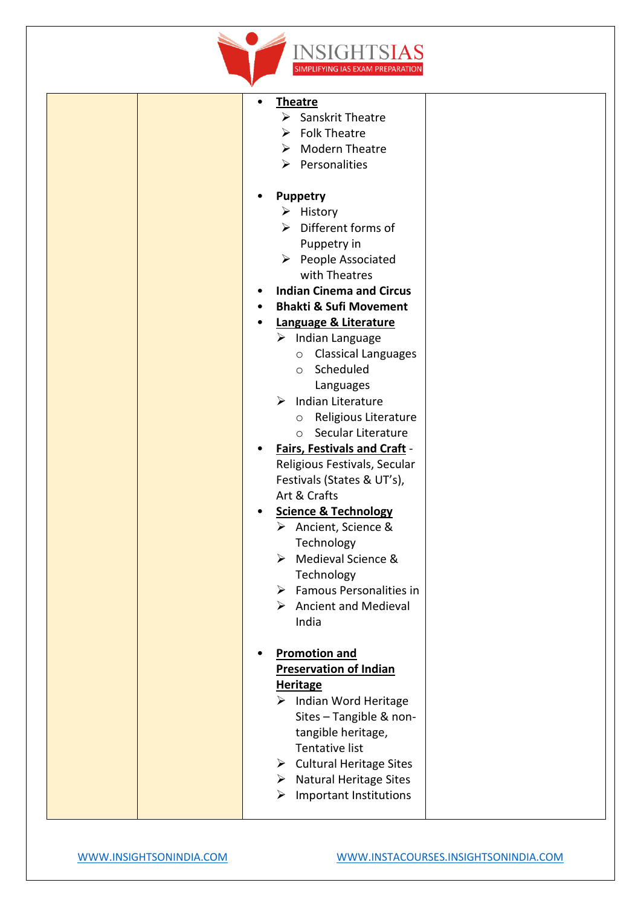| | | | |
|---|---|---|---|
| | | • **Theatre**<br>➢ Sanskrit Theatre<br>➢ Folk Theatre<br>➢ Modern Theatre<br>➢ Personalities<br><br>• **Puppetry**<br>➢ History<br>➢ Different forms of Puppetry in<br>➢ People Associated with Theatres<br>• **Indian Cinema and Circus**<br>• **Bhakti & Sufi Movement**<br>• **Language & Literature**<br>➢ Indian Language<br>○ Classical Languages<br>○ Scheduled Languages<br>➢ Indian Literature<br>○ Religious Literature<br>○ Secular Literature<br>• **Fairs, Festivals and Craft** - Religious Festivals, Secular Festivals (States & UT's), Art & Crafts<br>• **Science & Technology**<br>➢ Ancient, Science & Technology<br>➢ Medieval Science & Technology<br>➢ Famous Personalities in<br>➢ Ancient and Medieval India<br><br>• **Promotion and Preservation of Indian Heritage**<br>➢ Indian Word Heritage Sites – Tangible & non-tangible heritage, Tentative list<br>➢ Cultural Heritage Sites<br>➢ Natural Heritage Sites<br>➢ Important Institutions | |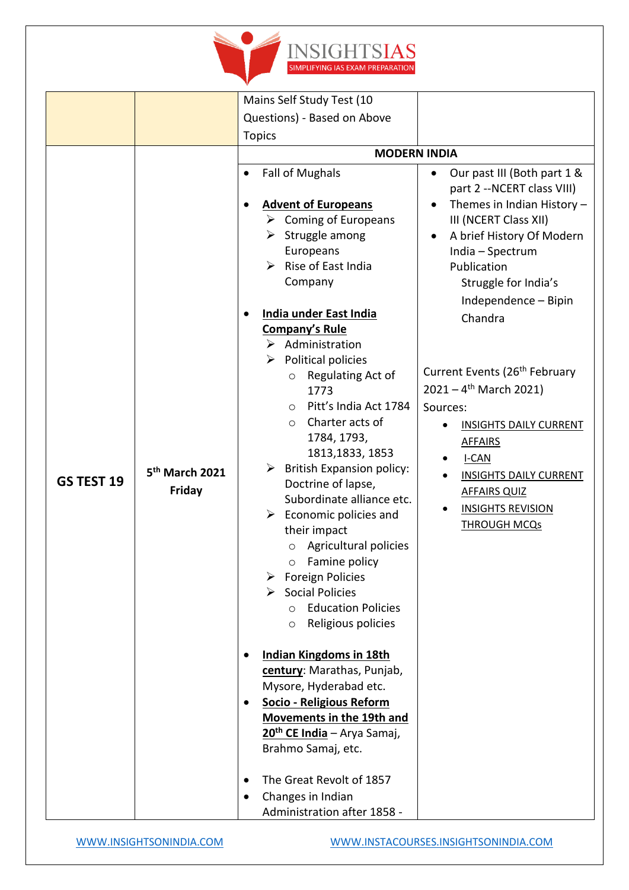| | | | |
|---|---|---|---|
| | | Mains Self Study Test (10 Questions) - Based on Above Topics | |
| GS TEST 19 | 5th March 2021 Friday | **MODERN INDIA** | |
| | | • Fall of Mughals<br><br>• **Advent of Europeans**<br>➢ Coming of Europeans<br>➢ Struggle among Europeans<br>➢ Rise of East India Company<br><br>• **India under East India Company's Rule**<br>➢ Administration<br>➢ Political policies<br>○ Regulating Act of 1773<br>○ Pitt's India Act 1784<br>○ Charter acts of 1784, 1793, 1813,1833, 1853<br>➢ British Expansion policy: Doctrine of lapse, Subordinate alliance etc.<br>➢ Economic policies and their impact<br>○ Agricultural policies<br>○ Famine policy<br>➢ Foreign Policies<br>➢ Social Policies<br>○ Education Policies<br>○ Religious policies<br><br>• **Indian Kingdoms in 18th century**: Marathas, Punjab, Mysore, Hyderabad etc.<br>• **Socio - Religious Reform Movements in the 19th and 20th CE India** – Arya Samaj, Brahmo Samaj, etc.<br><br>• The Great Revolt of 1857<br>• Changes in Indian Administration after 1858 - | • Our past III (Both part 1 & part 2 --NCERT class VIII)<br>• Themes in Indian History – III (NCERT Class XII)<br>• A brief History Of Modern India – Spectrum Publication<br>Struggle for India's Independence – Bipin Chandra<br><br>Current Events (26th February 2021 – 4th March 2021)<br>Sources:<br>• INSIGHTS DAILY CURRENT AFFAIRS<br>• I-CAN<br>• INSIGHTS DAILY CURRENT AFFAIRS QUIZ<br>• INSIGHTS REVISION THROUGH MCQs |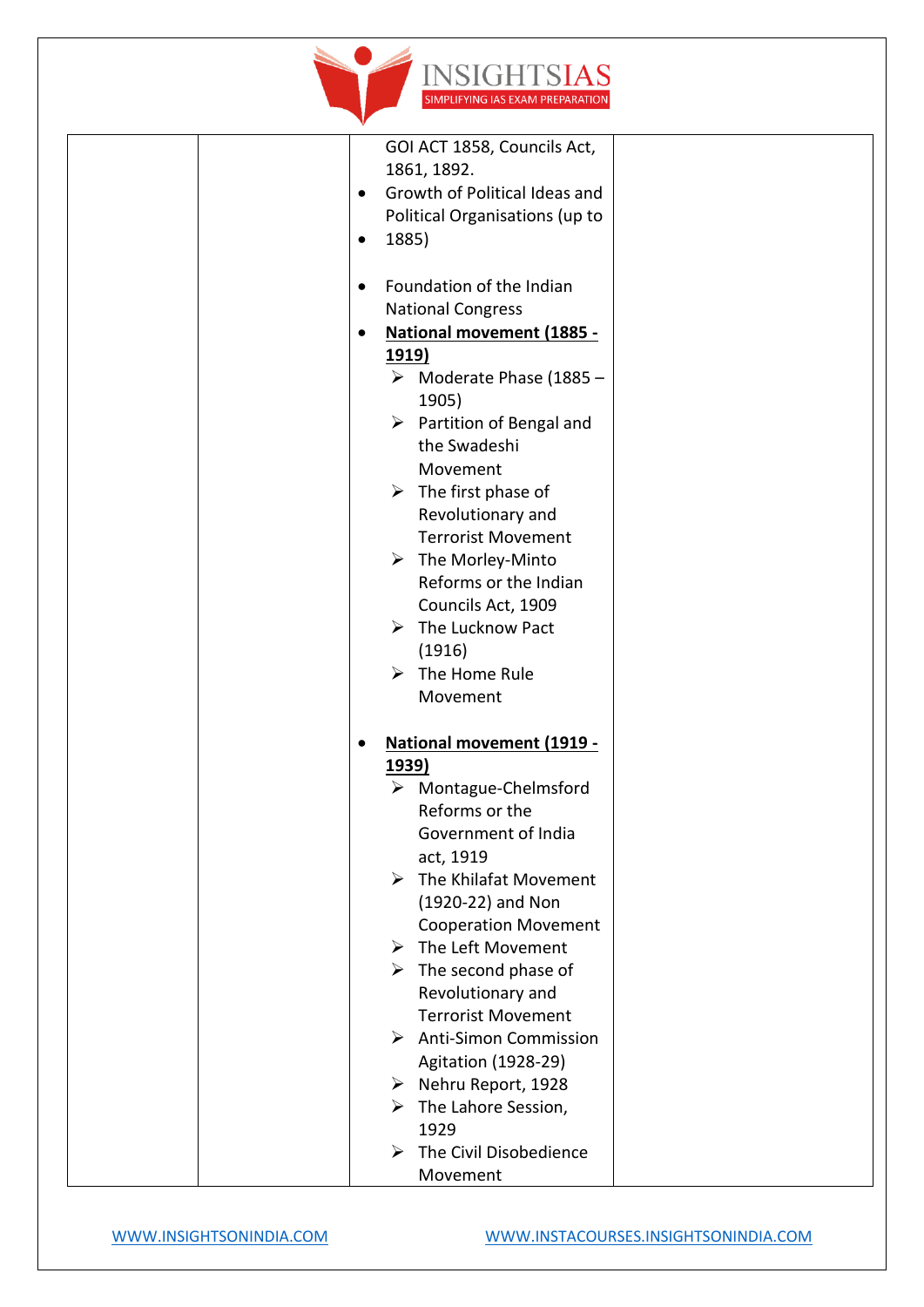| | | | |
|---|---|---|---|
| | | GOI ACT 1858, Councils Act, 1861, 1892.<br>• Growth of Political Ideas and Political Organisations (up to<br>• 1885)<br><br>• Foundation of the Indian National Congress<br>• **National movement (1885 - 1919)**<br>&nbsp;&nbsp;➢ Moderate Phase (1885 – 1905)<br>&nbsp;&nbsp;➢ Partition of Bengal and the Swadeshi Movement<br>&nbsp;&nbsp;➢ The first phase of Revolutionary and Terrorist Movement<br>&nbsp;&nbsp;➢ The Morley-Minto Reforms or the Indian Councils Act, 1909<br>&nbsp;&nbsp;➢ The Lucknow Pact (1916)<br>&nbsp;&nbsp;➢ The Home Rule Movement<br><br>• **National movement (1919 - 1939)**<br>&nbsp;&nbsp;➢ Montague-Chelmsford Reforms or the Government of India act, 1919<br>&nbsp;&nbsp;➢ The Khilafat Movement (1920-22) and Non Cooperation Movement<br>&nbsp;&nbsp;➢ The Left Movement<br>&nbsp;&nbsp;➢ The second phase of Revolutionary and Terrorist Movement<br>&nbsp;&nbsp;➢ Anti-Simon Commission Agitation (1928-29)<br>&nbsp;&nbsp;➢ Nehru Report, 1928<br>&nbsp;&nbsp;➢ The Lahore Session, 1929<br>&nbsp;&nbsp;➢ The Civil Disobedience Movement | |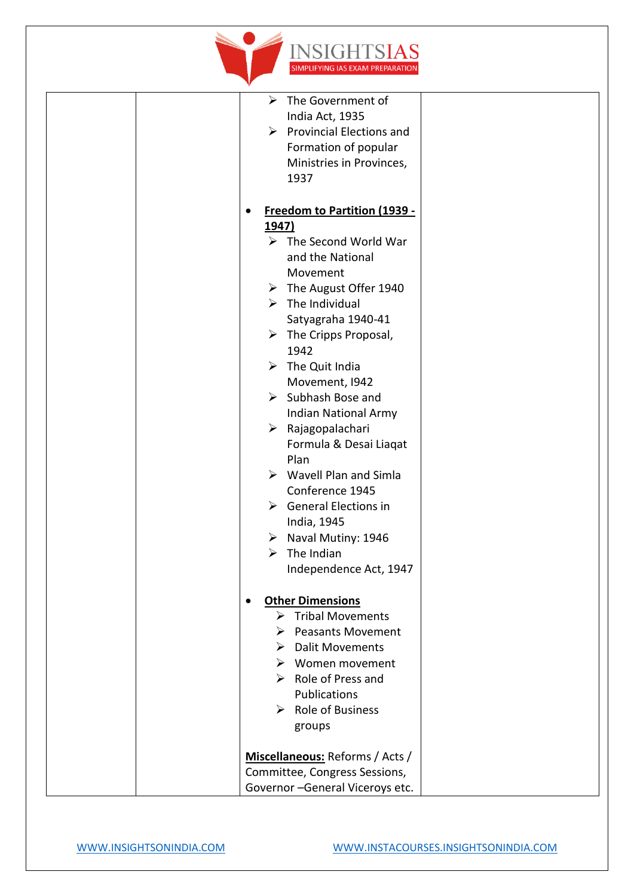| | | | |
|---|---|---|---|
| | | ➢ The Government of India Act, 1935<br>➢ Provincial Elections and Formation of popular Ministries in Provinces, 1937<br><br>• **<u>Freedom to Partition (1939 - 1947)</u>**<br>➢ The Second World War and the National Movement<br>➢ The August Offer 1940<br>➢ The Individual Satyagraha 1940-41<br>➢ The Cripps Proposal, 1942<br>➢ The Quit India Movement, I942<br>➢ Subhash Bose and Indian National Army<br>➢ Rajagopalachari Formula & Desai Liaqat Plan<br>➢ Wavell Plan and Simla Conference 1945<br>➢ General Elections in India, 1945<br>➢ Naval Mutiny: 1946<br>➢ The Indian Independence Act, 1947<br><br>• **<u>Other Dimensions</u>**<br>➢ Tribal Movements<br>➢ Peasants Movement<br>➢ Dalit Movements<br>➢ Women movement<br>➢ Role of Press and Publications<br>➢ Role of Business groups<br><br>**<u>Miscellaneous:</u>** Reforms / Acts / Committee, Congress Sessions, Governor –General Viceroys etc. | |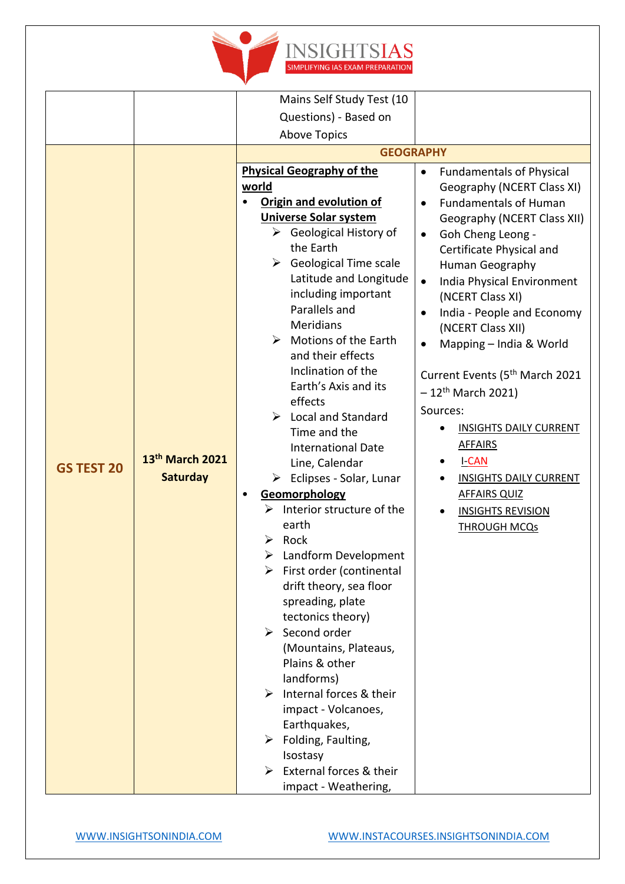| | | | |
|---|---|---|---|
| | | Mains Self Study Test (10 Questions) - Based on Above Topics | |
| | | **GEOGRAPHY** | |
| **GS TEST 20** | **13th March 2021 Saturday** | **Physical Geography of the world**<br>• **Origin and evolution of Universe Solar system**<br>➢ Geological History of the Earth<br>➢ Geological Time scale Latitude and Longitude including important Parallels and Meridians<br>➢ Motions of the Earth and their effects Inclination of the Earth's Axis and its effects<br>➢ Local and Standard Time and the International Date Line, Calendar<br>➢ Eclipses - Solar, Lunar<br>• **Geomorphology**<br>➢ Interior structure of the earth<br>➢ Rock<br>➢ Landform Development<br>➢ First order (continental drift theory, sea floor spreading, plate tectonics theory)<br>➢ Second order (Mountains, Plateaus, Plains & other landforms)<br>➢ Internal forces & their impact - Volcanoes, Earthquakes,<br>➢ Folding, Faulting, Isostasy<br>➢ External forces & their impact - Weathering, | • Fundamentals of Physical Geography (NCERT Class XI)<br>• Fundamentals of Human Geography (NCERT Class XII)<br>• Goh Cheng Leong - Certificate Physical and Human Geography<br>• India Physical Environment (NCERT Class XI)<br>• India - People and Economy (NCERT Class XII)<br>• Mapping – India & World<br><br>Current Events (5th March 2021 – 12th March 2021)<br>Sources:<br>• INSIGHTS DAILY CURRENT AFFAIRS<br>• I-CAN<br>• INSIGHTS DAILY CURRENT AFFAIRS QUIZ<br>• INSIGHTS REVISION THROUGH MCQs |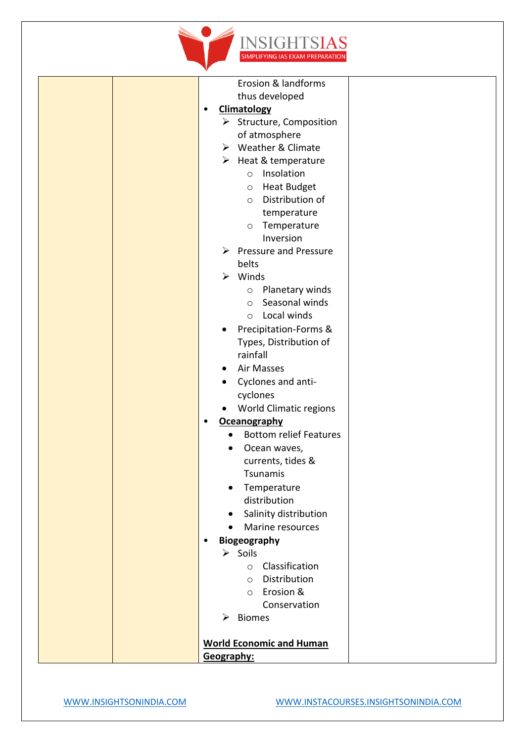| | | | |
|---|---|---|---|
| | | Erosion & landforms thus developed<br>• **Climatology**<br>➢ Structure, Composition of atmosphere<br>➢ Weather & Climate<br>➢ Heat & temperature<br>○ Insolation<br>○ Heat Budget<br>○ Distribution of temperature<br>○ Temperature Inversion<br>➢ Pressure and Pressure belts<br>➢ Winds<br>○ Planetary winds<br>○ Seasonal winds<br>○ Local winds<br>• Precipitation-Forms & Types, Distribution of rainfall<br>• Air Masses<br>• Cyclones and anti-cyclones<br>• World Climatic regions<br>• **Oceanography**<br>• Bottom relief Features<br>• Ocean waves, currents, tides & Tsunamis<br>• Temperature distribution<br>• Salinity distribution<br>• Marine resources<br>• **Biogeography**<br>➢ Soils<br>○ Classification<br>○ Distribution<br>○ Erosion & Conservation<br>➢ Biomes<br><br>**World Economic and Human Geography:** | |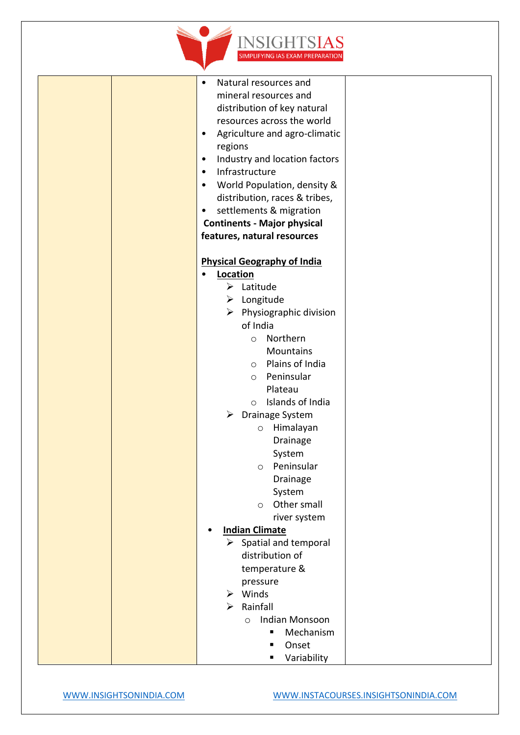| | | | |
|---|---|---|---|
| | | • Natural resources and mineral resources and distribution of key natural resources across the world<br>• Agriculture and agro-climatic regions<br>• Industry and location factors<br>• Infrastructure<br>• World Population, density & distribution, races & tribes,<br>• settlements & migration<br>**Continents - Major physical features, natural resources**<br><br>**Physical Geography of India**<br>• **Location**<br>➢ Latitude<br>➢ Longitude<br>➢ Physiographic division of India<br>○ Northern Mountains<br>○ Plains of India<br>○ Peninsular Plateau<br>○ Islands of India<br>➢ Drainage System<br>○ Himalayan Drainage System<br>○ Peninsular Drainage System<br>○ Other small river system<br>• **Indian Climate**<br>➢ Spatial and temporal distribution of temperature & pressure<br>➢ Winds<br>➢ Rainfall<br>○ Indian Monsoon<br>▪ Mechanism<br>▪ Onset<br>▪ Variability | |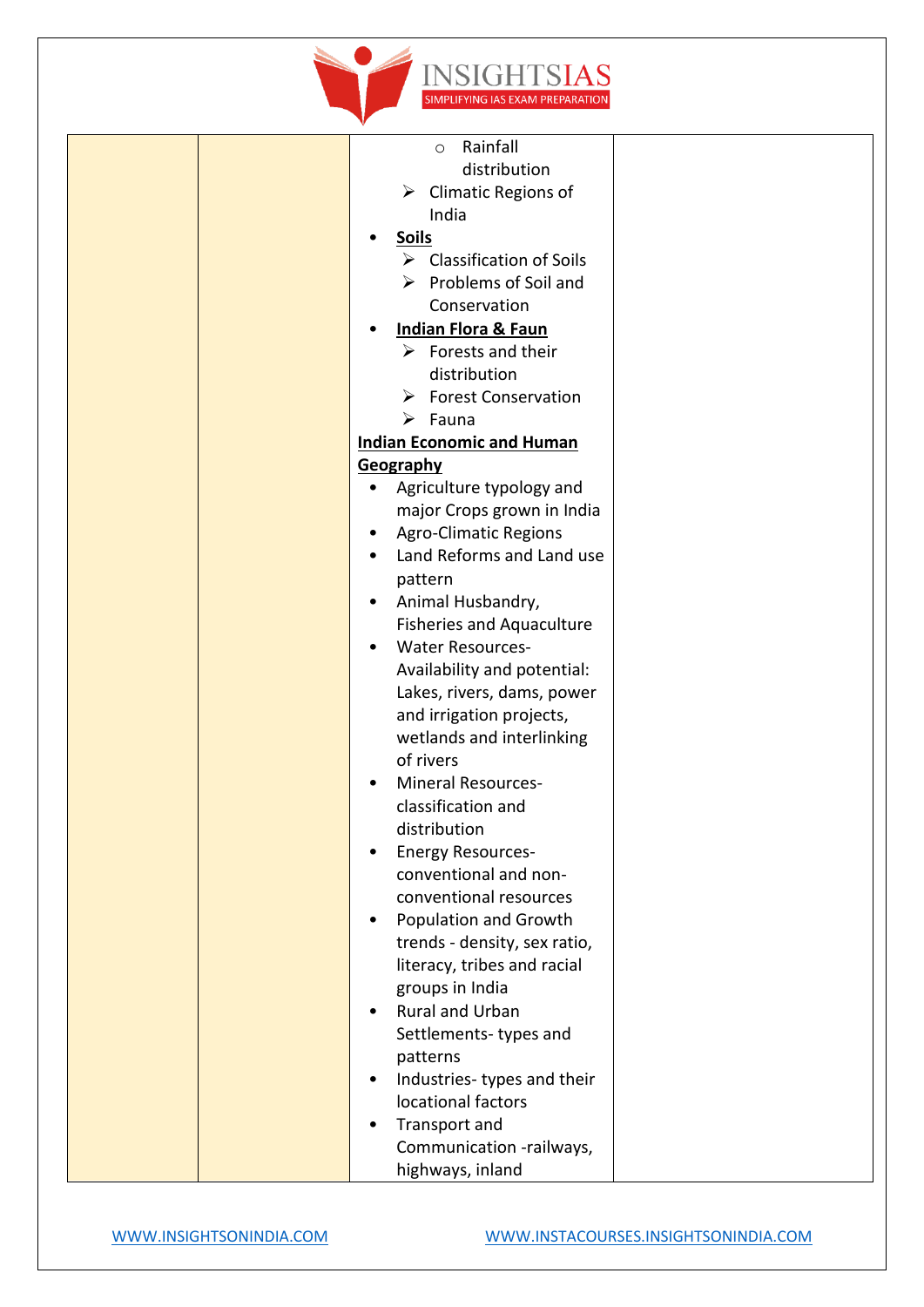| | | | |
|---|---|---|---|
| | | ○ Rainfall distribution<br>➢ Climatic Regions of India<br>• **Soils**<br>➢ Classification of Soils<br>➢ Problems of Soil and Conservation<br>• **Indian Flora & Faun**<br>➢ Forests and their distribution<br>➢ Forest Conservation<br>➢ Fauna<br>**Indian Economic and Human Geography**<br>• Agriculture typology and major Crops grown in India<br>• Agro-Climatic Regions<br>• Land Reforms and Land use pattern<br>• Animal Husbandry, Fisheries and Aquaculture<br>• Water Resources- Availability and potential: Lakes, rivers, dams, power and irrigation projects, wetlands and interlinking of rivers<br>• Mineral Resources- classification and distribution<br>• Energy Resources- conventional and non-conventional resources<br>• Population and Growth trends - density, sex ratio, literacy, tribes and racial groups in India<br>• Rural and Urban Settlements- types and patterns<br>• Industries- types and their locational factors<br>• Transport and Communication -railways, highways, inland | |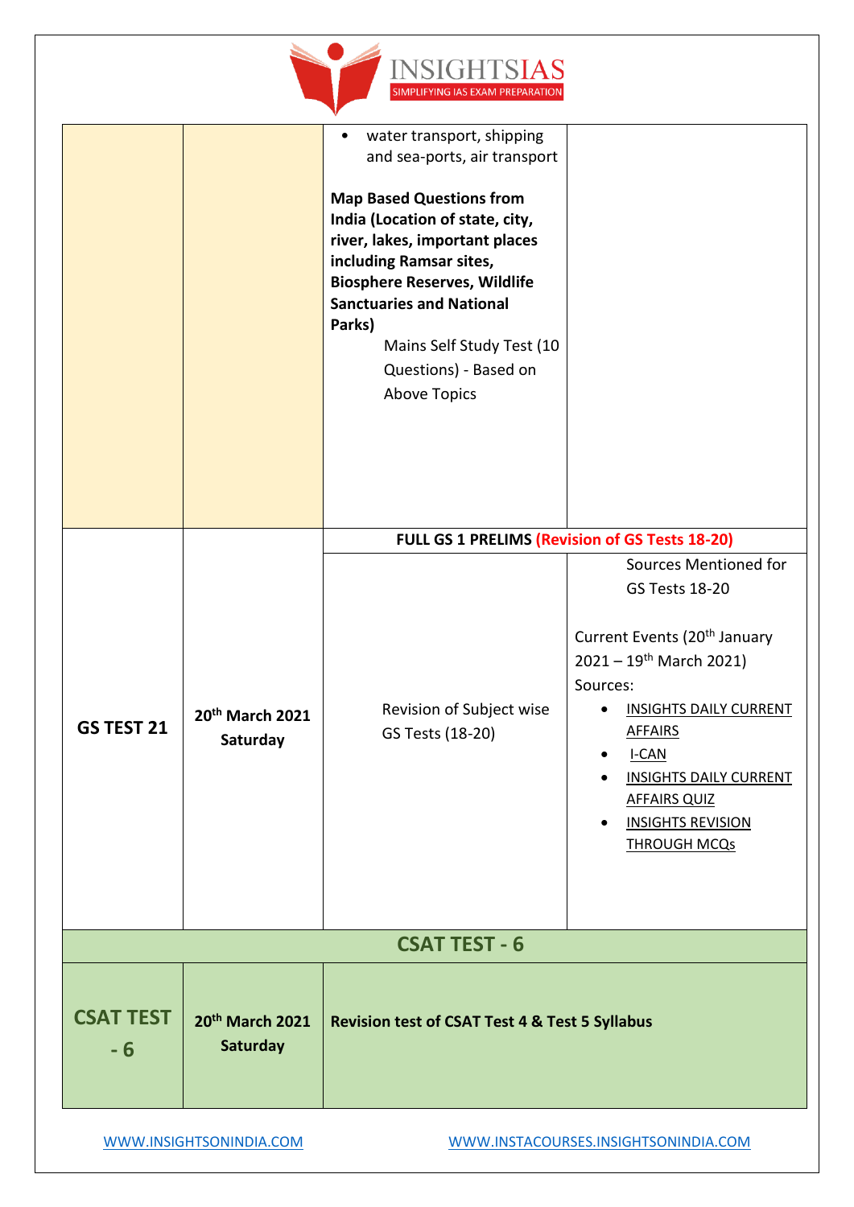| | | | |
|---|---|---|---|
| | | • water transport, shipping and sea-ports, air transport<br><br>**Map Based Questions from India (Location of state, city, river, lakes, important places including Ramsar sites, Biosphere Reserves, Wildlife Sanctuaries and National Parks)**<br>Mains Self Study Test (10 Questions) - Based on Above Topics | |
| **GS TEST 21** | **20th March 2021 Saturday** | **FULL GS 1 PRELIMS (Revision of GS Tests 18-20)** | |
| | | Revision of Subject wise GS Tests (18-20) | Sources Mentioned for GS Tests 18-20<br><br>Current Events (20th January 2021 – 19th March 2021)<br>Sources:<br>• INSIGHTS DAILY CURRENT AFFAIRS<br>• I-CAN<br>• INSIGHTS DAILY CURRENT AFFAIRS QUIZ<br>• INSIGHTS REVISION THROUGH MCQs |
| **CSAT TEST - 6** | | | |
| **CSAT TEST - 6** | **20th March 2021 Saturday** | **Revision test of CSAT Test 4 & Test 5 Syllabus** | |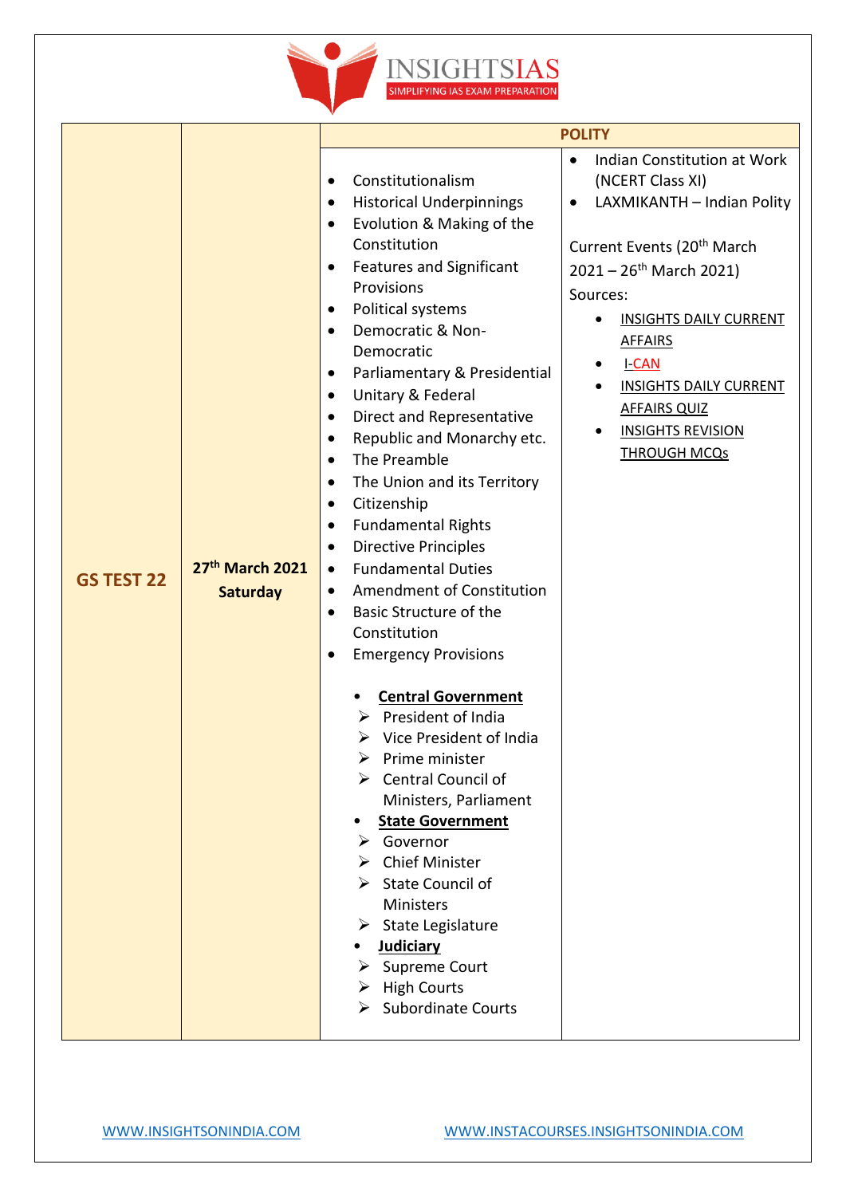| | | POLITY | |
|---|---|---|---|
| GS TEST 22 | 27th March 2021 Saturday | • Constitutionalism<br>• Historical Underpinnings<br>• Evolution & Making of the Constitution<br>• Features and Significant Provisions<br>• Political systems<br>• Democratic & Non-Democratic<br>• Parliamentary & Presidential<br>• Unitary & Federal<br>• Direct and Representative<br>• Republic and Monarchy etc.<br>• The Preamble<br>• The Union and its Territory<br>• Citizenship<br>• Fundamental Rights<br>• Directive Principles<br>• Fundamental Duties<br>• Amendment of Constitution<br>• Basic Structure of the Constitution<br>• Emergency Provisions<br><br>• **Central Government**<br>➢ President of India<br>➢ Vice President of India<br>➢ Prime minister<br>➢ Central Council of Ministers, Parliament<br>• **State Government**<br>➢ Governor<br>➢ Chief Minister<br>➢ State Council of Ministers<br>➢ State Legislature<br>• **Judiciary**<br>➢ Supreme Court<br>➢ High Courts<br>➢ Subordinate Courts | • Indian Constitution at Work (NCERT Class XI)<br>• LAXMIKANTH – Indian Polity<br><br>Current Events (20th March 2021 – 26th March 2021)<br>Sources:<br>• INSIGHTS DAILY CURRENT AFFAIRS<br>• I-CAN<br>• INSIGHTS DAILY CURRENT AFFAIRS QUIZ<br>• INSIGHTS REVISION THROUGH MCQs |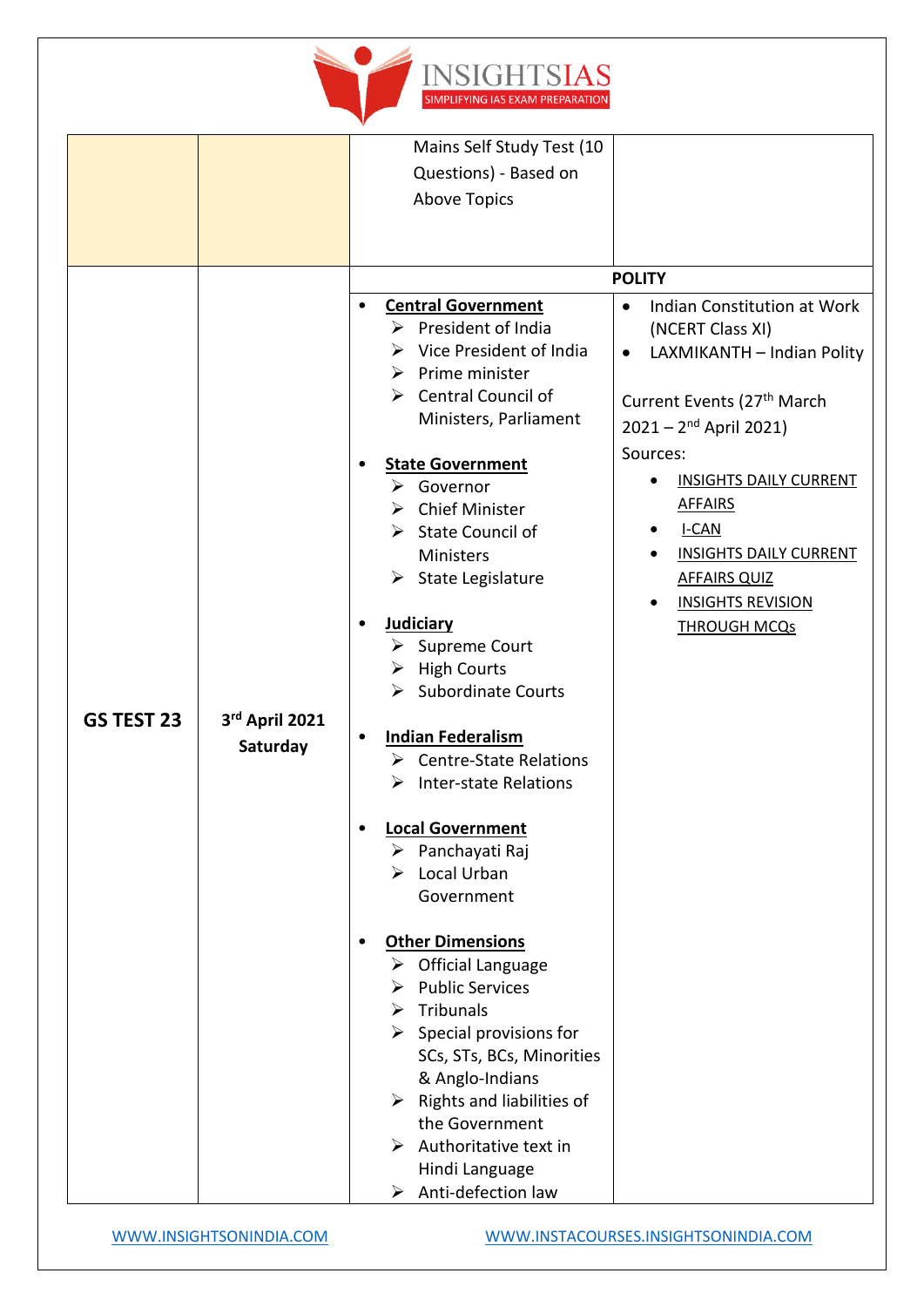| | | | |
|---|---|---|---|
| | | Mains Self Study Test (10 Questions) - Based on Above Topics | |
| | | **POLITY** | |
| **GS TEST 23** | **3rd April 2021 Saturday** | • **Central Government**<br>➢ President of India<br>➢ Vice President of India<br>➢ Prime minister<br>➢ Central Council of Ministers, Parliament<br><br>• **State Government**<br>➢ Governor<br>➢ Chief Minister<br>➢ State Council of Ministers<br>➢ State Legislature<br><br>• **Judiciary**<br>➢ Supreme Court<br>➢ High Courts<br>➢ Subordinate Courts<br><br>• **Indian Federalism**<br>➢ Centre-State Relations<br>➢ Inter-state Relations<br><br>• **Local Government**<br>➢ Panchayati Raj<br>➢ Local Urban Government<br><br>• **Other Dimensions**<br>➢ Official Language<br>➢ Public Services<br>➢ Tribunals<br>➢ Special provisions for SCs, STs, BCs, Minorities & Anglo-Indians<br>➢ Rights and liabilities of the Government<br>➢ Authoritative text in Hindi Language<br>➢ Anti-defection law | • Indian Constitution at Work (NCERT Class XI)<br>• LAXMIKANTH – Indian Polity<br><br>Current Events (27th March 2021 – 2nd April 2021)<br>Sources:<br>• INSIGHTS DAILY CURRENT AFFAIRS<br>• I-CAN<br>• INSIGHTS DAILY CURRENT AFFAIRS QUIZ<br>• INSIGHTS REVISION THROUGH MCQs |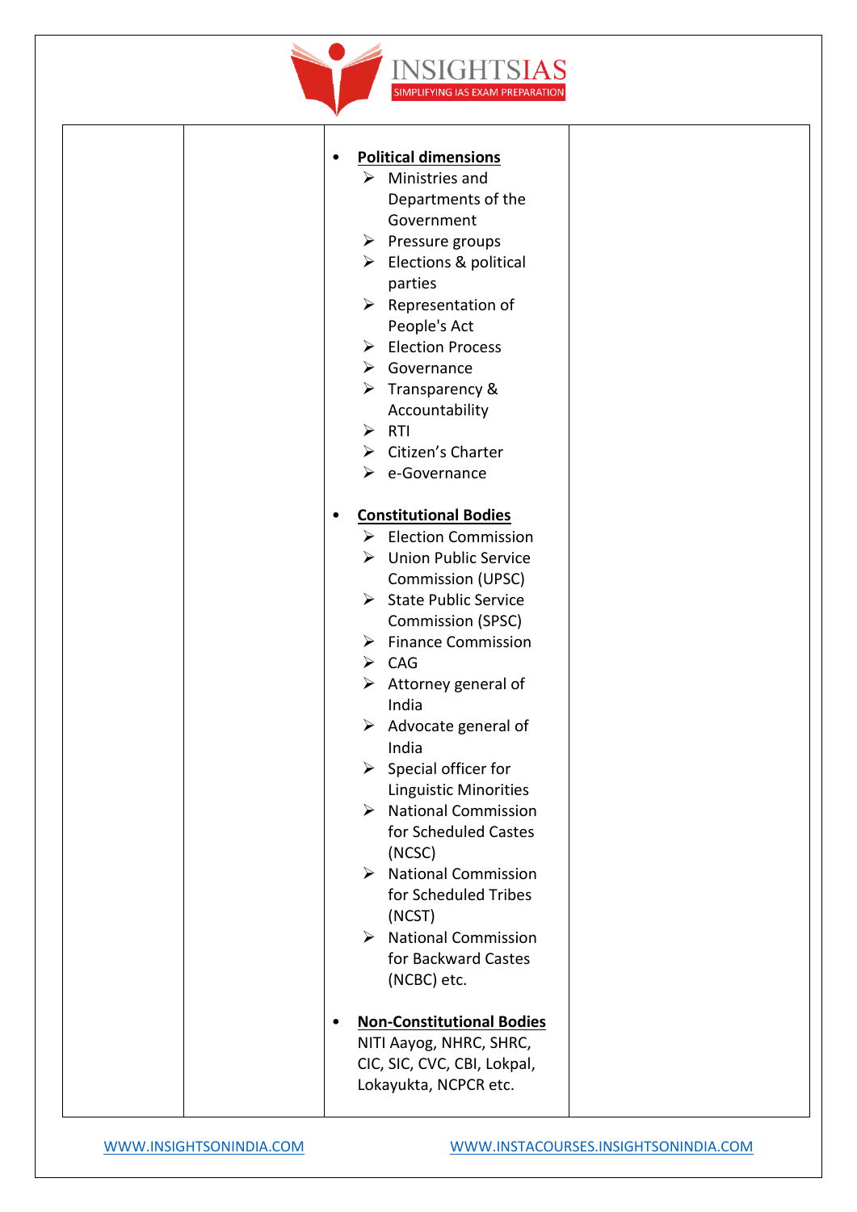| | | | |
|---|---|---|---|
| | | • **<u>Political dimensions</u>**<br>➢ Ministries and Departments of the Government<br>➢ Pressure groups<br>➢ Elections & political parties<br>➢ Representation of People's Act<br>➢ Election Process<br>➢ Governance<br>➢ Transparency & Accountability<br>➢ RTI<br>➢ Citizen's Charter<br>➢ e-Governance<br><br>• **<u>Constitutional Bodies</u>**<br>➢ Election Commission<br>➢ Union Public Service Commission (UPSC)<br>➢ State Public Service Commission (SPSC)<br>➢ Finance Commission<br>➢ CAG<br>➢ Attorney general of India<br>➢ Advocate general of India<br>➢ Special officer for Linguistic Minorities<br>➢ National Commission for Scheduled Castes (NCSC)<br>➢ National Commission for Scheduled Tribes (NCST)<br>➢ National Commission for Backward Castes (NCBC) etc.<br><br>• **<u>Non-Constitutional Bodies</u>**<br>NITI Aayog, NHRC, SHRC, CIC, SIC, CVC, CBI, Lokpal, Lokayukta, NCPCR etc. | |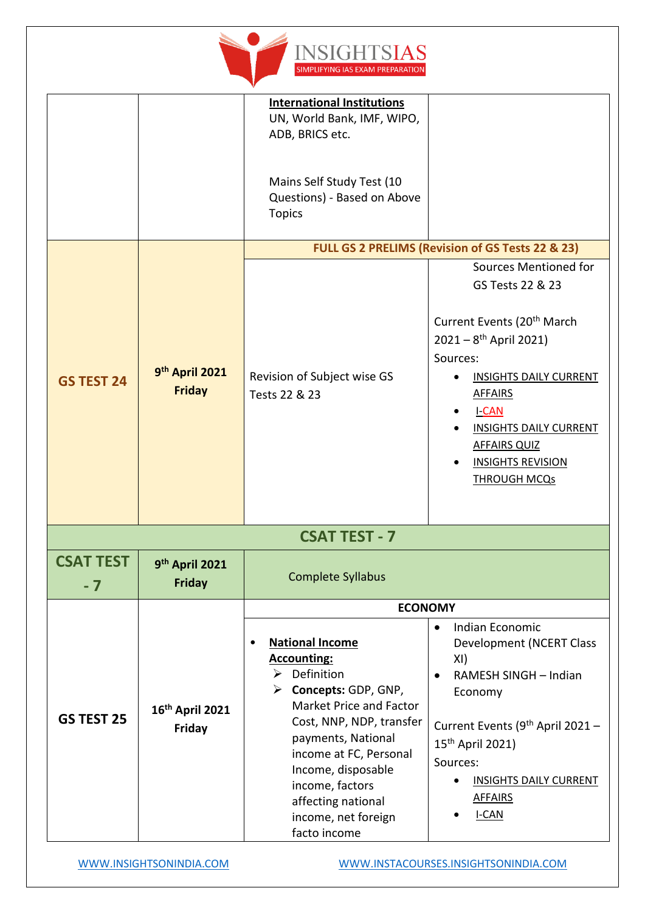| | | | |
|---|---|---|---|
| | | **International Institutions**<br>UN, World Bank, IMF, WIPO, ADB, BRICS etc.<br><br>Mains Self Study Test (10 Questions) - Based on Above Topics | |
| | | **FULL GS 2 PRELIMS (Revision of GS Tests 22 & 23)** | |
| **GS TEST 24** | **9th April 2021 Friday** | Revision of Subject wise GS Tests 22 & 23 | Sources Mentioned for GS Tests 22 & 23<br><br>Current Events (20th March 2021 – 8th April 2021)<br>Sources:<br>• INSIGHTS DAILY CURRENT AFFAIRS<br>• I-CAN<br>• INSIGHTS DAILY CURRENT AFFAIRS QUIZ<br>• INSIGHTS REVISION THROUGH MCQs |
| **CSAT TEST - 7** | | | |
| **CSAT TEST - 7** | **9th April 2021 Friday** | Complete Syllabus | |
| | | **ECONOMY** | |
| **GS TEST 25** | **16th April 2021 Friday** | • **National Income Accounting:**<br>➢ Definition<br>➢ **Concepts:** GDP, GNP, Market Price and Factor Cost, NNP, NDP, transfer payments, National income at FC, Personal Income, disposable income, factors affecting national income, net foreign facto income | • Indian Economic Development (NCERT Class XI)<br>• RAMESH SINGH – Indian Economy<br><br>Current Events (9th April 2021 – 15th April 2021)<br>Sources:<br>• INSIGHTS DAILY CURRENT AFFAIRS<br>• I-CAN |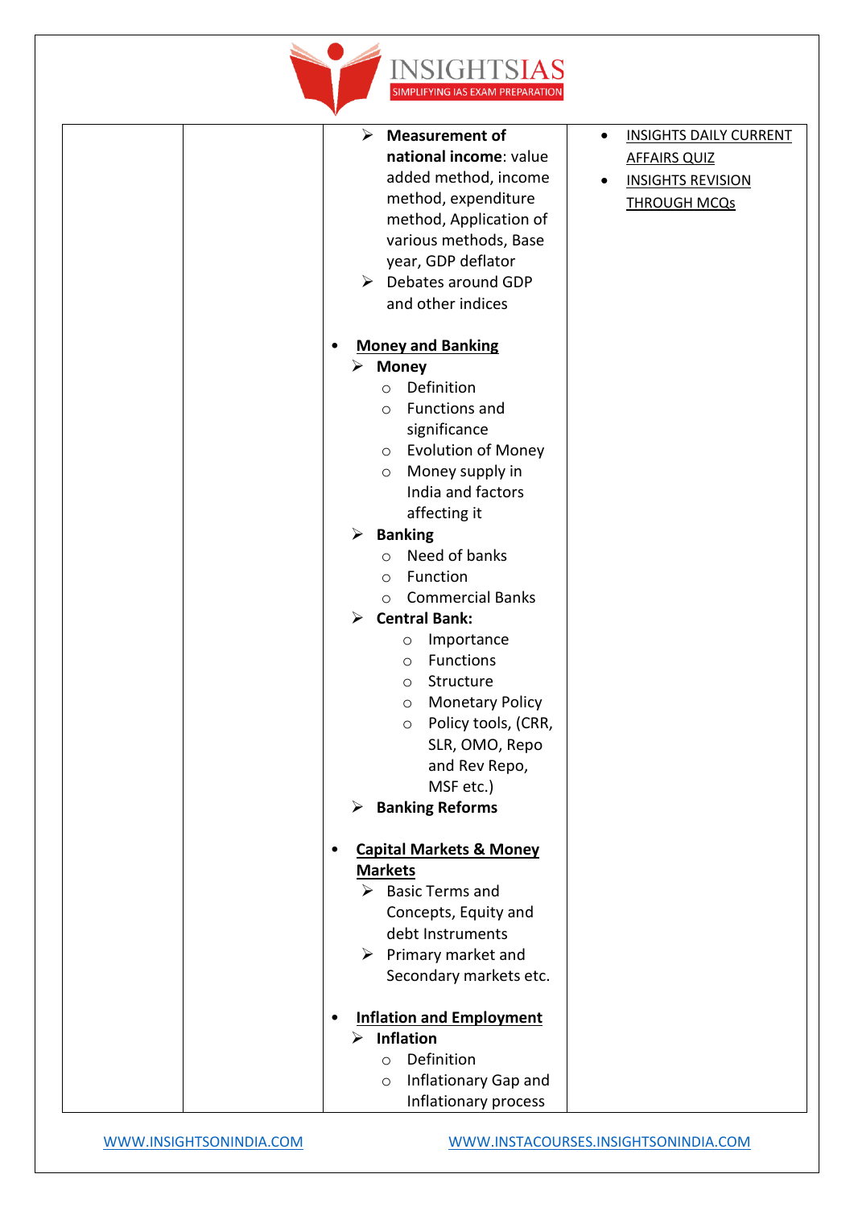| | | | |
|---|---|---|---|
| | | ➢ **Measurement of national income**: value added method, income method, expenditure method, Application of various methods, Base year, GDP deflator<br>➢ Debates around GDP and other indices<br><br>• <u>**Money and Banking**</u><br>➢ **Money**<br>○ Definition<br>○ Functions and significance<br>○ Evolution of Money<br>○ Money supply in India and factors affecting it<br>➢ **Banking**<br>○ Need of banks<br>○ Function<br>○ Commercial Banks<br>➢ **Central Bank:**<br>○ Importance<br>○ Functions<br>○ Structure<br>○ Monetary Policy<br>○ Policy tools, (CRR, SLR, OMO, Repo and Rev Repo, MSF etc.)<br>➢ **Banking Reforms**<br><br>• <u>**Capital Markets & Money Markets**</u><br>➢ Basic Terms and Concepts, Equity and debt Instruments<br>➢ Primary market and Secondary markets etc.<br><br>• <u>**Inflation and Employment**</u><br>➢ **Inflation**<br>○ Definition<br>○ Inflationary Gap and Inflationary process | • <u>INSIGHTS DAILY CURRENT AFFAIRS QUIZ</u><br>• <u>INSIGHTS REVISION THROUGH MCQs</u> |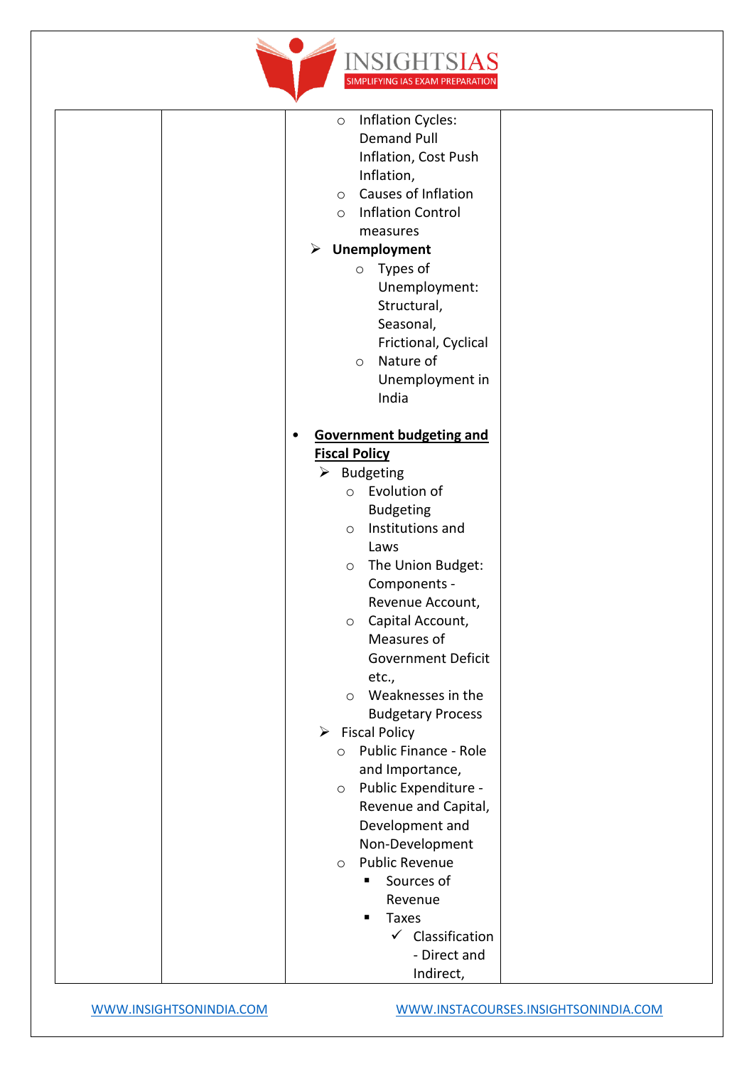| | | | |
|---|---|---|---|
| | | ○ Inflation Cycles: Demand Pull Inflation, Cost Push Inflation,<br>○ Causes of Inflation<br>○ Inflation Control measures<br>➢ **Unemployment**<br>○ Types of Unemployment: Structural, Seasonal, Frictional, Cyclical<br>○ Nature of Unemployment in India<br><br>• **<u>Government budgeting and Fiscal Policy</u>**<br>➢ Budgeting<br>○ Evolution of Budgeting<br>○ Institutions and Laws<br>○ The Union Budget: Components - Revenue Account,<br>○ Capital Account, Measures of Government Deficit etc.,<br>○ Weaknesses in the Budgetary Process<br>➢ Fiscal Policy<br>○ Public Finance - Role and Importance,<br>○ Public Expenditure - Revenue and Capital, Development and Non-Development<br>○ Public Revenue<br>▪ Sources of Revenue<br>▪ Taxes<br>✓ Classification - Direct and Indirect, | |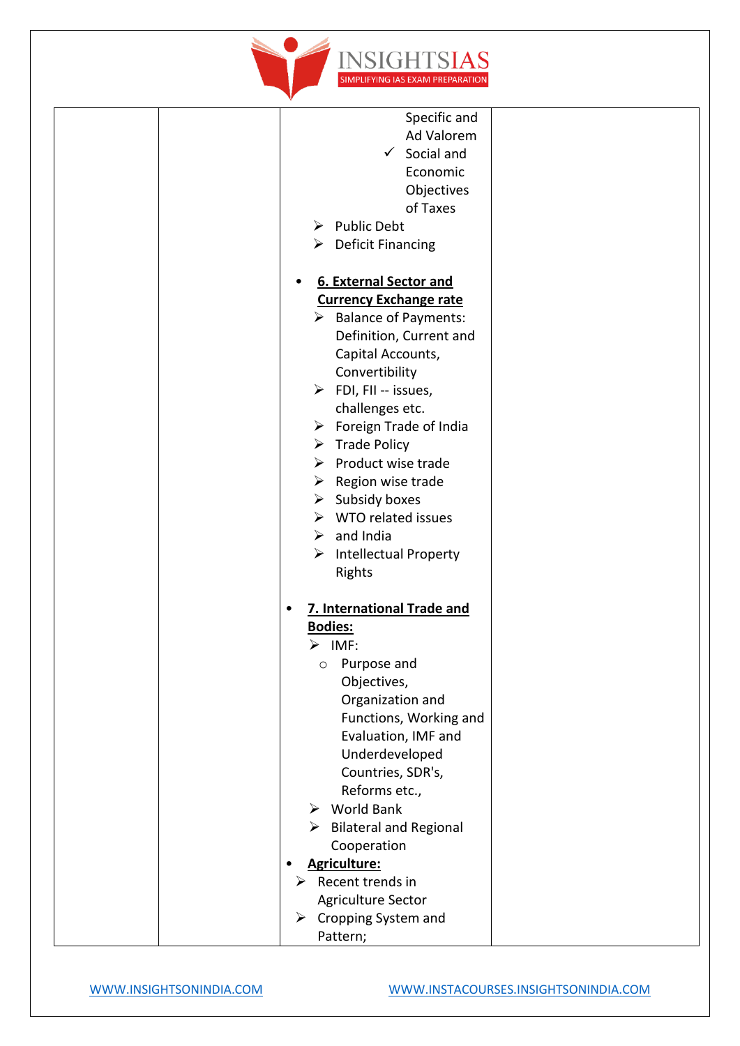| | | | |
|---|---|---|---|
| | | Specific and Ad Valorem<br>✓ Social and Economic Objectives of Taxes<br>➢ Public Debt<br>➢ Deficit Financing<br><br>• **6. External Sector and Currency Exchange rate**<br>➢ Balance of Payments: Definition, Current and Capital Accounts, Convertibility<br>➢ FDI, FII -- issues, challenges etc.<br>➢ Foreign Trade of India<br>➢ Trade Policy<br>➢ Product wise trade<br>➢ Region wise trade<br>➢ Subsidy boxes<br>➢ WTO related issues<br>➢ and India<br>➢ Intellectual Property Rights<br><br>• **7. International Trade and Bodies:**<br>➢ IMF:<br>○ Purpose and Objectives, Organization and Functions, Working and Evaluation, IMF and Underdeveloped Countries, SDR's, Reforms etc.,<br>➢ World Bank<br>➢ Bilateral and Regional Cooperation<br>• **Agriculture:**<br>➢ Recent trends in Agriculture Sector<br>➢ Cropping System and Pattern; | |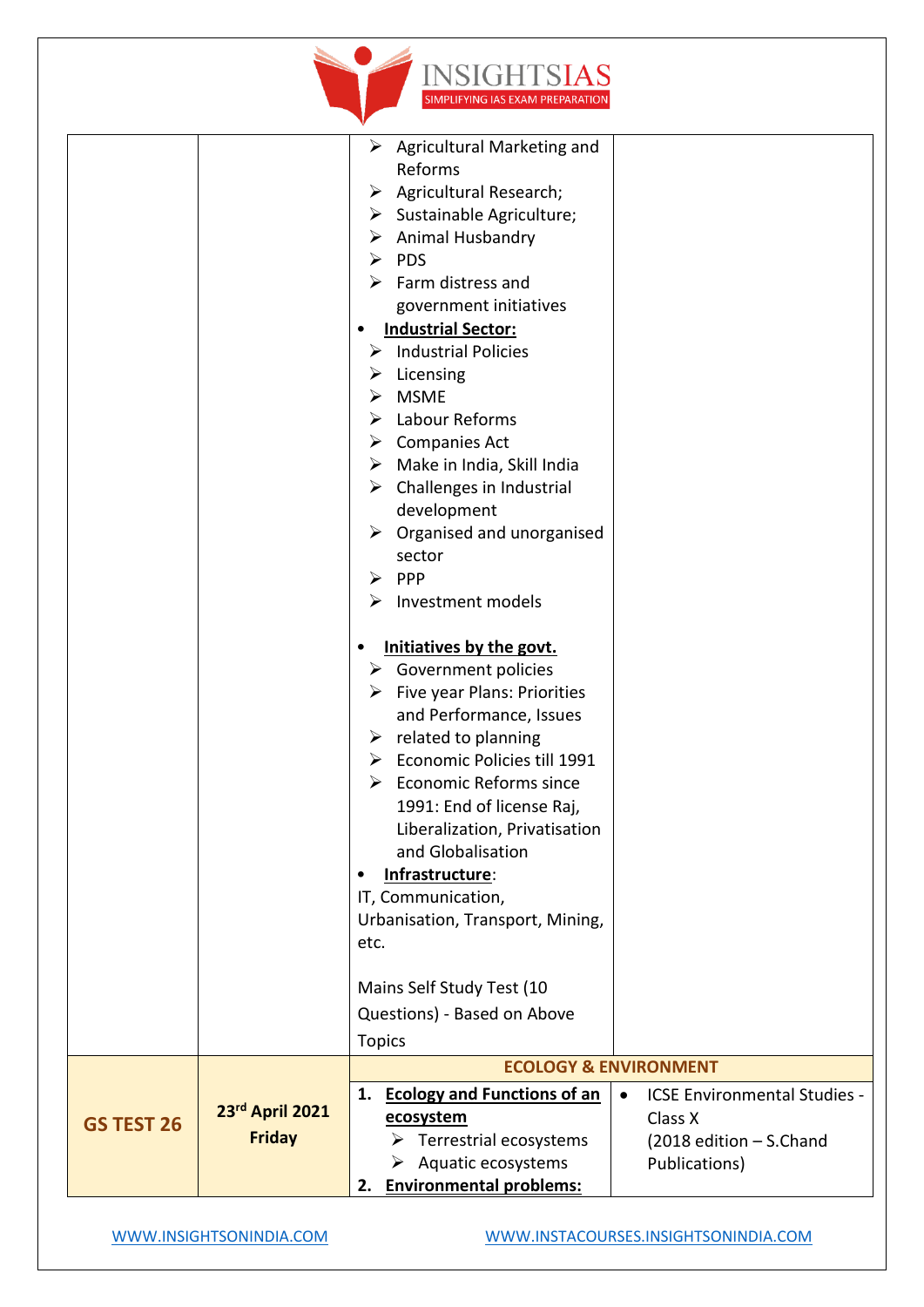| | | | |
|---|---|---|---|
| | | ➢ Agricultural Marketing and Reforms<br>➢ Agricultural Research;<br>➢ Sustainable Agriculture;<br>➢ Animal Husbandry<br>➢ PDS<br>➢ Farm distress and government initiatives<br>• **Industrial Sector:**<br>➢ Industrial Policies<br>➢ Licensing<br>➢ MSME<br>➢ Labour Reforms<br>➢ Companies Act<br>➢ Make in India, Skill India<br>➢ Challenges in Industrial development<br>➢ Organised and unorganised sector<br>➢ PPP<br>➢ Investment models<br><br>• **Initiatives by the govt.**<br>➢ Government policies<br>➢ Five year Plans: Priorities and Performance, Issues<br>➢ related to planning<br>➢ Economic Policies till 1991<br>➢ Economic Reforms since 1991: End of license Raj, Liberalization, Privatisation and Globalisation<br>• **Infrastructure**:<br>IT, Communication, Urbanisation, Transport, Mining, etc.<br><br>Mains Self Study Test (10 Questions) - Based on Above Topics | |
| **GS TEST 26** | **23rd April 2021 Friday** | **ECOLOGY & ENVIRONMENT** | |
| | | 1. **Ecology and Functions of an ecosystem**<br>➢ Terrestrial ecosystems<br>➢ Aquatic ecosystems<br>2. **Environmental problems:** | • ICSE Environmental Studies - Class X (2018 edition – S.Chand Publications) |

WWW.INSIGHTSONINDIA.COM WWW.INSTACOURSES.INSIGHTSONINDIA.COM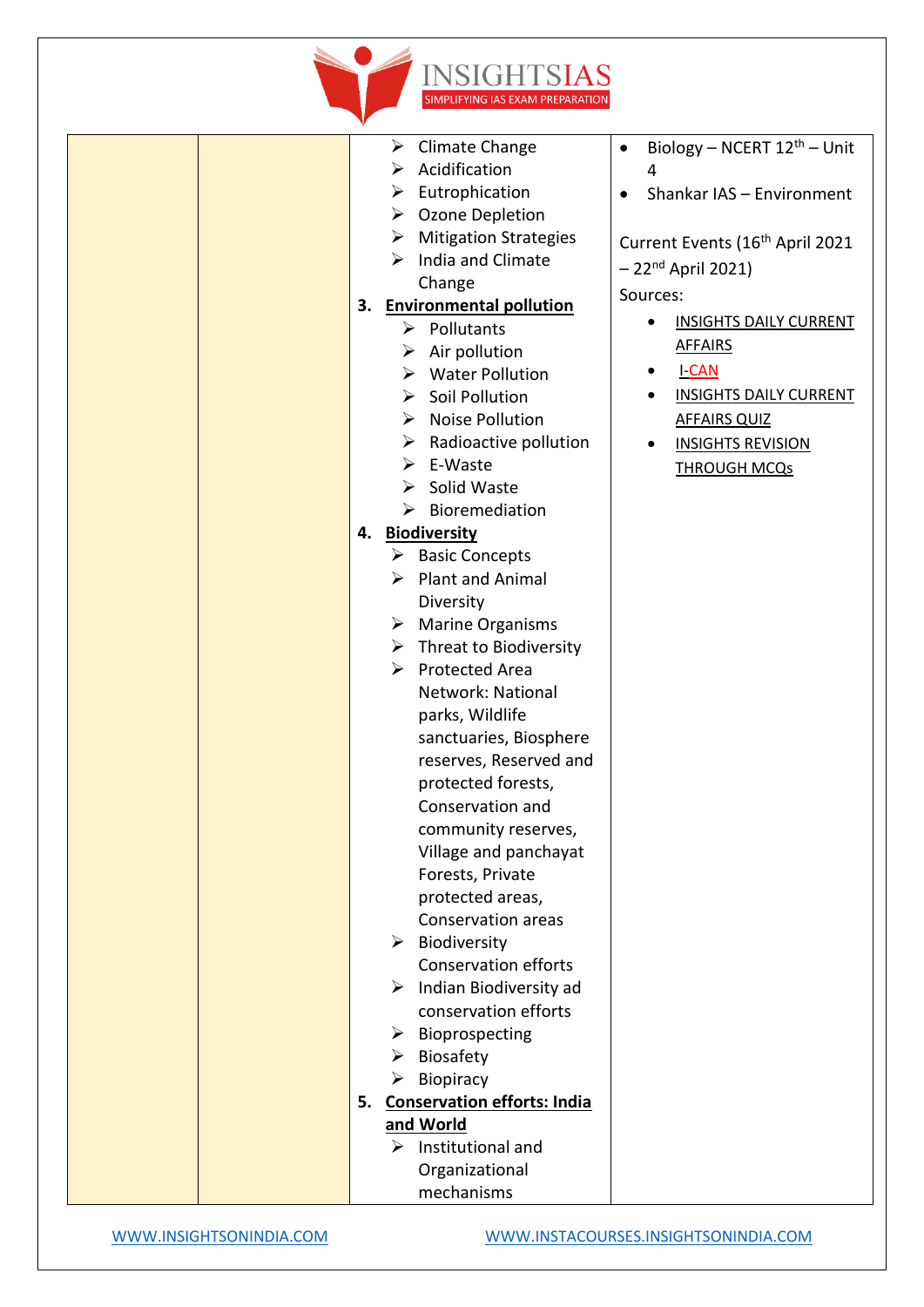| | | | |
|---|---|---|---|
| | | ➢ Climate Change<br>➢ Acidification<br>➢ Eutrophication<br>➢ Ozone Depletion<br>➢ Mitigation Strategies<br>➢ India and Climate Change<br>3. **Environmental pollution**<br>➢ Pollutants<br>➢ Air pollution<br>➢ Water Pollution<br>➢ Soil Pollution<br>➢ Noise Pollution<br>➢ Radioactive pollution<br>➢ E-Waste<br>➢ Solid Waste<br>➢ Bioremediation<br>4. **Biodiversity**<br>➢ Basic Concepts<br>➢ Plant and Animal Diversity<br>➢ Marine Organisms<br>➢ Threat to Biodiversity<br>➢ Protected Area Network: National parks, Wildlife sanctuaries, Biosphere reserves, Reserved and protected forests, Conservation and community reserves, Village and panchayat Forests, Private protected areas, Conservation areas<br>➢ Biodiversity Conservation efforts<br>➢ Indian Biodiversity ad conservation efforts<br>➢ Bioprospecting<br>➢ Biosafety<br>➢ Biopiracy<br>5. **Conservation efforts: India and World**<br>➢ Institutional and Organizational mechanisms | • Biology – NCERT 12th – Unit 4<br>• Shankar IAS – Environment<br><br>Current Events (16th April 2021 – 22nd April 2021)<br>Sources:<br>• INSIGHTS DAILY CURRENT AFFAIRS<br>• I-CAN<br>• INSIGHTS DAILY CURRENT AFFAIRS QUIZ<br>• INSIGHTS REVISION THROUGH MCQs |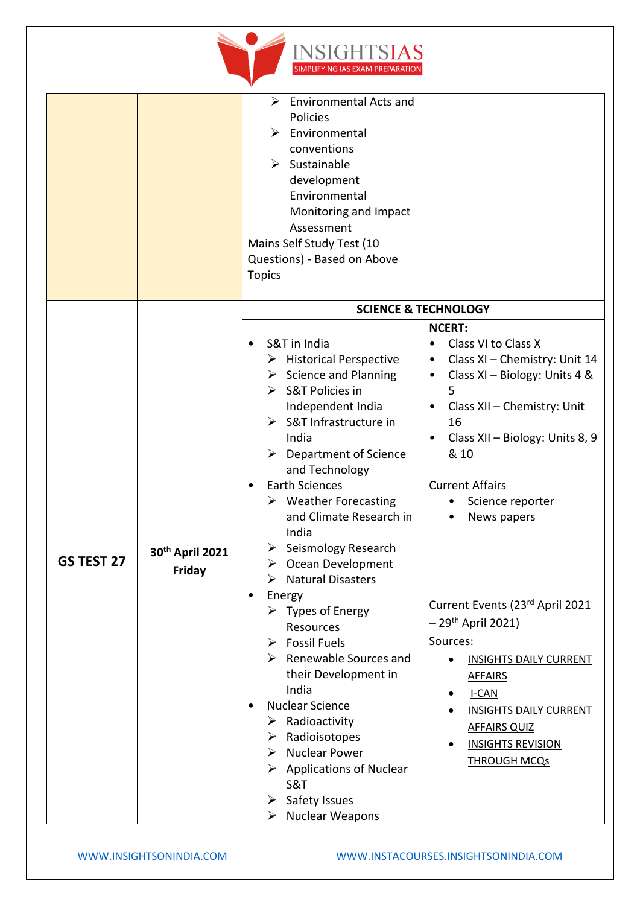| | | | |
|---|---|---|---|
| | | ➢ Environmental Acts and Policies<br>➢ Environmental conventions<br>➢ Sustainable development Environmental Monitoring and Impact Assessment<br>Mains Self Study Test (10 Questions) - Based on Above Topics | |
| | | **SCIENCE & TECHNOLOGY** | |
| **GS TEST 27** | **30th April 2021 Friday** | • S&T in India<br>➢ Historical Perspective<br>➢ Science and Planning<br>➢ S&T Policies in Independent India<br>➢ S&T Infrastructure in India<br>➢ Department of Science and Technology<br>• Earth Sciences<br>➢ Weather Forecasting and Climate Research in India<br>➢ Seismology Research<br>➢ Ocean Development<br>➢ Natural Disasters<br>• Energy<br>➢ Types of Energy Resources<br>➢ Fossil Fuels<br>➢ Renewable Sources and their Development in India<br>• Nuclear Science<br>➢ Radioactivity<br>➢ Radioisotopes<br>➢ Nuclear Power<br>➢ Applications of Nuclear S&T<br>➢ Safety Issues<br>➢ Nuclear Weapons | **NCERT:**<br>• Class VI to Class X<br>• Class XI – Chemistry: Unit 14<br>• Class XI – Biology: Units 4 & 5<br>• Class XII – Chemistry: Unit 16<br>• Class XII – Biology: Units 8, 9 & 10<br><br>Current Affairs<br>• Science reporter<br>• News papers<br><br>Current Events (23rd April 2021 – 29th April 2021)<br>Sources:<br>• INSIGHTS DAILY CURRENT AFFAIRS<br>• I-CAN<br>• INSIGHTS DAILY CURRENT AFFAIRS QUIZ<br>• INSIGHTS REVISION THROUGH MCQs |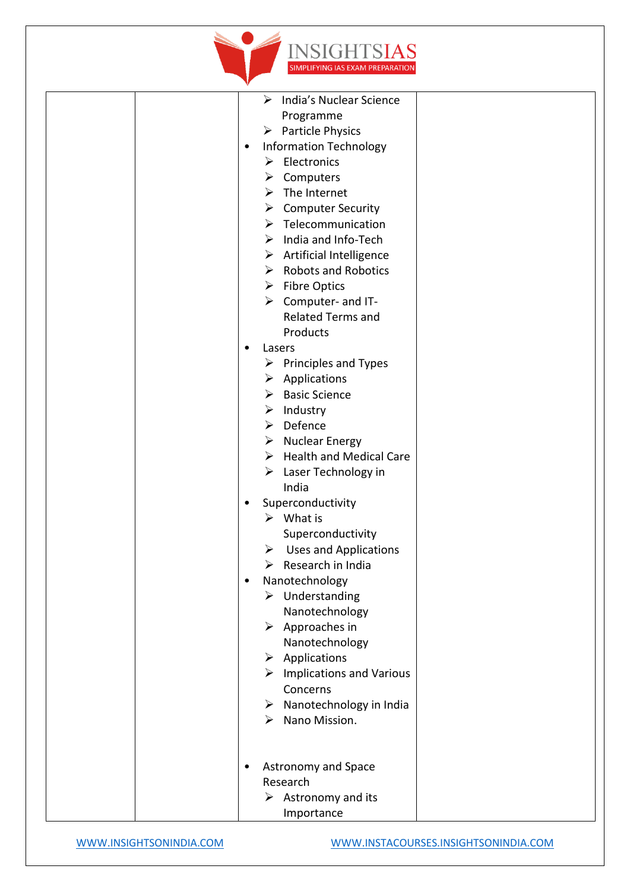| | | | |
|---|---|---|---|
| | | ➢ India's Nuclear Science Programme<br>➢ Particle Physics<br>• Information Technology<br>➢ Electronics<br>➢ Computers<br>➢ The Internet<br>➢ Computer Security<br>➢ Telecommunication<br>➢ India and Info-Tech<br>➢ Artificial Intelligence<br>➢ Robots and Robotics<br>➢ Fibre Optics<br>➢ Computer- and IT-Related Terms and Products<br>• Lasers<br>➢ Principles and Types<br>➢ Applications<br>➢ Basic Science<br>➢ Industry<br>➢ Defence<br>➢ Nuclear Energy<br>➢ Health and Medical Care<br>➢ Laser Technology in India<br>• Superconductivity<br>➢ What is Superconductivity<br>➢ Uses and Applications<br>➢ Research in India<br>• Nanotechnology<br>➢ Understanding Nanotechnology<br>➢ Approaches in Nanotechnology<br>➢ Applications<br>➢ Implications and Various Concerns<br>➢ Nanotechnology in India<br>➢ Nano Mission.<br><br>• Astronomy and Space Research<br>➢ Astronomy and its Importance | |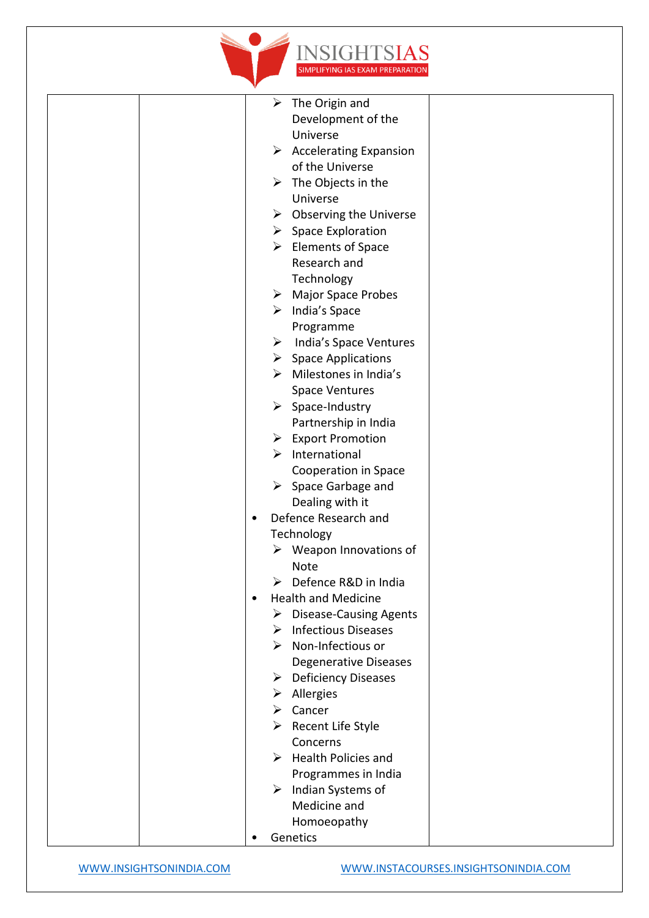| | | | |
|---|---|---|---|
| | | ➢ The Origin and Development of the Universe<br>➢ Accelerating Expansion of the Universe<br>➢ The Objects in the Universe<br>➢ Observing the Universe<br>➢ Space Exploration<br>➢ Elements of Space Research and Technology<br>➢ Major Space Probes<br>➢ India's Space Programme<br>➢ India's Space Ventures<br>➢ Space Applications<br>➢ Milestones in India's Space Ventures<br>➢ Space-Industry Partnership in India<br>➢ Export Promotion<br>➢ International Cooperation in Space<br>➢ Space Garbage and Dealing with it<br>• Defence Research and Technology<br>➢ Weapon Innovations of Note<br>➢ Defence R&D in India<br>• Health and Medicine<br>➢ Disease-Causing Agents<br>➢ Infectious Diseases<br>➢ Non-Infectious or Degenerative Diseases<br>➢ Deficiency Diseases<br>➢ Allergies<br>➢ Cancer<br>➢ Recent Life Style Concerns<br>➢ Health Policies and Programmes in India<br>➢ Indian Systems of Medicine and Homoeopathy<br>• Genetics | |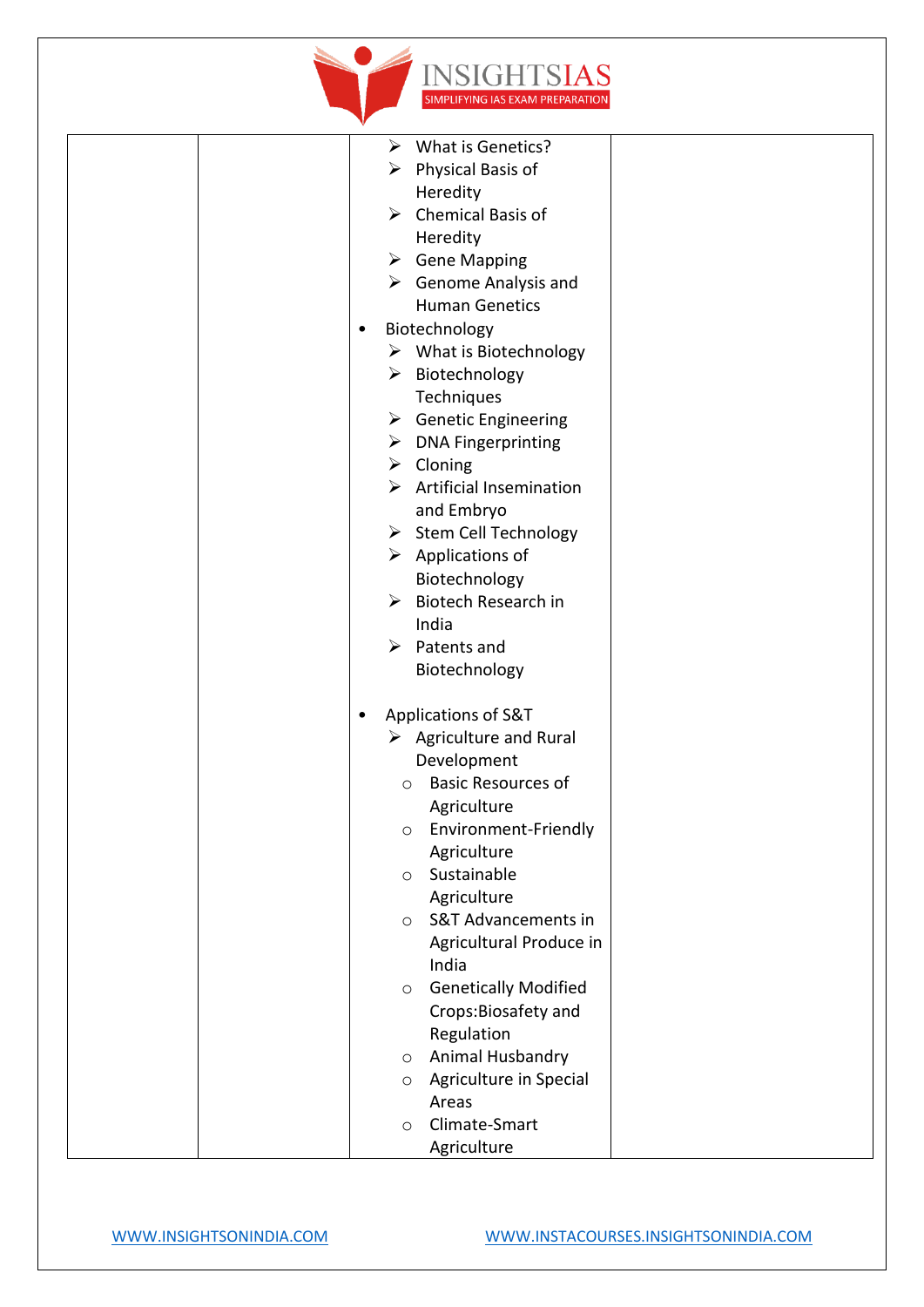| | | | |
|---|---|---|---|
| | | ➢ What is Genetics?<br>➢ Physical Basis of Heredity<br>➢ Chemical Basis of Heredity<br>➢ Gene Mapping<br>➢ Genome Analysis and Human Genetics<br>• Biotechnology<br>➢ What is Biotechnology<br>➢ Biotechnology Techniques<br>➢ Genetic Engineering<br>➢ DNA Fingerprinting<br>➢ Cloning<br>➢ Artificial Insemination and Embryo<br>➢ Stem Cell Technology<br>➢ Applications of Biotechnology<br>➢ Biotech Research in India<br>➢ Patents and Biotechnology<br><br>• Applications of S&T<br>➢ Agriculture and Rural Development<br>○ Basic Resources of Agriculture<br>○ Environment-Friendly Agriculture<br>○ Sustainable Agriculture<br>○ S&T Advancements in Agricultural Produce in India<br>○ Genetically Modified Crops:Biosafety and Regulation<br>○ Animal Husbandry<br>○ Agriculture in Special Areas<br>○ Climate-Smart Agriculture | |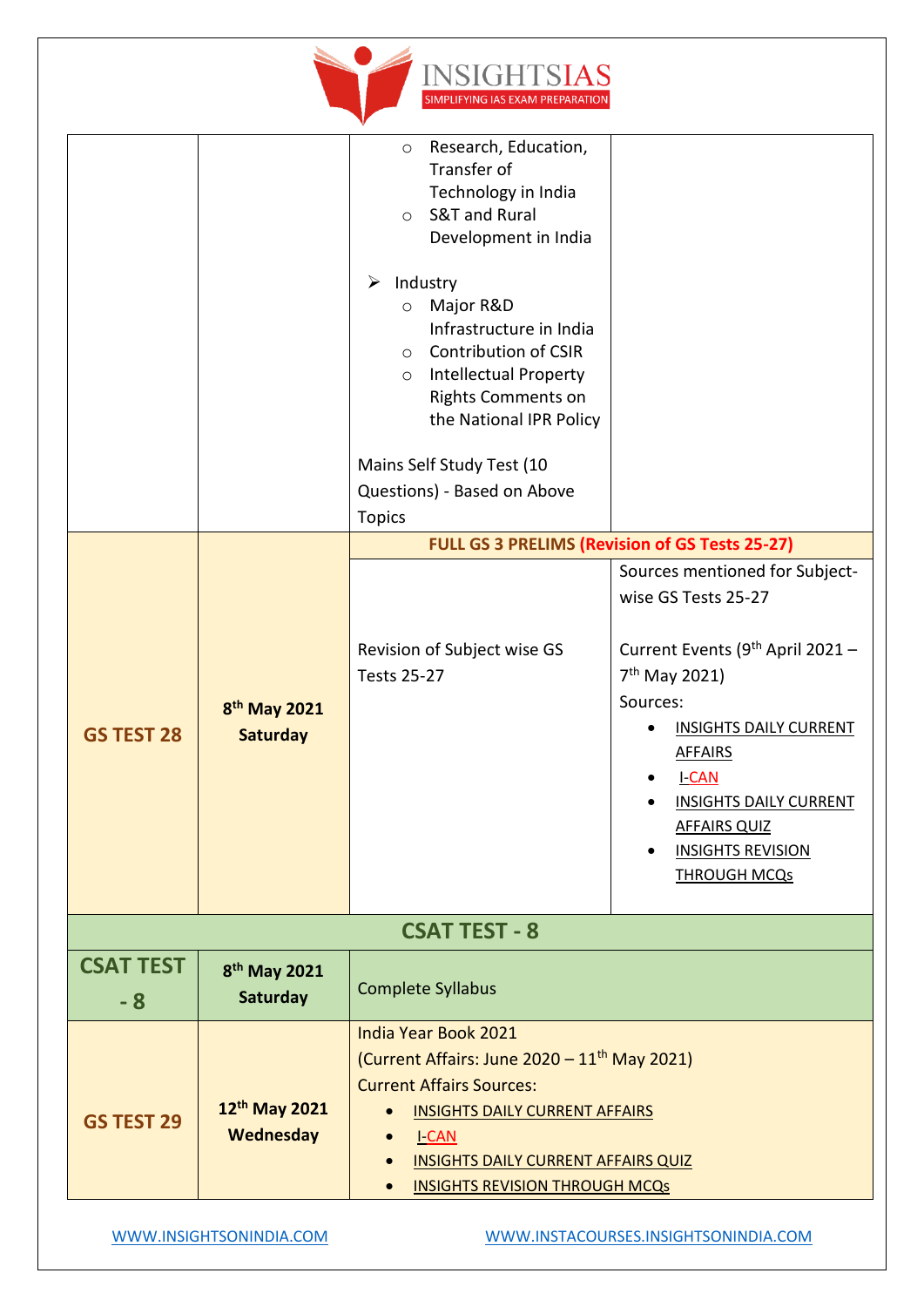| | | | |
|---|---|---|---|
| | | ○ Research, Education, Transfer of Technology in India<br>○ S&T and Rural Development in India<br><br>➢ Industry<br>○ Major R&D Infrastructure in India<br>○ Contribution of CSIR<br>○ Intellectual Property Rights Comments on the National IPR Policy<br><br>Mains Self Study Test (10 Questions) - Based on Above Topics | |
| | | **FULL GS 3 PRELIMS (Revision of GS Tests 25-27)** | |
| **GS TEST 28** | **8th May 2021 Saturday** | Revision of Subject wise GS Tests 25-27 | Sources mentioned for Subject-wise GS Tests 25-27<br><br>Current Events (9th April 2021 – 7th May 2021)<br>Sources:<br>• INSIGHTS DAILY CURRENT AFFAIRS<br>• I-CAN<br>• INSIGHTS DAILY CURRENT AFFAIRS QUIZ<br>• INSIGHTS REVISION THROUGH MCQs |
| **CSAT TEST - 8** | | | |
| **CSAT TEST - 8** | **8th May 2021 Saturday** | Complete Syllabus | |
| **GS TEST 29** | **12th May 2021 Wednesday** | India Year Book 2021<br>(Current Affairs: June 2020 – 11th May 2021)<br>Current Affairs Sources:<br>• INSIGHTS DAILY CURRENT AFFAIRS<br>• I-CAN<br>• INSIGHTS DAILY CURRENT AFFAIRS QUIZ<br>• INSIGHTS REVISION THROUGH MCQs | |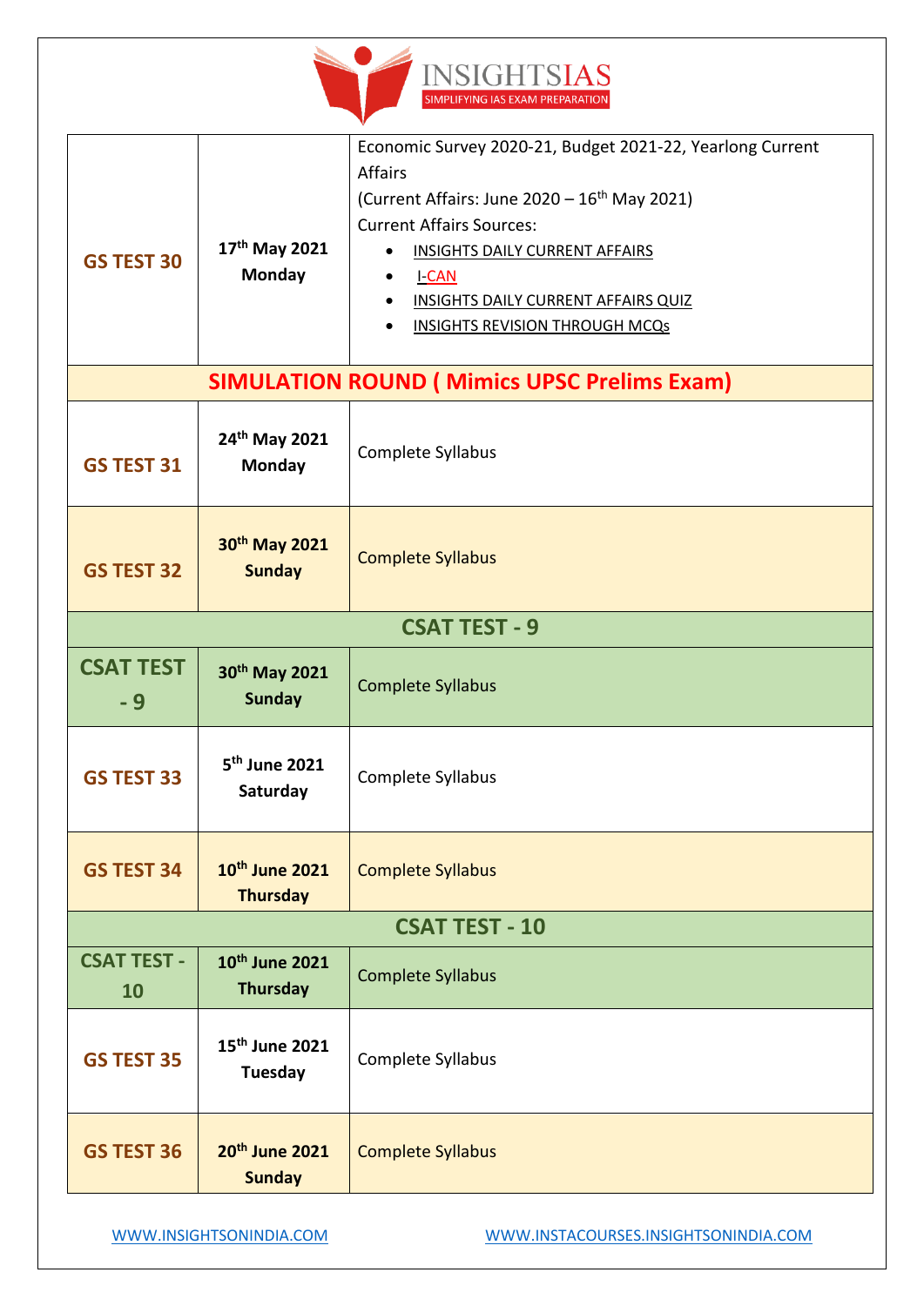| | | |
|---|---|---|
| **GS TEST 30** | **17th May 2021 Monday** | Economic Survey 2020-21, Budget 2021-22, Yearlong Current Affairs<br>(Current Affairs: June 2020 – 16th May 2021)<br>Current Affairs Sources:<br>• INSIGHTS DAILY CURRENT AFFAIRS<br>• I-CAN<br>• INSIGHTS DAILY CURRENT AFFAIRS QUIZ<br>• INSIGHTS REVISION THROUGH MCQs |
| **SIMULATION ROUND ( Mimics UPSC Prelims Exam)** | | |
| **GS TEST 31** | **24th May 2021 Monday** | Complete Syllabus |
| **GS TEST 32** | **30th May 2021 Sunday** | Complete Syllabus |
| **CSAT TEST - 9** | | |
| **CSAT TEST - 9** | **30th May 2021 Sunday** | Complete Syllabus |
| **GS TEST 33** | **5th June 2021 Saturday** | Complete Syllabus |
| **GS TEST 34** | **10th June 2021 Thursday** | Complete Syllabus |
| **CSAT TEST - 10** | | |
| **CSAT TEST - 10** | **10th June 2021 Thursday** | Complete Syllabus |
| **GS TEST 35** | **15th June 2021 Tuesday** | Complete Syllabus |
| **GS TEST 36** | **20th June 2021 Sunday** | Complete Syllabus |

WWW.INSIGHTSONINDIA.COM WWW.INSTACOURSES.INSIGHTSONINDIA.COM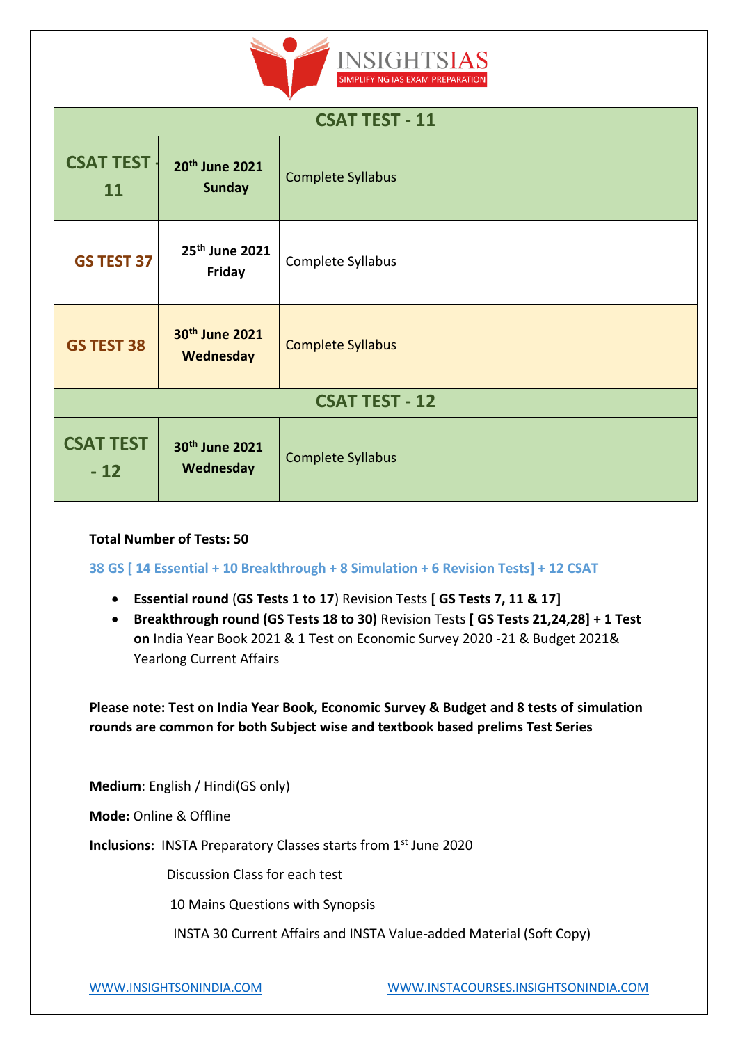| | | |
|---|---|---|
| **CSAT TEST - 11** | | |
| **CSAT TEST - 11** | **20th June 2021 Sunday** | Complete Syllabus |
| **GS TEST 37** | **25th June 2021 Friday** | Complete Syllabus |
| **GS TEST 38** | **30th June 2021 Wednesday** | Complete Syllabus |
| **CSAT TEST - 12** | | |
| **CSAT TEST - 12** | **30th June 2021 Wednesday** | Complete Syllabus |

**Total Number of Tests: 50**

38 GS [ 14 Essential + 10 Breakthrough + 8 Simulation + 6 Revision Tests] + 12 CSAT

- **Essential round** (**GS Tests 1 to 17**) Revision Tests **[ GS Tests 7, 11 & 17]**
- **Breakthrough round (GS Tests 18 to 30)** Revision Tests **[ GS Tests 21,24,28] + 1 Test on** India Year Book 2021 & 1 Test on Economic Survey 2020 -21 & Budget 2021& Yearlong Current Affairs

**Please note: Test on India Year Book, Economic Survey & Budget and 8 tests of simulation rounds are common for both Subject wise and textbook based prelims Test Series**

**Medium**: English / Hindi(GS only)

**Mode:** Online & Offline

**Inclusions:** INSTA Preparatory Classes starts from 1st June 2020

Discussion Class for each test

10 Mains Questions with Synopsis

INSTA 30 Current Affairs and INSTA Value-added Material (Soft Copy)

WWW.INSIGHTSONINDIA.COM WWW.INSTACOURSES.INSIGHTSONINDIA.COM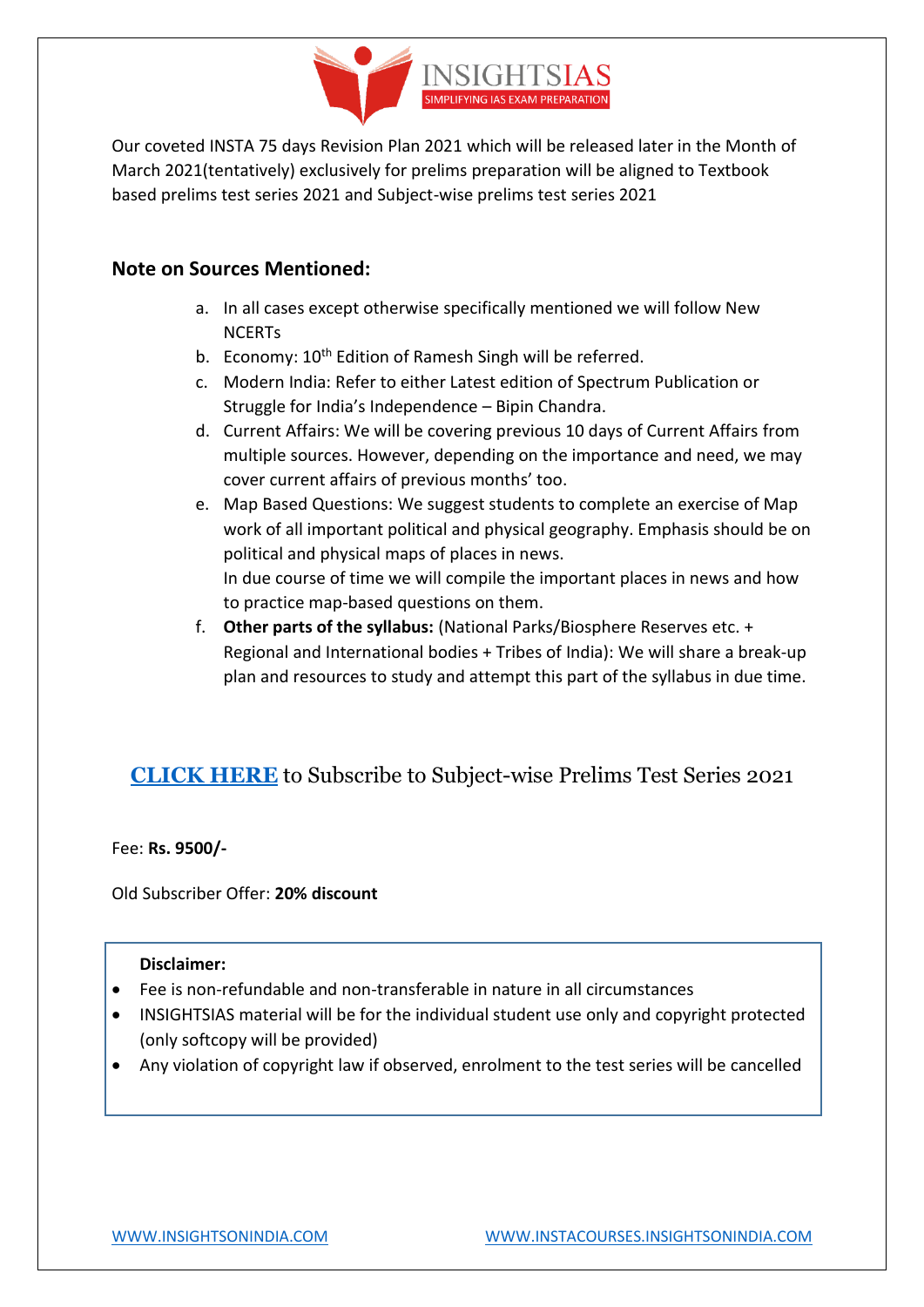Our coveted INSTA 75 days Revision Plan 2021 which will be released later in the Month of March 2021(tentatively) exclusively for prelims preparation will be aligned to Textbook based prelims test series 2021 and Subject-wise prelims test series 2021

## Note on Sources Mentioned:

a. In all cases except otherwise specifically mentioned we will follow New NCERTs
b. Economy: 10th Edition of Ramesh Singh will be referred.
c. Modern India: Refer to either Latest edition of Spectrum Publication or Struggle for India's Independence – Bipin Chandra.
d. Current Affairs: We will be covering previous 10 days of Current Affairs from multiple sources. However, depending on the importance and need, we may cover current affairs of previous months' too.
e. Map Based Questions: We suggest students to complete an exercise of Map work of all important political and physical geography. Emphasis should be on political and physical maps of places in news.
   In due course of time we will compile the important places in news and how to practice map-based questions on them.
f. **Other parts of the syllabus:** (National Parks/Biosphere Reserves etc. + Regional and International bodies + Tribes of India): We will share a break-up plan and resources to study and attempt this part of the syllabus in due time.

**CLICK HERE** to Subscribe to Subject-wise Prelims Test Series 2021

Fee: **Rs. 9500/-**

Old Subscriber Offer: **20% discount**

**Disclaimer:**

- Fee is non-refundable and non-transferable in nature in all circumstances
- INSIGHTSIAS material will be for the individual student use only and copyright protected (only softcopy will be provided)
- Any violation of copyright law if observed, enrolment to the test series will be cancelled